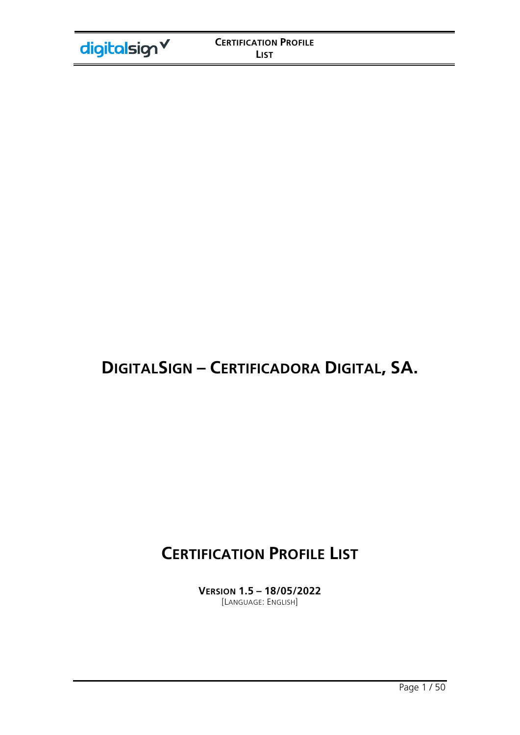# DIGITALSIGN – CERTIFICADORA DIGITAL, SA.

# CERTIFICATION PROFILE LIST

**VERSION 1.5 – 18/05/2022**
[LANGUAGE: ENGLISH]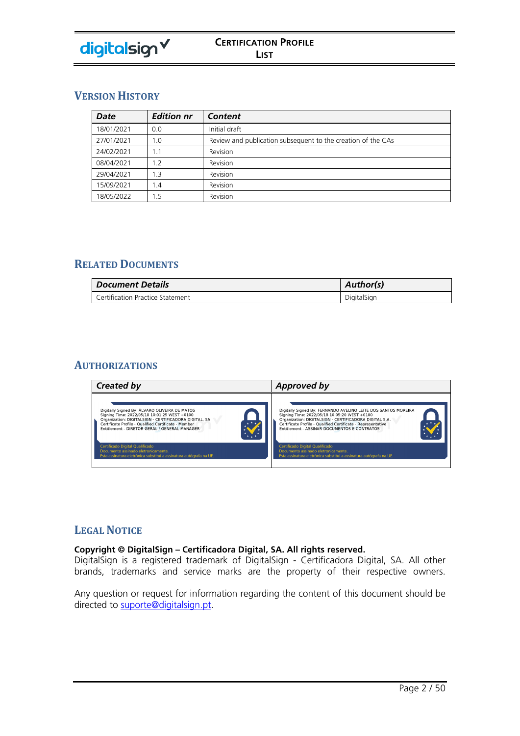## Version History

| *Date* | *Edition nr* | *Content* |
|---|---|---|
| 18/01/2021 | 0.0 | Initial draft |
| 27/01/2021 | 1.0 | Review and publication subsequent to the creation of the CAs |
| 24/02/2021 | 1.1 | Revision |
| 08/04/2021 | 1.2 | Revision |
| 29/04/2021 | 1.3 | Revision |
| 15/09/2021 | 1.4 | Revision |
| 18/05/2022 | 1.5 | Revision |

## Related Documents

| *Document Details* | *Author(s)* |
|---|---|
| Certification Practice Statement | DigitalSign |

## Authorizations

| *Created by* | *Approved by* |
|---|---|
| Digitally Signed By: ÁLVARO OLIVEIRA DE MATOS<br>Signing Time: 2022/05/18 10:01:25 WEST +0100<br>Organization: DIGITALSIGN - CERTIFICADORA DIGITAL, SA<br>Certificate Profile - Qualified Certificate - Member<br>Entitlement - DIRETOR GERAL / GENERAL MANAGER<br>Certificado Digital Qualificado<br>Documento assinado eletronicamente.<br>Esta assinatura eletrónica substitui a assinatura autógrafa na UE. | Digitally Signed By: FERNANDO AVELINO LEITE DOS SANTOS MOREIRA<br>Signing Time: 2022/05/18 10:05:20 WEST +0100<br>Organization: DIGITALSIGN - CERTIFICADORA DIGITAL S.A.<br>Certificate Profile - Qualified Certificate - Representative<br>Entitlement - ASSINAR DOCUMENTOS E CONTRATOS<br>Certificado Digital Qualificado<br>Documento assinado eletronicamente.<br>Esta assinatura eletrónica substitui a assinatura autógrafa na UE. |

## Legal Notice

**Copyright © DigitalSign – Certificadora Digital, SA. All rights reserved.**
DigitalSign is a registered trademark of DigitalSign - Certificadora Digital, SA. All other brands, trademarks and service marks are the property of their respective owners.

Any question or request for information regarding the content of this document should be directed to suporte@digitalsign.pt.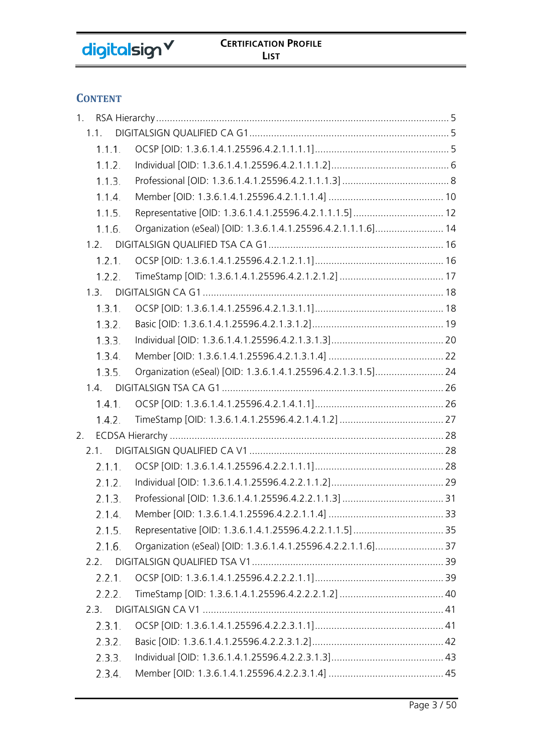# Content

1. RSA Hierarchy .......... 5
   1.1. DIGITALSIGN QUALIFIED CA G1 .......... 5
      1.1.1. OCSP [OID: 1.3.6.1.4.1.25596.4.2.1.1.1.1] .......... 5
      1.1.2. Individual [OID: 1.3.6.1.4.1.25596.4.2.1.1.1.2] .......... 6
      1.1.3. Professional [OID: 1.3.6.1.4.1.25596.4.2.1.1.1.3] .......... 8
      1.1.4. Member [OID: 1.3.6.1.4.1.25596.4.2.1.1.1.4] .......... 10
      1.1.5. Representative [OID: 1.3.6.1.4.1.25596.4.2.1.1.1.5] .......... 12
      1.1.6. Organization (eSeal) [OID: 1.3.6.1.4.1.25596.4.2.1.1.1.6] .......... 14
   1.2. DIGITALSIGN QUALIFIED TSA CA G1 .......... 16
      1.2.1. OCSP [OID: 1.3.6.1.4.1.25596.4.2.1.2.1.1] .......... 16
      1.2.2. TimeStamp [OID: 1.3.6.1.4.1.25596.4.2.1.2.1.2] .......... 17
   1.3. DIGITALSIGN CA G1 .......... 18
      1.3.1. OCSP [OID: 1.3.6.1.4.1.25596.4.2.1.3.1.1] .......... 18
      1.3.2. Basic [OID: 1.3.6.1.4.1.25596.4.2.1.3.1.2] .......... 19
      1.3.3. Individual [OID: 1.3.6.1.4.1.25596.4.2.1.3.1.3] .......... 20
      1.3.4. Member [OID: 1.3.6.1.4.1.25596.4.2.1.3.1.4] .......... 22
      1.3.5. Organization (eSeal) [OID: 1.3.6.1.4.1.25596.4.2.1.3.1.5] .......... 24
   1.4. DIGITALSIGN TSA CA G1 .......... 26
      1.4.1. OCSP [OID: 1.3.6.1.4.1.25596.4.2.1.4.1.1] .......... 26
      1.4.2. TimeStamp [OID: 1.3.6.1.4.1.25596.4.2.1.4.1.2] .......... 27
2. ECDSA Hierarchy .......... 28
   2.1. DIGITALSIGN QUALIFIED CA V1 .......... 28
      2.1.1. OCSP [OID: 1.3.6.1.4.1.25596.4.2.2.1.1.1] .......... 28
      2.1.2. Individual [OID: 1.3.6.1.4.1.25596.4.2.2.1.1.2] .......... 29
      2.1.3. Professional [OID: 1.3.6.1.4.1.25596.4.2.2.1.1.3] .......... 31
      2.1.4. Member [OID: 1.3.6.1.4.1.25596.4.2.2.1.1.4] .......... 33
      2.1.5. Representative [OID: 1.3.6.1.4.1.25596.4.2.2.1.1.5] .......... 35
      2.1.6. Organization (eSeal) [OID: 1.3.6.1.4.1.25596.4.2.2.1.1.6] .......... 37
   2.2. DIGITALSIGN QUALIFIED TSA V1 .......... 39
      2.2.1. OCSP [OID: 1.3.6.1.4.1.25596.4.2.2.2.1.1] .......... 39
      2.2.2. TimeStamp [OID: 1.3.6.1.4.1.25596.4.2.2.2.1.2] .......... 40
   2.3. DIGITALSIGN CA V1 .......... 41
      2.3.1. OCSP [OID: 1.3.6.1.4.1.25596.4.2.2.3.1.1] .......... 41
      2.3.2. Basic [OID: 1.3.6.1.4.1.25596.4.2.2.3.1.2] .......... 42
      2.3.3. Individual [OID: 1.3.6.1.4.1.25596.4.2.2.3.1.3] .......... 43
      2.3.4. Member [OID: 1.3.6.1.4.1.25596.4.2.2.3.1.4] .......... 45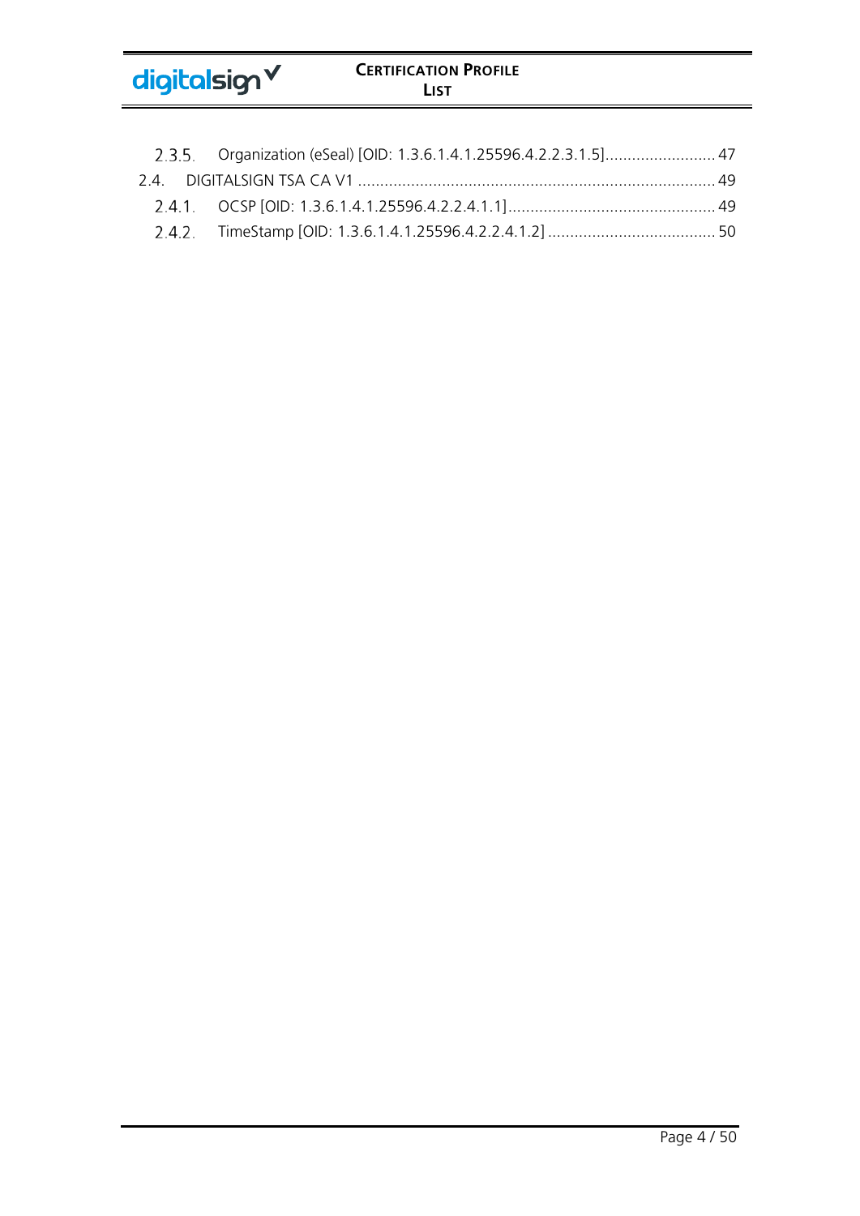2.3.5. Organization (eSeal) [OID: 1.3.6.1.4.1.25596.4.2.2.3.1.5] ......................... 47

2.4. DIGITALSIGN TSA CA V1 ................................................................................. 49

2.4.1. OCSP [OID: 1.3.6.1.4.1.25596.4.2.2.4.1.1] ............................................... 49

2.4.2. TimeStamp [OID: 1.3.6.1.4.1.25596.4.2.2.4.1.2] ...................................... 50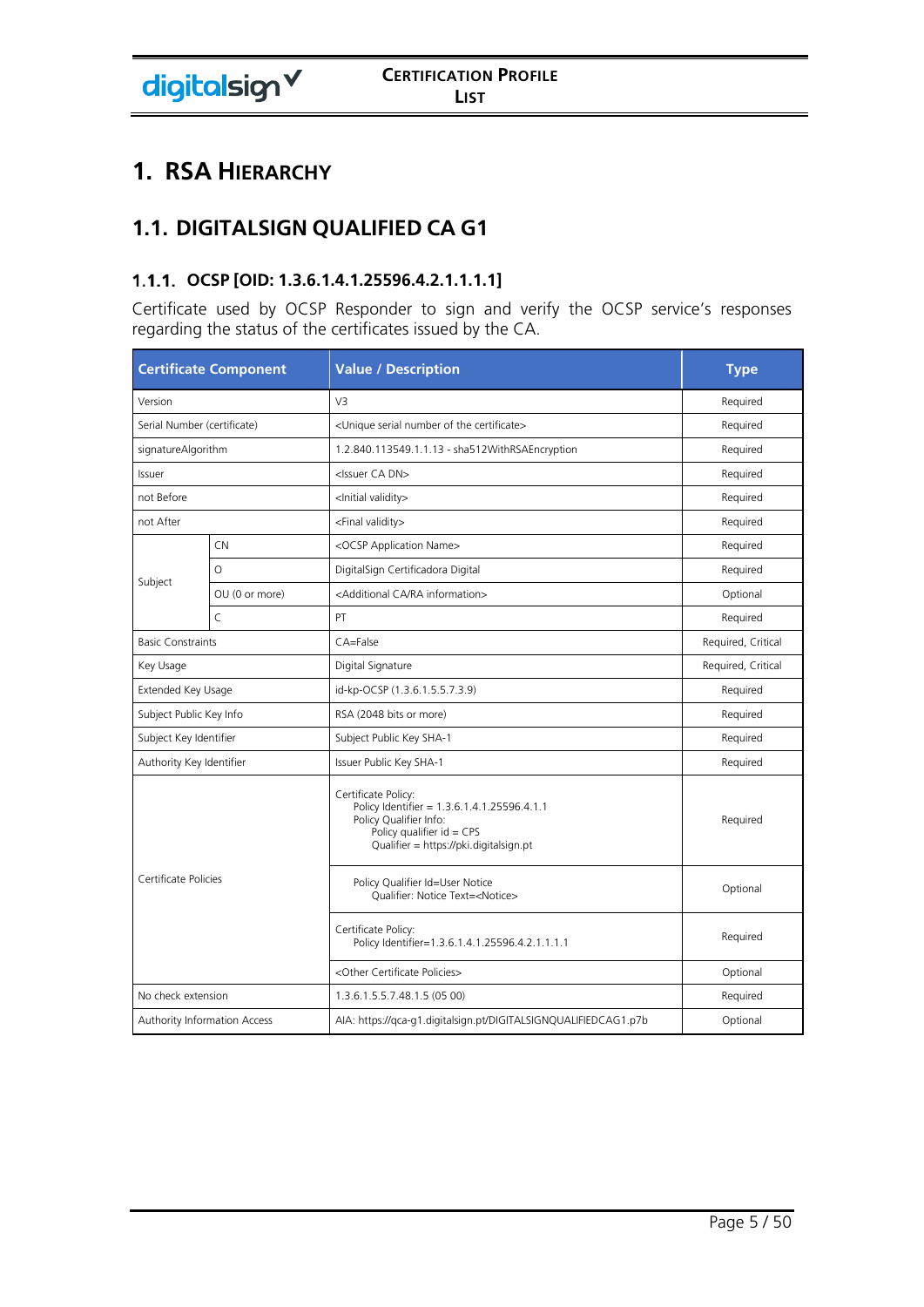# 1. RSA HIERARCHY

## 1.1. DIGITALSIGN QUALIFIED CA G1

### 1.1.1. OCSP [OID: 1.3.6.1.4.1.25596.4.2.1.1.1.1]

Certificate used by OCSP Responder to sign and verify the OCSP service's responses regarding the status of the certificates issued by the CA.

| Certificate Component | | Value / Description | Type |
|---|---|---|---|
| Version | | V3 | Required |
| Serial Number (certificate) | | <Unique serial number of the certificate> | Required |
| signatureAlgorithm | | 1.2.840.113549.1.1.13 - sha512WithRSAEncryption | Required |
| Issuer | | <Issuer CA DN> | Required |
| not Before | | <Initial validity> | Required |
| not After | | <Final validity> | Required |
| Subject | CN | <OCSP Application Name> | Required |
| | O | DigitalSign Certificadora Digital | Required |
| | OU (0 or more) | <Additional CA/RA information> | Optional |
| | C | PT | Required |
| Basic Constraints | | CA=False | Required, Critical |
| Key Usage | | Digital Signature | Required, Critical |
| Extended Key Usage | | id-kp-OCSP (1.3.6.1.5.5.7.3.9) | Required |
| Subject Public Key Info | | RSA (2048 bits or more) | Required |
| Subject Key Identifier | | Subject Public Key SHA-1 | Required |
| Authority Key Identifier | | Issuer Public Key SHA-1 | Required |
| Certificate Policies | | Certificate Policy:<br>Policy Identifier = 1.3.6.1.4.1.25596.4.1.1<br>Policy Qualifier Info:<br>Policy qualifier id = CPS<br>Qualifier = https://pki.digitalsign.pt | Required |
| | | Policy Qualifier Id=User Notice<br>Qualifier: Notice Text=<Notice> | Optional |
| | | Certificate Policy:<br>Policy Identifier=1.3.6.1.4.1.25596.4.2.1.1.1.1 | Required |
| | | <Other Certificate Policies> | Optional |
| No check extension | | 1.3.6.1.5.5.7.48.1.5 (05 00) | Required |
| Authority Information Access | | AIA: https://qca-g1.digitalsign.pt/DIGITALSIGNQUALIFIEDCAG1.p7b | Optional |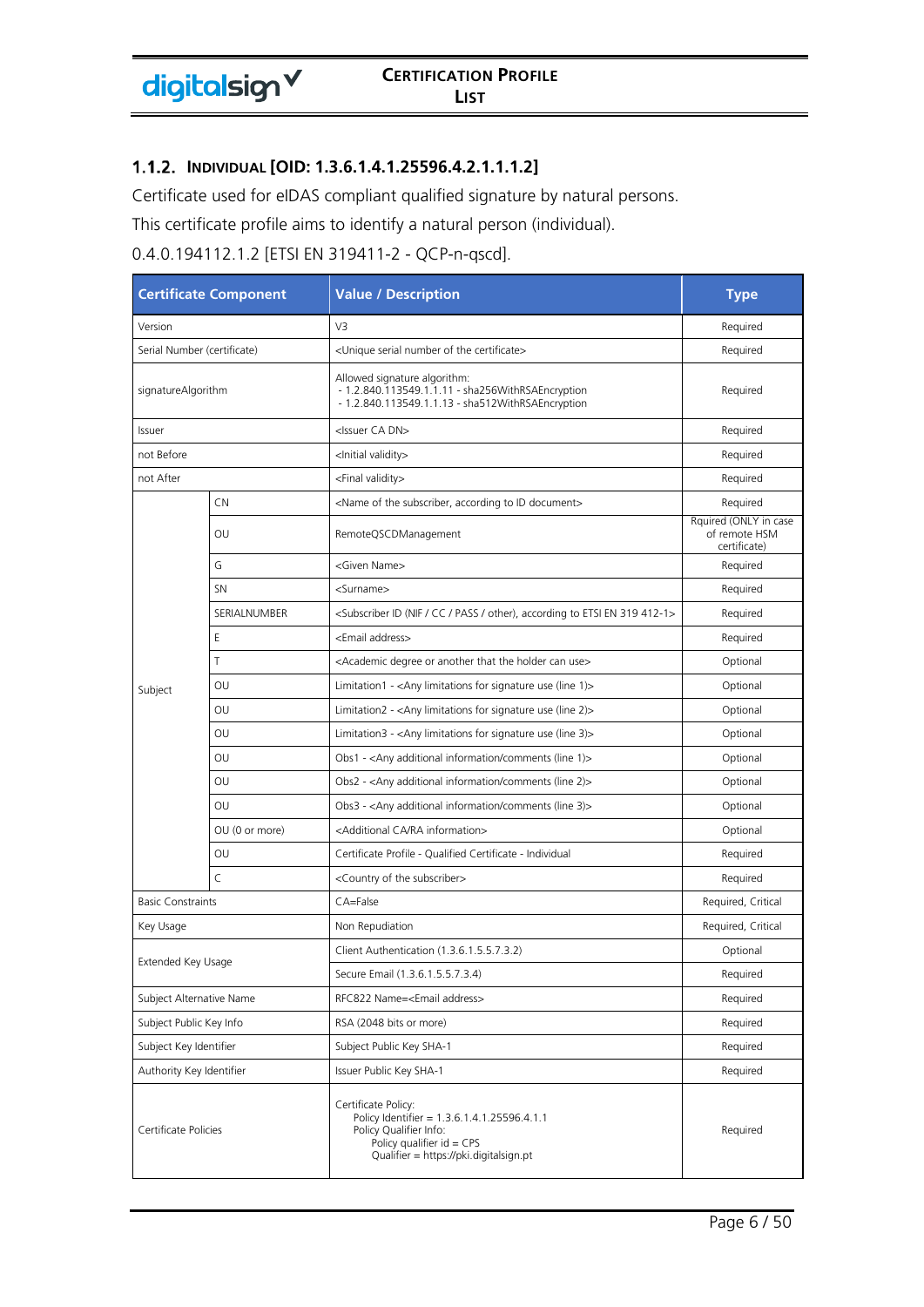### 1.1.2. INDIVIDUAL [OID: 1.3.6.1.4.1.25596.4.2.1.1.1.2]

Certificate used for eIDAS compliant qualified signature by natural persons.

This certificate profile aims to identify a natural person (individual).

0.4.0.194112.1.2 [ETSI EN 319411-2 - QCP-n-qscd].

| Certificate Component | | Value / Description | Type |
|---|---|---|---|
| Version | | V3 | Required |
| Serial Number (certificate) | | <Unique serial number of the certificate> | Required |
| signatureAlgorithm | | Allowed signature algorithm:<br>- 1.2.840.113549.1.1.11 - sha256WithRSAEncryption<br>- 1.2.840.113549.1.1.13 - sha512WithRSAEncryption | Required |
| Issuer | | <Issuer CA DN> | Required |
| not Before | | <Initial validity> | Required |
| not After | | <Final validity> | Required |
| Subject | CN | <Name of the subscriber, according to ID document> | Required |
| | OU | RemoteQSCDManagement | Rquired (ONLY in case of remote HSM certificate) |
| | G | <Given Name> | Required |
| | SN | <Surname> | Required |
| | SERIALNUMBER | <Subscriber ID (NIF / CC / PASS / other), according to ETSI EN 319 412-1> | Required |
| | E | <Email address> | Required |
| | T | <Academic degree or another that the holder can use> | Optional |
| | OU | Limitation1 - <Any limitations for signature use (line 1)> | Optional |
| | OU | Limitation2 - <Any limitations for signature use (line 2)> | Optional |
| | OU | Limitation3 - <Any limitations for signature use (line 3)> | Optional |
| | OU | Obs1 - <Any additional information/comments (line 1)> | Optional |
| | OU | Obs2 - <Any additional information/comments (line 2)> | Optional |
| | OU | Obs3 - <Any additional information/comments (line 3)> | Optional |
| | OU (0 or more) | <Additional CA/RA information> | Optional |
| | OU | Certificate Profile - Qualified Certificate - Individual | Required |
| | C | <Country of the subscriber> | Required |
| Basic Constraints | | CA=False | Required, Critical |
| Key Usage | | Non Repudiation | Required, Critical |
| Extended Key Usage | | Client Authentication (1.3.6.1.5.5.7.3.2) | Optional |
| | | Secure Email (1.3.6.1.5.5.7.3.4) | Required |
| Subject Alternative Name | | RFC822 Name=<Email address> | Required |
| Subject Public Key Info | | RSA (2048 bits or more) | Required |
| Subject Key Identifier | | Subject Public Key SHA-1 | Required |
| Authority Key Identifier | | Issuer Public Key SHA-1 | Required |
| Certificate Policies | | Certificate Policy:<br>Policy Identifier = 1.3.6.1.4.1.25596.4.1.1<br>Policy Qualifier Info:<br>Policy qualifier id = CPS<br>Qualifier = https://pki.digitalsign.pt | Required |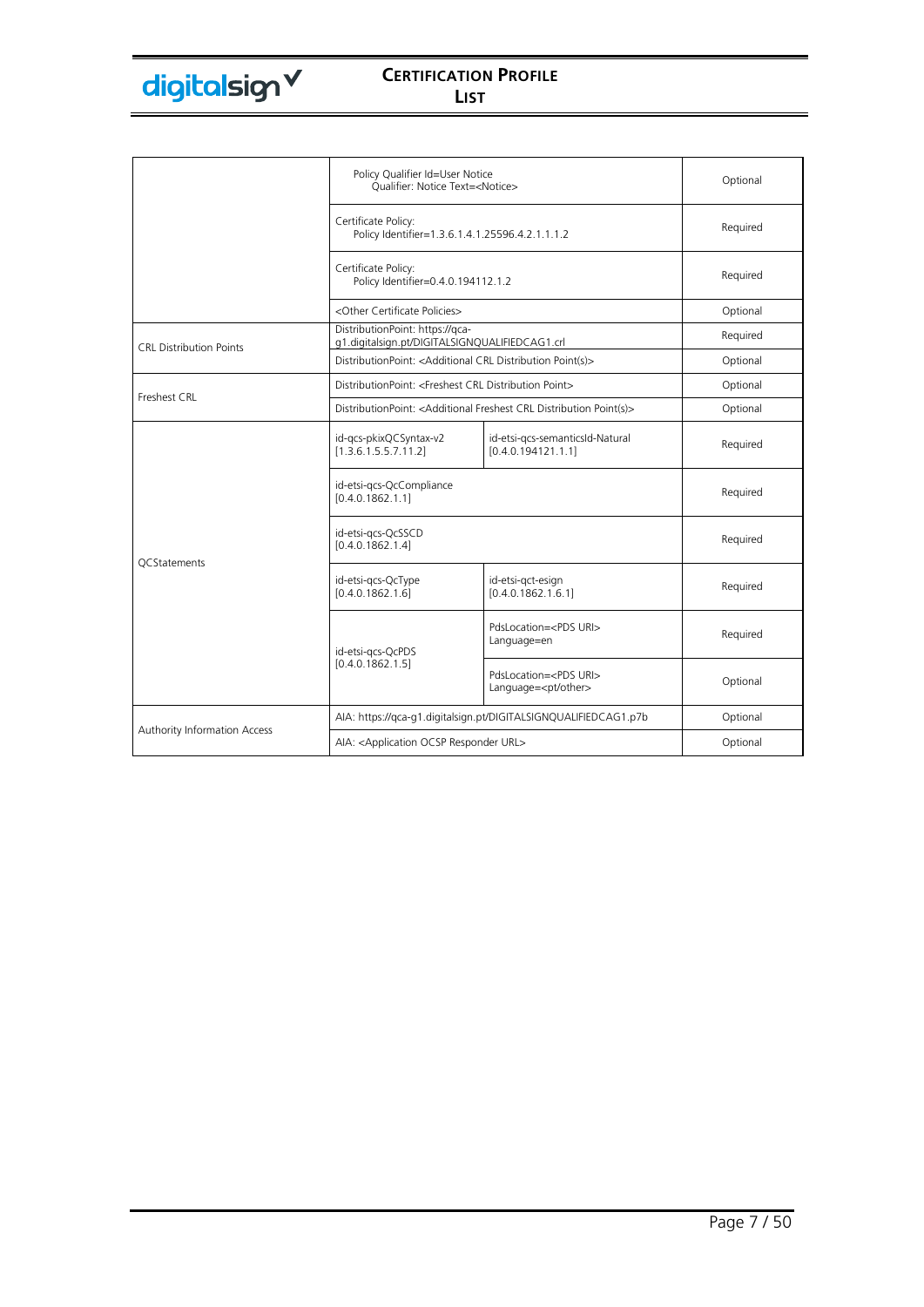| | | | |
|---|---|---|---|
| | Policy Qualifier Id=User Notice Qualifier: Notice Text=<Notice> | | Optional |
| | Certificate Policy: Policy Identifier=1.3.6.1.4.1.25596.4.2.1.1.1.2 | | Required |
| | Certificate Policy: Policy Identifier=0.4.0.194112.1.2 | | Required |
| | <Other Certificate Policies> | | Optional |
| CRL Distribution Points | DistributionPoint: https://qca-g1.digitalsign.pt/DIGITALSIGNQUALIFIEDCAG1.crl | | Required |
| | DistributionPoint: <Additional CRL Distribution Point(s)> | | Optional |
| Freshest CRL | DistributionPoint: <Freshest CRL Distribution Point> | | Optional |
| | DistributionPoint: <Additional Freshest CRL Distribution Point(s)> | | Optional |
| QCStatements | id-qcs-pkixQCSyntax-v2 [1.3.6.1.5.5.7.11.2] | id-etsi-qcs-semanticsId-Natural [0.4.0.194121.1.1] | Required |
| | id-etsi-qcs-QcCompliance [0.4.0.1862.1.1] | | Required |
| | id-etsi-qcs-QcSSCD [0.4.0.1862.1.4] | | Required |
| | id-etsi-qcs-QcType [0.4.0.1862.1.6] | id-etsi-qct-esign [0.4.0.1862.1.6.1] | Required |
| | id-etsi-qcs-QcPDS [0.4.0.1862.1.5] | PdsLocation=<PDS URI> Language=en | Required |
| | | PdsLocation=<PDS URI> Language=<pt/other> | Optional |
| Authority Information Access | AIA: https://qca-g1.digitalsign.pt/DIGITALSIGNQUALIFIEDCAG1.p7b | | Optional |
| | AIA: <Application OCSP Responder URL> | | Optional |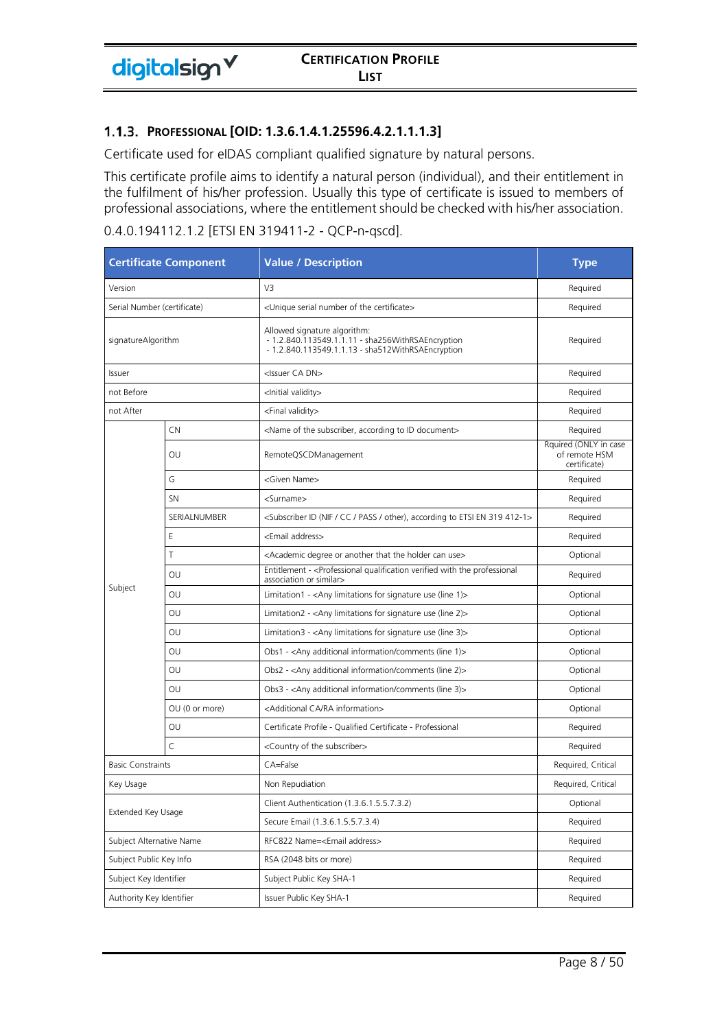### 1.1.3. PROFESSIONAL [OID: 1.3.6.1.4.1.25596.4.2.1.1.1.3]

Certificate used for eIDAS compliant qualified signature by natural persons.

This certificate profile aims to identify a natural person (individual), and their entitlement in the fulfilment of his/her profession. Usually this type of certificate is issued to members of professional associations, where the entitlement should be checked with his/her association.

0.4.0.194112.1.2 [ETSI EN 319411-2 - QCP-n-qscd].

| Certificate Component | | Value / Description | Type |
|---|---|---|---|
| Version | | V3 | Required |
| Serial Number (certificate) | | <Unique serial number of the certificate> | Required |
| signatureAlgorithm | | Allowed signature algorithm:<br>- 1.2.840.113549.1.1.11 - sha256WithRSAEncryption<br>- 1.2.840.113549.1.1.13 - sha512WithRSAEncryption | Required |
| Issuer | | <Issuer CA DN> | Required |
| not Before | | <Initial validity> | Required |
| not After | | <Final validity> | Required |
| Subject | CN | <Name of the subscriber, according to ID document> | Required |
| | OU | RemoteQSCDManagement | Rquired (ONLY in case of remote HSM certificate) |
| | G | <Given Name> | Required |
| | SN | <Surname> | Required |
| | SERIALNUMBER | <Subscriber ID (NIF / CC / PASS / other), according to ETSI EN 319 412-1> | Required |
| | E | <Email address> | Required |
| | T | <Academic degree or another that the holder can use> | Optional |
| | OU | Entitlement - <Professional qualification verified with the professional association or similar> | Required |
| | OU | Limitation1 - <Any limitations for signature use (line 1)> | Optional |
| | OU | Limitation2 - <Any limitations for signature use (line 2)> | Optional |
| | OU | Limitation3 - <Any limitations for signature use (line 3)> | Optional |
| | OU | Obs1 - <Any additional information/comments (line 1)> | Optional |
| | OU | Obs2 - <Any additional information/comments (line 2)> | Optional |
| | OU | Obs3 - <Any additional information/comments (line 3)> | Optional |
| | OU (0 or more) | <Additional CA/RA information> | Optional |
| | OU | Certificate Profile - Qualified Certificate - Professional | Required |
| | C | <Country of the subscriber> | Required |
| Basic Constraints | | CA=False | Required, Critical |
| Key Usage | | Non Repudiation | Required, Critical |
| Extended Key Usage | | Client Authentication (1.3.6.1.5.5.7.3.2) | Optional |
| | | Secure Email (1.3.6.1.5.5.7.3.4) | Required |
| Subject Alternative Name | | RFC822 Name=<Email address> | Required |
| Subject Public Key Info | | RSA (2048 bits or more) | Required |
| Subject Key Identifier | | Subject Public Key SHA-1 | Required |
| Authority Key Identifier | | Issuer Public Key SHA-1 | Required |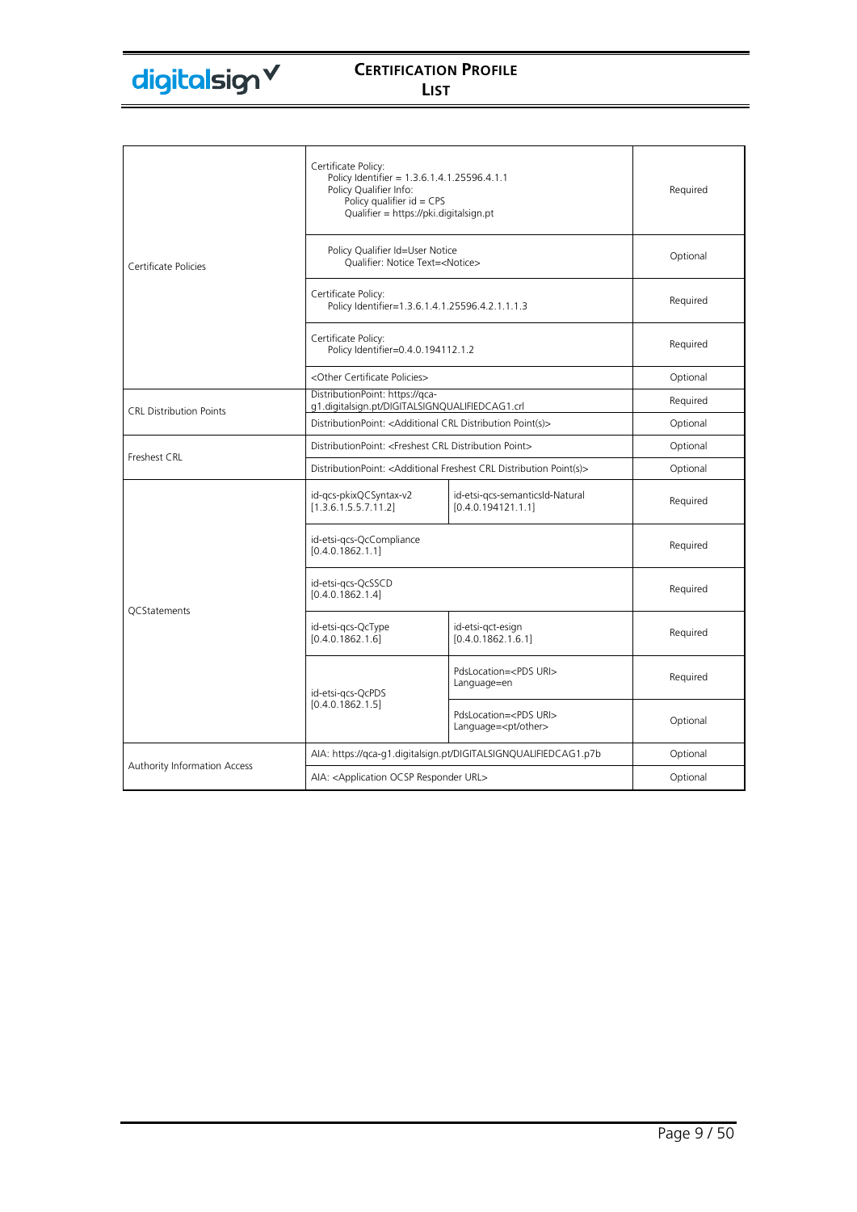| | | | |
|---|---|---|---|
| Certificate Policies | Certificate Policy:<br>Policy Identifier = 1.3.6.1.4.1.25596.4.1.1<br>Policy Qualifier Info:<br>Policy qualifier id = CPS<br>Qualifier = https://pki.digitalsign.pt | | Required |
| | Policy Qualifier Id=User Notice<br>Qualifier: Notice Text=<Notice> | | Optional |
| | Certificate Policy:<br>Policy Identifier=1.3.6.1.4.1.25596.4.2.1.1.1.3 | | Required |
| | Certificate Policy:<br>Policy Identifier=0.4.0.194112.1.2 | | Required |
| | <Other Certificate Policies> | | Optional |
| CRL Distribution Points | DistributionPoint: https://qca-g1.digitalsign.pt/DIGITALSIGNQUALIFIEDCAG1.crl | | Required |
| | DistributionPoint: <Additional CRL Distribution Point(s)> | | Optional |
| Freshest CRL | DistributionPoint: <Freshest CRL Distribution Point> | | Optional |
| | DistributionPoint: <Additional Freshest CRL Distribution Point(s)> | | Optional |
| QCStatements | id-qcs-pkixQCSyntax-v2<br>[1.3.6.1.5.5.7.11.2] | id-etsi-qcs-semanticsId-Natural<br>[0.4.0.194121.1.1] | Required |
| | id-etsi-qcs-QcCompliance<br>[0.4.0.1862.1.1] | | Required |
| | id-etsi-qcs-QcSSCD<br>[0.4.0.1862.1.4] | | Required |
| | id-etsi-qcs-QcType<br>[0.4.0.1862.1.6] | id-etsi-qct-esign<br>[0.4.0.1862.1.6.1] | Required |
| | id-etsi-qcs-QcPDS<br>[0.4.0.1862.1.5] | PdsLocation=<PDS URI><br>Language=en | Required |
| | | PdsLocation=<PDS URI><br>Language=<pt/other> | Optional |
| Authority Information Access | AIA: https://qca-g1.digitalsign.pt/DIGITALSIGNQUALIFIEDCAG1.p7b | | Optional |
| | AIA: <Application OCSP Responder URL> | | Optional |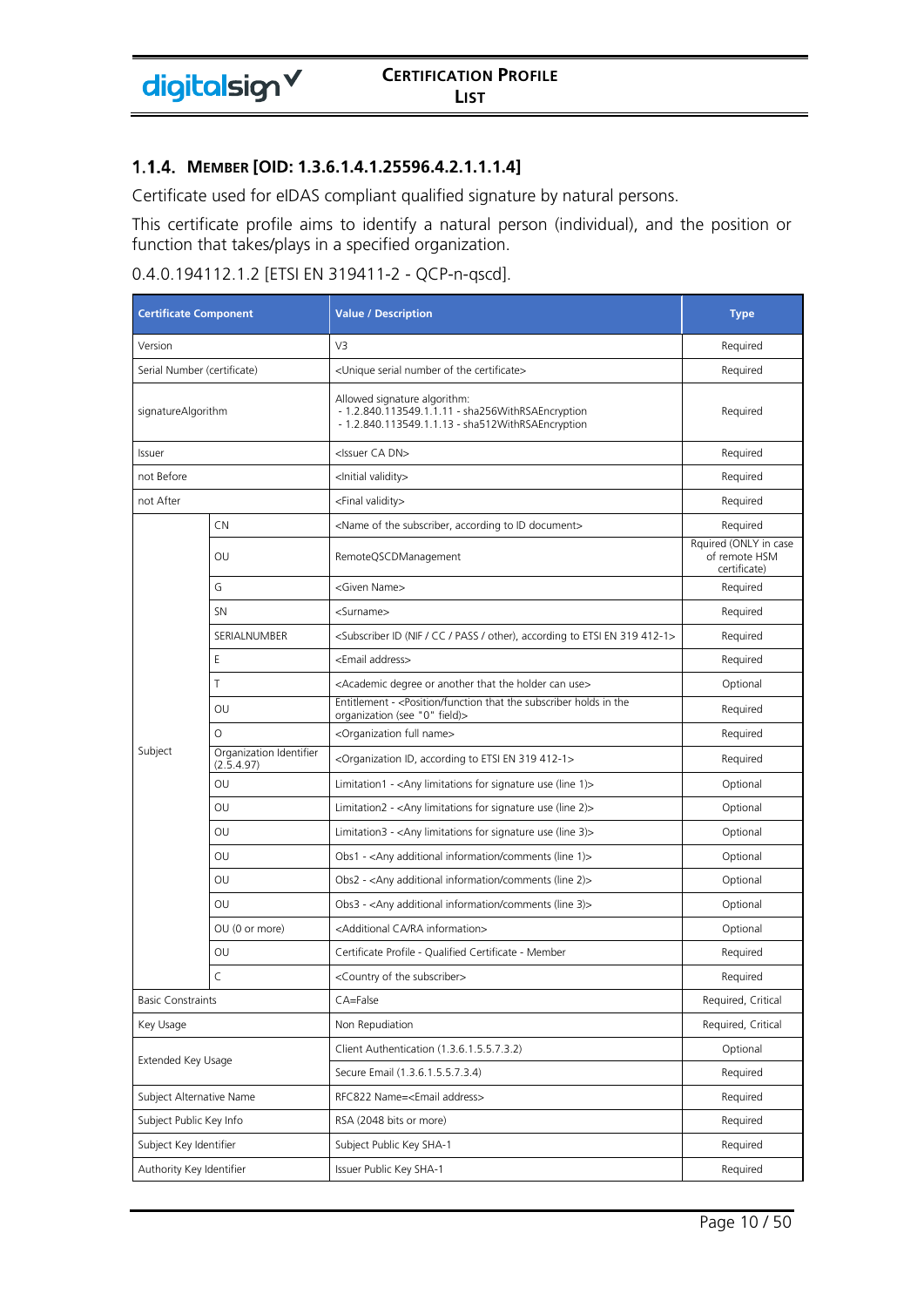### 1.1.4. MEMBER [OID: 1.3.6.1.4.1.25596.4.2.1.1.1.4]

Certificate used for eIDAS compliant qualified signature by natural persons.

This certificate profile aims to identify a natural person (individual), and the position or function that takes/plays in a specified organization.

0.4.0.194112.1.2 [ETSI EN 319411-2 - QCP-n-qscd].

| Certificate Component | | Value / Description | Type |
|---|---|---|---|
| Version | | V3 | Required |
| Serial Number (certificate) | | <Unique serial number of the certificate> | Required |
| signatureAlgorithm | | Allowed signature algorithm:<br>- 1.2.840.113549.1.1.11 - sha256WithRSAEncryption<br>- 1.2.840.113549.1.1.13 - sha512WithRSAEncryption | Required |
| Issuer | | <Issuer CA DN> | Required |
| not Before | | <Initial validity> | Required |
| not After | | <Final validity> | Required |
| Subject | CN | <Name of the subscriber, according to ID document> | Required |
| | OU | RemoteQSCDManagement | Rquired (ONLY in case of remote HSM certificate) |
| | G | <Given Name> | Required |
| | SN | <Surname> | Required |
| | SERIALNUMBER | <Subscriber ID (NIF / CC / PASS / other), according to ETSI EN 319 412-1> | Required |
| | E | <Email address> | Required |
| | T | <Academic degree or another that the holder can use> | Optional |
| | OU | Entitlement - <Position/function that the subscriber holds in the organization (see "O" field)> | Required |
| | O | <Organization full name> | Required |
| | Organization Identifier (2.5.4.97) | <Organization ID, according to ETSI EN 319 412-1> | Required |
| | OU | Limitation1 - <Any limitations for signature use (line 1)> | Optional |
| | OU | Limitation2 - <Any limitations for signature use (line 2)> | Optional |
| | OU | Limitation3 - <Any limitations for signature use (line 3)> | Optional |
| | OU | Obs1 - <Any additional information/comments (line 1)> | Optional |
| | OU | Obs2 - <Any additional information/comments (line 2)> | Optional |
| | OU | Obs3 - <Any additional information/comments (line 3)> | Optional |
| | OU (0 or more) | <Additional CA/RA information> | Optional |
| | OU | Certificate Profile - Qualified Certificate - Member | Required |
| | C | <Country of the subscriber> | Required |
| Basic Constraints | | CA=False | Required, Critical |
| Key Usage | | Non Repudiation | Required, Critical |
| Extended Key Usage | | Client Authentication (1.3.6.1.5.5.7.3.2) | Optional |
| | | Secure Email (1.3.6.1.5.5.7.3.4) | Required |
| Subject Alternative Name | | RFC822 Name=<Email address> | Required |
| Subject Public Key Info | | RSA (2048 bits or more) | Required |
| Subject Key Identifier | | Subject Public Key SHA-1 | Required |
| Authority Key Identifier | | Issuer Public Key SHA-1 | Required |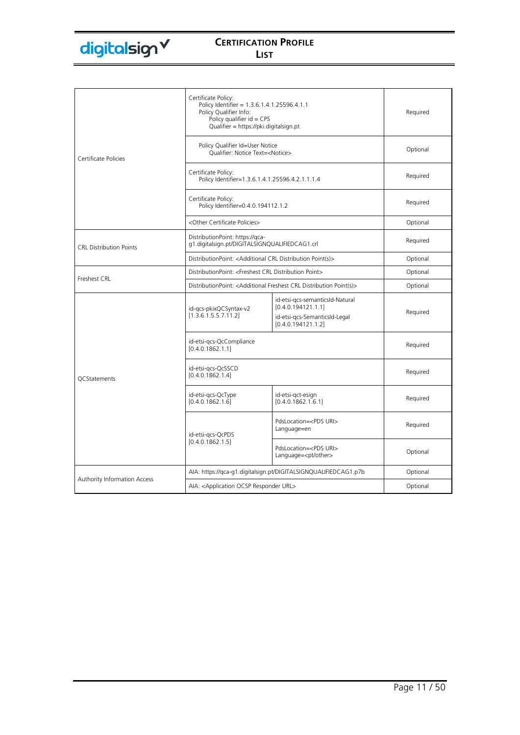| | | | |
|---|---|---|---|
| Certificate Policies | Certificate Policy:<br>Policy Identifier = 1.3.6.1.4.1.25596.4.1.1<br>Policy Qualifier Info:<br>Policy qualifier id = CPS<br>Qualifier = https://pki.digitalsign.pt | | Required |
| | Policy Qualifier Id=User Notice<br>Qualifier: Notice Text=<Notice> | | Optional |
| | Certificate Policy:<br>Policy Identifier=1.3.6.1.4.1.25596.4.2.1.1.1.4 | | Required |
| | Certificate Policy:<br>Policy Identifier=0.4.0.194112.1.2 | | Required |
| | <Other Certificate Policies> | | Optional |
| CRL Distribution Points | DistributionPoint: https://qca-g1.digitalsign.pt/DIGITALSIGNQUALIFIEDCAG1.crl | | Required |
| | DistributionPoint: <Additional CRL Distribution Point(s)> | | Optional |
| Freshest CRL | DistributionPoint: <Freshest CRL Distribution Point> | | Optional |
| | DistributionPoint: <Additional Freshest CRL Distribution Point(s)> | | Optional |
| QCStatements | id-qcs-pkixQCSyntax-v2<br>[1.3.6.1.5.5.7.11.2] | id-etsi-qcs-semanticsId-Natural<br>[0.4.0.194121.1.1]<br>id-etsi-qcs-SemanticsId-Legal<br>[0.4.0.194121.1.2] | Required |
| | id-etsi-qcs-QcCompliance<br>[0.4.0.1862.1.1] | | Required |
| | id-etsi-qcs-QcSSCD<br>[0.4.0.1862.1.4] | | Required |
| | id-etsi-qcs-QcType<br>[0.4.0.1862.1.6] | id-etsi-qct-esign<br>[0.4.0.1862.1.6.1] | Required |
| | id-etsi-qcs-QcPDS<br>[0.4.0.1862.1.5] | PdsLocation=<PDS URI><br>Language=en | Required |
| | | PdsLocation=<PDS URI><br>Language=<pt/other> | Optional |
| Authority Information Access | AIA: https://qca-g1.digitalsign.pt/DIGITALSIGNQUALIFIEDCAG1.p7b | | Optional |
| | AIA: <Application OCSP Responder URL> | | Optional |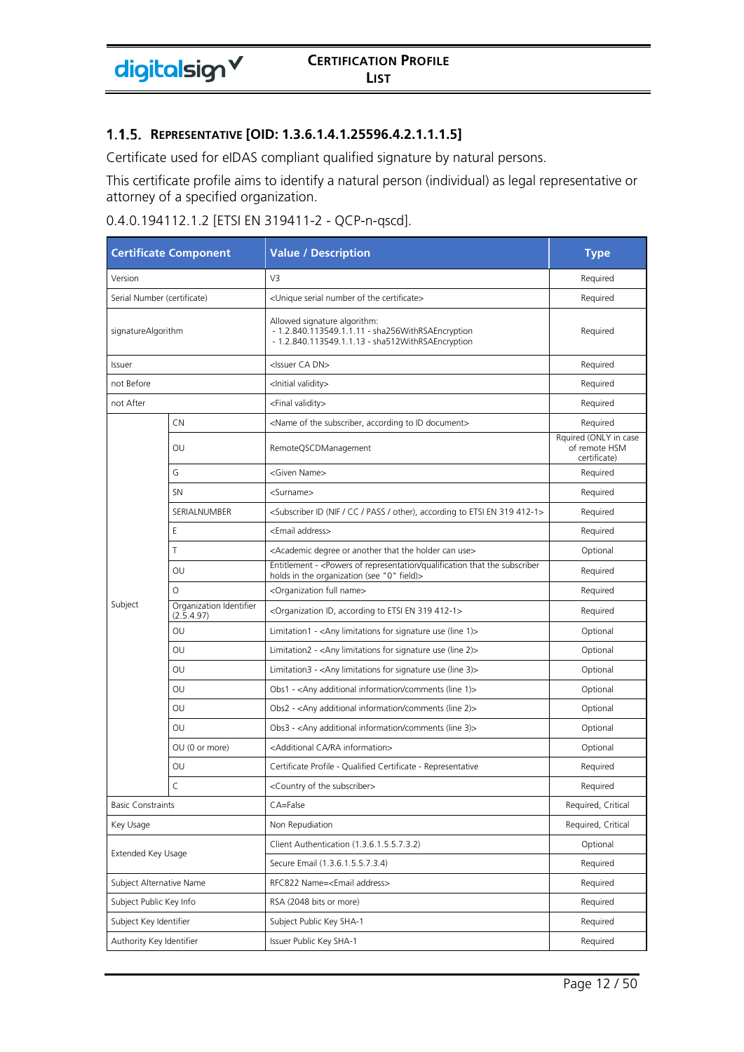### 1.1.5. REPRESENTATIVE [OID: 1.3.6.1.4.1.25596.4.2.1.1.1.5]

Certificate used for eIDAS compliant qualified signature by natural persons.

This certificate profile aims to identify a natural person (individual) as legal representative or attorney of a specified organization.

0.4.0.194112.1.2 [ETSI EN 319411-2 - QCP-n-qscd].

| Certificate Component | | Value / Description | Type |
|---|---|---|---|
| Version | | V3 | Required |
| Serial Number (certificate) | | <Unique serial number of the certificate> | Required |
| signatureAlgorithm | | Allowed signature algorithm:<br>- 1.2.840.113549.1.1.11 - sha256WithRSAEncryption<br>- 1.2.840.113549.1.1.13 - sha512WithRSAEncryption | Required |
| Issuer | | <Issuer CA DN> | Required |
| not Before | | <Initial validity> | Required |
| not After | | <Final validity> | Required |
| Subject | CN | <Name of the subscriber, according to ID document> | Required |
| | OU | RemoteQSCDManagement | Rquired (ONLY in case of remote HSM certificate) |
| | G | <Given Name> | Required |
| | SN | <Surname> | Required |
| | SERIALNUMBER | <Subscriber ID (NIF / CC / PASS / other), according to ETSI EN 319 412-1> | Required |
| | E | <Email address> | Required |
| | T | <Academic degree or another that the holder can use> | Optional |
| | OU | Entitlement - <Powers of representation/qualification that the subscriber holds in the organization (see "0" field)> | Required |
| | O | <Organization full name> | Required |
| | Organization Identifier (2.5.4.97) | <Organization ID, according to ETSI EN 319 412-1> | Required |
| | OU | Limitation1 - <Any limitations for signature use (line 1)> | Optional |
| | OU | Limitation2 - <Any limitations for signature use (line 2)> | Optional |
| | OU | Limitation3 - <Any limitations for signature use (line 3)> | Optional |
| | OU | Obs1 - <Any additional information/comments (line 1)> | Optional |
| | OU | Obs2 - <Any additional information/comments (line 2)> | Optional |
| | OU | Obs3 - <Any additional information/comments (line 3)> | Optional |
| | OU (0 or more) | <Additional CA/RA information> | Optional |
| | OU | Certificate Profile - Qualified Certificate - Representative | Required |
| | C | <Country of the subscriber> | Required |
| Basic Constraints | | CA=False | Required, Critical |
| Key Usage | | Non Repudiation | Required, Critical |
| Extended Key Usage | | Client Authentication (1.3.6.1.5.5.7.3.2) | Optional |
| | | Secure Email (1.3.6.1.5.5.7.3.4) | Required |
| Subject Alternative Name | | RFC822 Name=<Email address> | Required |
| Subject Public Key Info | | RSA (2048 bits or more) | Required |
| Subject Key Identifier | | Subject Public Key SHA-1 | Required |
| Authority Key Identifier | | Issuer Public Key SHA-1 | Required |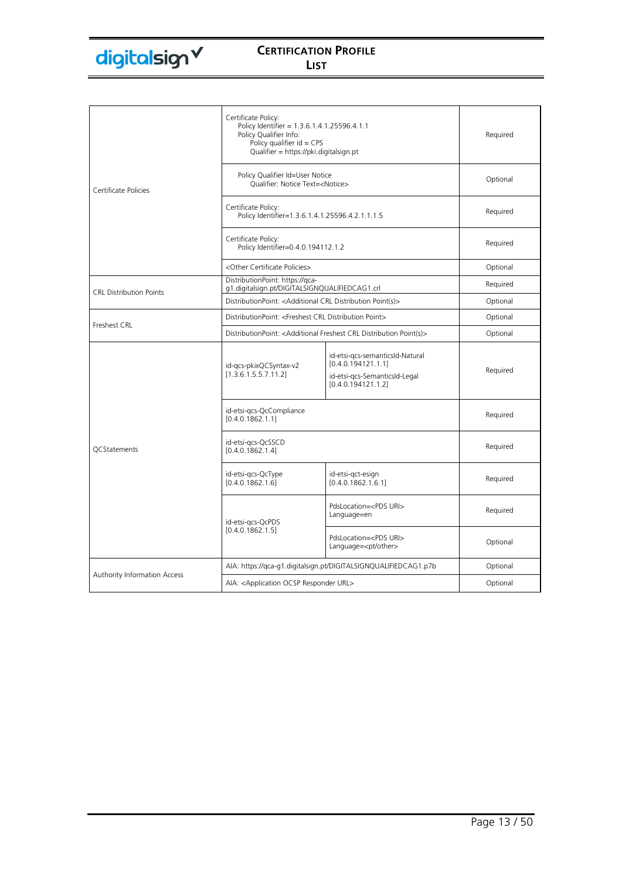| | | | |
|---|---|---|---|
| Certificate Policies | Certificate Policy:<br>Policy Identifier = 1.3.6.1.4.1.25596.4.1.1<br>Policy Qualifier Info:<br>Policy qualifier id = CPS<br>Qualifier = https://pki.digitalsign.pt | | Required |
| | Policy Qualifier Id=User Notice<br>Qualifier: Notice Text=<Notice> | | Optional |
| | Certificate Policy:<br>Policy Identifier=1.3.6.1.4.1.25596.4.2.1.1.1.5 | | Required |
| | Certificate Policy:<br>Policy Identifier=0.4.0.194112.1.2 | | Required |
| | <Other Certificate Policies> | | Optional |
| CRL Distribution Points | DistributionPoint: https://qca-g1.digitalsign.pt/DIGITALSIGNQUALIFIEDCAG1.crl | | Required |
| | DistributionPoint: <Additional CRL Distribution Point(s)> | | Optional |
| Freshest CRL | DistributionPoint: <Freshest CRL Distribution Point> | | Optional |
| | DistributionPoint: <Additional Freshest CRL Distribution Point(s)> | | Optional |
| QCStatements | id-qcs-pkixQCSyntax-v2<br>[1.3.6.1.5.5.7.11.2] | id-etsi-qcs-semanticsId-Natural<br>[0.4.0.194121.1.1]<br>id-etsi-qcs-SemanticsId-Legal<br>[0.4.0.194121.1.2] | Required |
| | id-etsi-qcs-QcCompliance<br>[0.4.0.1862.1.1] | | Required |
| | id-etsi-qcs-QcSSCD<br>[0.4.0.1862.1.4] | | Required |
| | id-etsi-qcs-QcType<br>[0.4.0.1862.1.6] | id-etsi-qct-esign<br>[0.4.0.1862.1.6.1] | Required |
| | id-etsi-qcs-QcPDS<br>[0.4.0.1862.1.5] | PdsLocation=<PDS URI><br>Language=en | Required |
| | | PdsLocation=<PDS URI><br>Language=<pt/other> | Optional |
| Authority Information Access | AIA: https://qca-g1.digitalsign.pt/DIGITALSIGNQUALIFIEDCAG1.p7b | | Optional |
| | AIA: <Application OCSP Responder URL> | | Optional |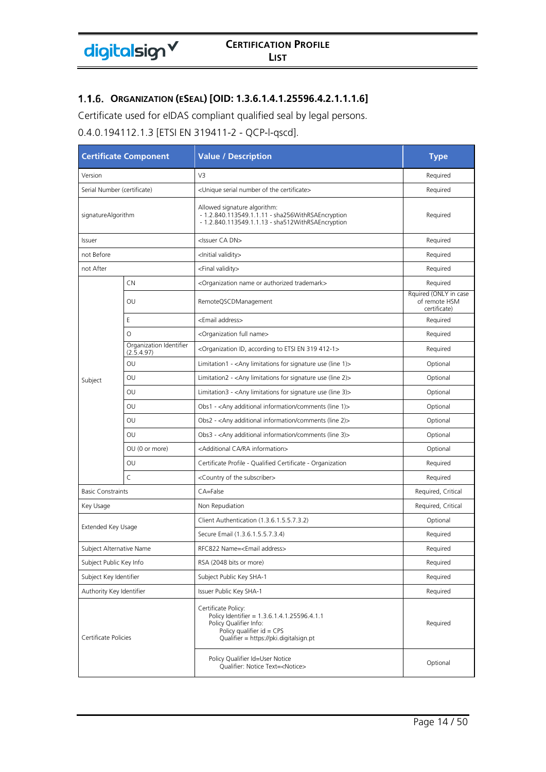### 1.1.6. ORGANIZATION (ESEAL) [OID: 1.3.6.1.4.1.25596.4.2.1.1.1.6]

Certificate used for eIDAS compliant qualified seal by legal persons.

0.4.0.194112.1.3 [ETSI EN 319411-2 - QCP-l-qscd].

| Certificate Component | | Value / Description | Type |
|---|---|---|---|
| Version | | V3 | Required |
| Serial Number (certificate) | | <Unique serial number of the certificate> | Required |
| signatureAlgorithm | | Allowed signature algorithm:<br>- 1.2.840.113549.1.1.11 - sha256WithRSAEncryption<br>- 1.2.840.113549.1.1.13 - sha512WithRSAEncryption | Required |
| Issuer | | <Issuer CA DN> | Required |
| not Before | | <Initial validity> | Required |
| not After | | <Final validity> | Required |
| Subject | CN | <Organization name or authorized trademark> | Required |
| | OU | RemoteQSCDManagement | Rquired (ONLY in case of remote HSM certificate) |
| | E | <Email address> | Required |
| | O | <Organization full name> | Required |
| | Organization Identifier (2.5.4.97) | <Organization ID, according to ETSI EN 319 412-1> | Required |
| | OU | Limitation1 - <Any limitations for signature use (line 1)> | Optional |
| | OU | Limitation2 - <Any limitations for signature use (line 2)> | Optional |
| | OU | Limitation3 - <Any limitations for signature use (line 3)> | Optional |
| | OU | Obs1 - <Any additional information/comments (line 1)> | Optional |
| | OU | Obs2 - <Any additional information/comments (line 2)> | Optional |
| | OU | Obs3 - <Any additional information/comments (line 3)> | Optional |
| | OU (0 or more) | <Additional CA/RA information> | Optional |
| | OU | Certificate Profile - Qualified Certificate - Organization | Required |
| | C | <Country of the subscriber> | Required |
| Basic Constraints | | CA=False | Required, Critical |
| Key Usage | | Non Repudiation | Required, Critical |
| Extended Key Usage | | Client Authentication (1.3.6.1.5.5.7.3.2) | Optional |
| | | Secure Email (1.3.6.1.5.5.7.3.4) | Required |
| Subject Alternative Name | | RFC822 Name=<Email address> | Required |
| Subject Public Key Info | | RSA (2048 bits or more) | Required |
| Subject Key Identifier | | Subject Public Key SHA-1 | Required |
| Authority Key Identifier | | Issuer Public Key SHA-1 | Required |
| Certificate Policies | | Certificate Policy:<br>Policy Identifier = 1.3.6.1.4.1.25596.4.1.1<br>Policy Qualifier Info:<br>Policy qualifier id = CPS<br>Qualifier = https://pki.digitalsign.pt | Required |
| | | Policy Qualifier Id=User Notice<br>Qualifier: Notice Text=<Notice> | Optional |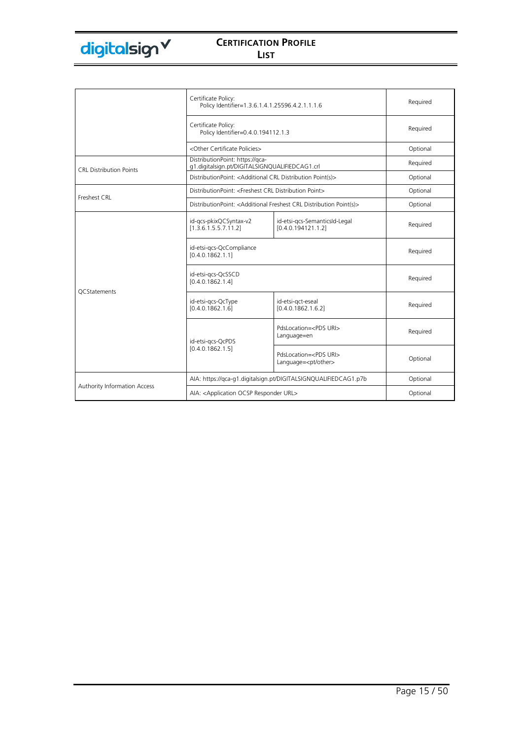| | | | |
|---|---|---|---|
| | Certificate Policy: Policy Identifier=1.3.6.1.4.1.25596.4.2.1.1.1.6 | | Required |
| | Certificate Policy: Policy Identifier=0.4.0.194112.1.3 | | Required |
| | <Other Certificate Policies> | | Optional |
| CRL Distribution Points | DistributionPoint: https://qca-g1.digitalsign.pt/DIGITALSIGNQUALIFIEDCAG1.crl | | Required |
| | DistributionPoint: <Additional CRL Distribution Point(s)> | | Optional |
| Freshest CRL | DistributionPoint: <Freshest CRL Distribution Point> | | Optional |
| | DistributionPoint: <Additional Freshest CRL Distribution Point(s)> | | Optional |
| QCStatements | id-qcs-pkixQCSyntax-v2 [1.3.6.1.5.5.7.11.2] | id-etsi-qcs-SemanticsId-Legal [0.4.0.194121.1.2] | Required |
| | id-etsi-qcs-QcCompliance [0.4.0.1862.1.1] | | Required |
| | id-etsi-qcs-QcSSCD [0.4.0.1862.1.4] | | Required |
| | id-etsi-qcs-QcType [0.4.0.1862.1.6] | id-etsi-qct-eseal [0.4.0.1862.1.6.2] | Required |
| | id-etsi-qcs-QcPDS [0.4.0.1862.1.5] | PdsLocation=<PDS URI> Language=en | Required |
| | | PdsLocation=<PDS URI> Language=<pt/other> | Optional |
| Authority Information Access | AIA: https://qca-g1.digitalsign.pt/DIGITALSIGNQUALIFIEDCAG1.p7b | | Optional |
| | AIA: <Application OCSP Responder URL> | | Optional |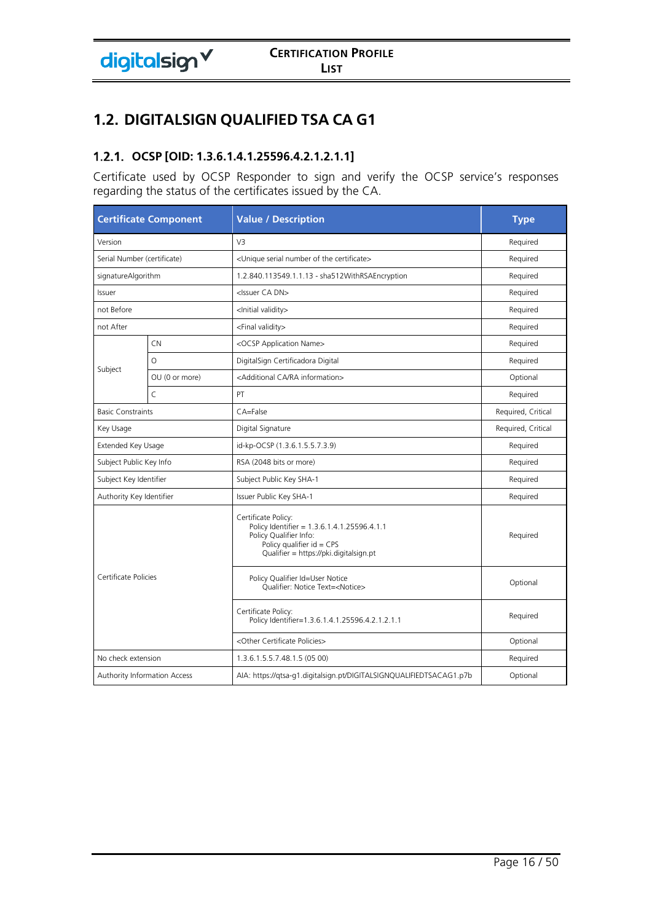## 1.2. DIGITALSIGN QUALIFIED TSA CA G1

### 1.2.1. OCSP [OID: 1.3.6.1.4.1.25596.4.2.1.2.1.1]

Certificate used by OCSP Responder to sign and verify the OCSP service's responses regarding the status of the certificates issued by the CA.

| Certificate Component | | Value / Description | Type |
|---|---|---|---|
| Version | | V3 | Required |
| Serial Number (certificate) | | <Unique serial number of the certificate> | Required |
| signatureAlgorithm | | 1.2.840.113549.1.1.13 - sha512WithRSAEncryption | Required |
| Issuer | | <Issuer CA DN> | Required |
| not Before | | <Initial validity> | Required |
| not After | | <Final validity> | Required |
| Subject | CN | <OCSP Application Name> | Required |
| | O | DigitalSign Certificadora Digital | Required |
| | OU (0 or more) | <Additional CA/RA information> | Optional |
| | C | PT | Required |
| Basic Constraints | | CA=False | Required, Critical |
| Key Usage | | Digital Signature | Required, Critical |
| Extended Key Usage | | id-kp-OCSP (1.3.6.1.5.5.7.3.9) | Required |
| Subject Public Key Info | | RSA (2048 bits or more) | Required |
| Subject Key Identifier | | Subject Public Key SHA-1 | Required |
| Authority Key Identifier | | Issuer Public Key SHA-1 | Required |
| Certificate Policies | | Certificate Policy:<br>Policy Identifier = 1.3.6.1.4.1.25596.4.1.1<br>Policy Qualifier Info:<br>Policy qualifier id = CPS<br>Qualifier = https://pki.digitalsign.pt | Required |
| | | Policy Qualifier Id=User Notice<br>Qualifier: Notice Text=<Notice> | Optional |
| | | Certificate Policy:<br>Policy Identifier=1.3.6.1.4.1.25596.4.2.1.2.1.1 | Required |
| | | <Other Certificate Policies> | Optional |
| No check extension | | 1.3.6.1.5.5.7.48.1.5 (05 00) | Required |
| Authority Information Access | | AIA: https://qtsa-g1.digitalsign.pt/DIGITALSIGNQUALIFIEDTSACAG1.p7b | Optional |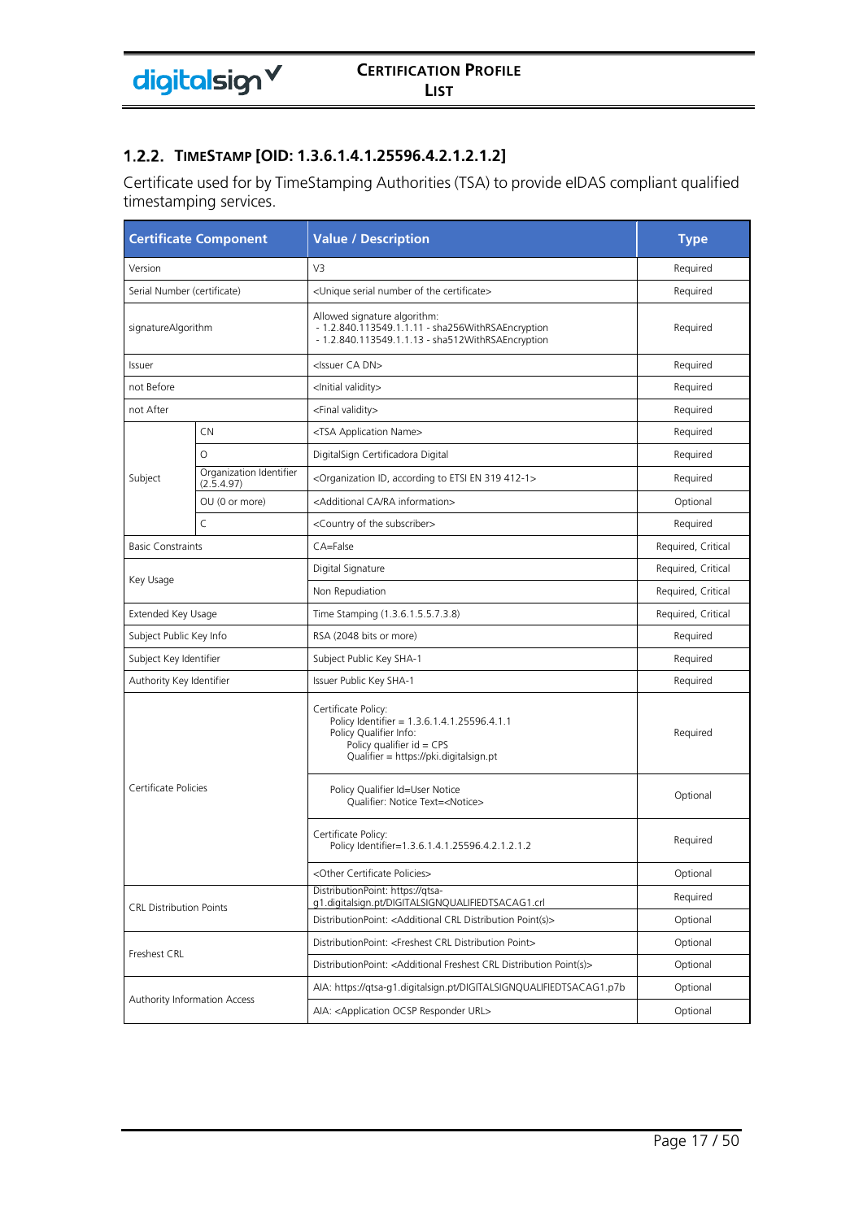### 1.2.2. TimeStamp [OID: 1.3.6.1.4.1.25596.4.2.1.2.1.2]

Certificate used for by TimeStamping Authorities (TSA) to provide eIDAS compliant qualified timestamping services.

| Certificate Component | | Value / Description | Type |
|---|---|---|---|
| Version | | V3 | Required |
| Serial Number (certificate) | | <Unique serial number of the certificate> | Required |
| signatureAlgorithm | | Allowed signature algorithm:<br>- 1.2.840.113549.1.1.11 - sha256WithRSAEncryption<br>- 1.2.840.113549.1.1.13 - sha512WithRSAEncryption | Required |
| Issuer | | <Issuer CA DN> | Required |
| not Before | | <Initial validity> | Required |
| not After | | <Final validity> | Required |
| Subject | CN | <TSA Application Name> | Required |
| | O | DigitalSign Certificadora Digital | Required |
| | Organization Identifier (2.5.4.97) | <Organization ID, according to ETSI EN 319 412-1> | Required |
| | OU (0 or more) | <Additional CA/RA information> | Optional |
| | C | <Country of the subscriber> | Required |
| Basic Constraints | | CA=False | Required, Critical |
| Key Usage | | Digital Signature | Required, Critical |
| | | Non Repudiation | Required, Critical |
| Extended Key Usage | | Time Stamping (1.3.6.1.5.5.7.3.8) | Required, Critical |
| Subject Public Key Info | | RSA (2048 bits or more) | Required |
| Subject Key Identifier | | Subject Public Key SHA-1 | Required |
| Authority Key Identifier | | Issuer Public Key SHA-1 | Required |
| Certificate Policies | | Certificate Policy:<br>Policy Identifier = 1.3.6.1.4.1.25596.4.1.1<br>Policy Qualifier Info:<br>Policy qualifier id = CPS<br>Qualifier = https://pki.digitalsign.pt | Required |
| | | Policy Qualifier Id=User Notice<br>Qualifier: Notice Text=<Notice> | Optional |
| | | Certificate Policy:<br>Policy Identifier=1.3.6.1.4.1.25596.4.2.1.2.1.2 | Required |
| | | <Other Certificate Policies> | Optional |
| CRL Distribution Points | | DistributionPoint: https://qtsa-g1.digitalsign.pt/DIGITALSIGNQUALIFIEDTSACAG1.crl | Required |
| | | DistributionPoint: <Additional CRL Distribution Point(s)> | Optional |
| Freshest CRL | | DistributionPoint: <Freshest CRL Distribution Point> | Optional |
| | | DistributionPoint: <Additional Freshest CRL Distribution Point(s)> | Optional |
| Authority Information Access | | AIA: https://qtsa-g1.digitalsign.pt/DIGITALSIGNQUALIFIEDTSACAG1.p7b | Optional |
| | | AIA: <Application OCSP Responder URL> | Optional |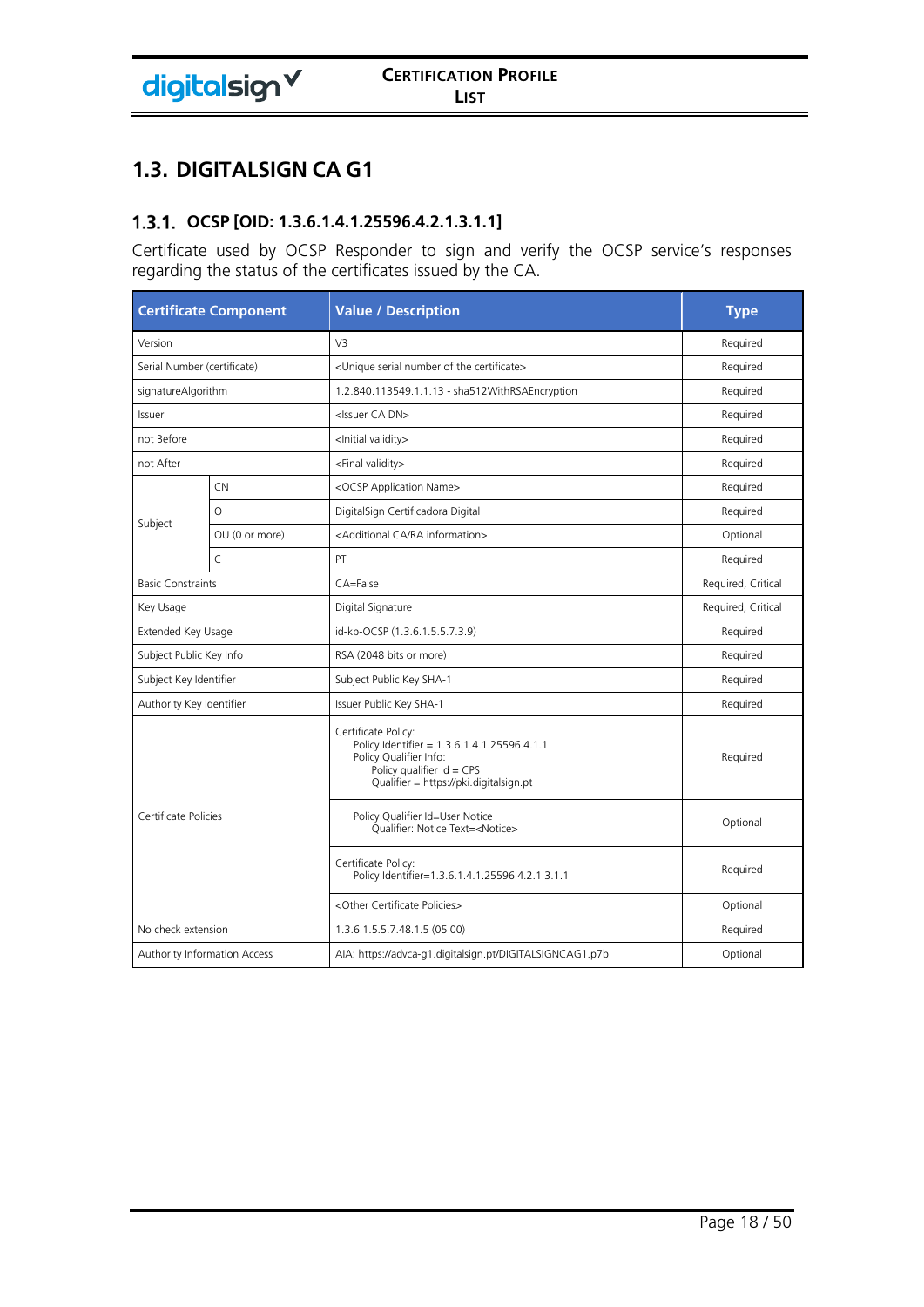## 1.3. DIGITALSIGN CA G1

### 1.3.1. OCSP [OID: 1.3.6.1.4.1.25596.4.2.1.3.1.1]

Certificate used by OCSP Responder to sign and verify the OCSP service's responses regarding the status of the certificates issued by the CA.

| Certificate Component | | Value / Description | Type |
|---|---|---|---|
| Version | | V3 | Required |
| Serial Number (certificate) | | <Unique serial number of the certificate> | Required |
| signatureAlgorithm | | 1.2.840.113549.1.1.13 - sha512WithRSAEncryption | Required |
| Issuer | | <Issuer CA DN> | Required |
| not Before | | <Initial validity> | Required |
| not After | | <Final validity> | Required |
| Subject | CN | <OCSP Application Name> | Required |
| | O | DigitalSign Certificadora Digital | Required |
| | OU (0 or more) | <Additional CA/RA information> | Optional |
| | C | PT | Required |
| Basic Constraints | | CA=False | Required, Critical |
| Key Usage | | Digital Signature | Required, Critical |
| Extended Key Usage | | id-kp-OCSP (1.3.6.1.5.5.7.3.9) | Required |
| Subject Public Key Info | | RSA (2048 bits or more) | Required |
| Subject Key Identifier | | Subject Public Key SHA-1 | Required |
| Authority Key Identifier | | Issuer Public Key SHA-1 | Required |
| Certificate Policies | | Certificate Policy:<br>Policy Identifier = 1.3.6.1.4.1.25596.4.1.1<br>Policy Qualifier Info:<br>Policy qualifier id = CPS<br>Qualifier = https://pki.digitalsign.pt | Required |
| | | Policy Qualifier Id=User Notice<br>Qualifier: Notice Text=<Notice> | Optional |
| | | Certificate Policy:<br>Policy Identifier=1.3.6.1.4.1.25596.4.2.1.3.1.1 | Required |
| | | <Other Certificate Policies> | Optional |
| No check extension | | 1.3.6.1.5.5.7.48.1.5 (05 00) | Required |
| Authority Information Access | | AIA: https://advca-g1.digitalsign.pt/DIGITALSIGNCAG1.p7b | Optional |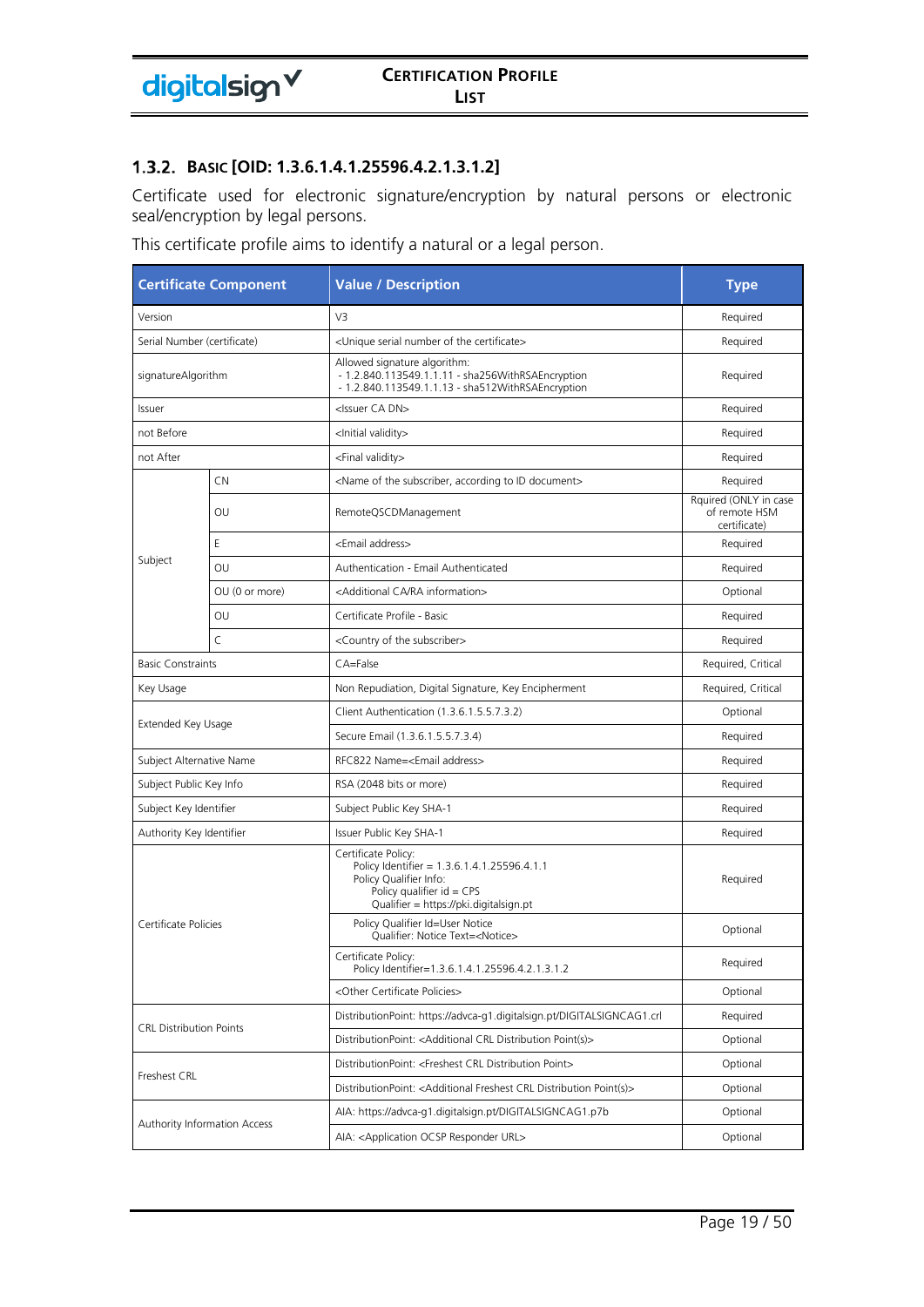### 1.3.2. Basic [OID: 1.3.6.1.4.1.25596.4.2.1.3.1.2]

Certificate used for electronic signature/encryption by natural persons or electronic seal/encryption by legal persons.

This certificate profile aims to identify a natural or a legal person.

| Certificate Component | | Value / Description | Type |
|---|---|---|---|
| Version | | V3 | Required |
| Serial Number (certificate) | | <Unique serial number of the certificate> | Required |
| signatureAlgorithm | | Allowed signature algorithm:<br>- 1.2.840.113549.1.1.11 - sha256WithRSAEncryption<br>- 1.2.840.113549.1.1.13 - sha512WithRSAEncryption | Required |
| Issuer | | <Issuer CA DN> | Required |
| not Before | | <Initial validity> | Required |
| not After | | <Final validity> | Required |
| Subject | CN | <Name of the subscriber, according to ID document> | Required |
| | OU | RemoteQSCDManagement | Rquired (ONLY in case of remote HSM certificate) |
| | E | <Email address> | Required |
| | OU | Authentication - Email Authenticated | Required |
| | OU (0 or more) | <Additional CA/RA information> | Optional |
| | OU | Certificate Profile - Basic | Required |
| | C | <Country of the subscriber> | Required |
| Basic Constraints | | CA=False | Required, Critical |
| Key Usage | | Non Repudiation, Digital Signature, Key Encipherment | Required, Critical |
| Extended Key Usage | | Client Authentication (1.3.6.1.5.5.7.3.2) | Optional |
| | | Secure Email (1.3.6.1.5.5.7.3.4) | Required |
| Subject Alternative Name | | RFC822 Name=<Email address> | Required |
| Subject Public Key Info | | RSA (2048 bits or more) | Required |
| Subject Key Identifier | | Subject Public Key SHA-1 | Required |
| Authority Key Identifier | | Issuer Public Key SHA-1 | Required |
| Certificate Policies | | Certificate Policy:<br>Policy Identifier = 1.3.6.1.4.1.25596.4.1.1<br>Policy Qualifier Info:<br>Policy qualifier id = CPS<br>Qualifier = https://pki.digitalsign.pt | Required |
| | | Policy Qualifier Id=User Notice<br>Qualifier: Notice Text=<Notice> | Optional |
| | | Certificate Policy:<br>Policy Identifier=1.3.6.1.4.1.25596.4.2.1.3.1.2 | Required |
| | | <Other Certificate Policies> | Optional |
| CRL Distribution Points | | DistributionPoint: https://advca-g1.digitalsign.pt/DIGITALSIGNCAG1.crl | Required |
| | | DistributionPoint: <Additional CRL Distribution Point(s)> | Optional |
| Freshest CRL | | DistributionPoint: <Freshest CRL Distribution Point> | Optional |
| | | DistributionPoint: <Additional Freshest CRL Distribution Point(s)> | Optional |
| Authority Information Access | | AIA: https://advca-g1.digitalsign.pt/DIGITALSIGNCAG1.p7b | Optional |
| | | AIA: <Application OCSP Responder URL> | Optional |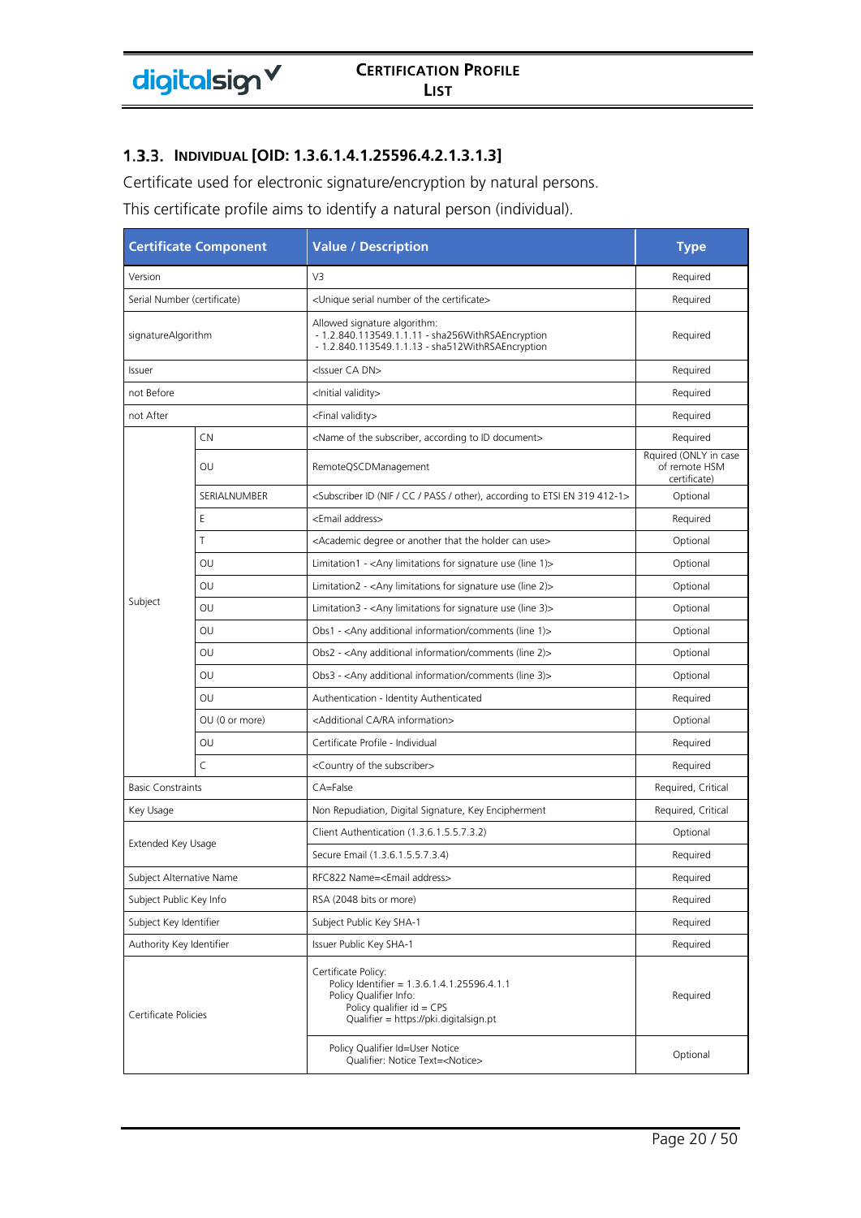### 1.3.3. Individual [OID: 1.3.6.1.4.1.25596.4.2.1.3.1.3]

Certificate used for electronic signature/encryption by natural persons.

This certificate profile aims to identify a natural person (individual).

| Certificate Component | | Value / Description | Type |
|---|---|---|---|
| Version | | V3 | Required |
| Serial Number (certificate) | | <Unique serial number of the certificate> | Required |
| signatureAlgorithm | | Allowed signature algorithm:<br>- 1.2.840.113549.1.1.11 - sha256WithRSAEncryption<br>- 1.2.840.113549.1.1.13 - sha512WithRSAEncryption | Required |
| Issuer | | <Issuer CA DN> | Required |
| not Before | | <Initial validity> | Required |
| not After | | <Final validity> | Required |
| Subject | CN | <Name of the subscriber, according to ID document> | Required |
| | OU | RemoteQSCDManagement | Rquired (ONLY in case of remote HSM certificate) |
| | SERIALNUMBER | <Subscriber ID (NIF / CC / PASS / other), according to ETSI EN 319 412-1> | Optional |
| | E | <Email address> | Required |
| | T | <Academic degree or another that the holder can use> | Optional |
| | OU | Limitation1 - <Any limitations for signature use (line 1)> | Optional |
| | OU | Limitation2 - <Any limitations for signature use (line 2)> | Optional |
| | OU | Limitation3 - <Any limitations for signature use (line 3)> | Optional |
| | OU | Obs1 - <Any additional information/comments (line 1)> | Optional |
| | OU | Obs2 - <Any additional information/comments (line 2)> | Optional |
| | OU | Obs3 - <Any additional information/comments (line 3)> | Optional |
| | OU | Authentication - Identity Authenticated | Required |
| | OU (0 or more) | <Additional CA/RA information> | Optional |
| | OU | Certificate Profile - Individual | Required |
| | C | <Country of the subscriber> | Required |
| Basic Constraints | | CA=False | Required, Critical |
| Key Usage | | Non Repudiation, Digital Signature, Key Encipherment | Required, Critical |
| Extended Key Usage | | Client Authentication (1.3.6.1.5.5.7.3.2) | Optional |
| | | Secure Email (1.3.6.1.5.5.7.3.4) | Required |
| Subject Alternative Name | | RFC822 Name=<Email address> | Required |
| Subject Public Key Info | | RSA (2048 bits or more) | Required |
| Subject Key Identifier | | Subject Public Key SHA-1 | Required |
| Authority Key Identifier | | Issuer Public Key SHA-1 | Required |
| Certificate Policies | | Certificate Policy:<br>Policy Identifier = 1.3.6.1.4.1.25596.4.1.1<br>Policy Qualifier Info:<br>Policy qualifier id = CPS<br>Qualifier = https://pki.digitalsign.pt | Required |
| | | Policy Qualifier Id=User Notice<br>Qualifier: Notice Text=<Notice> | Optional |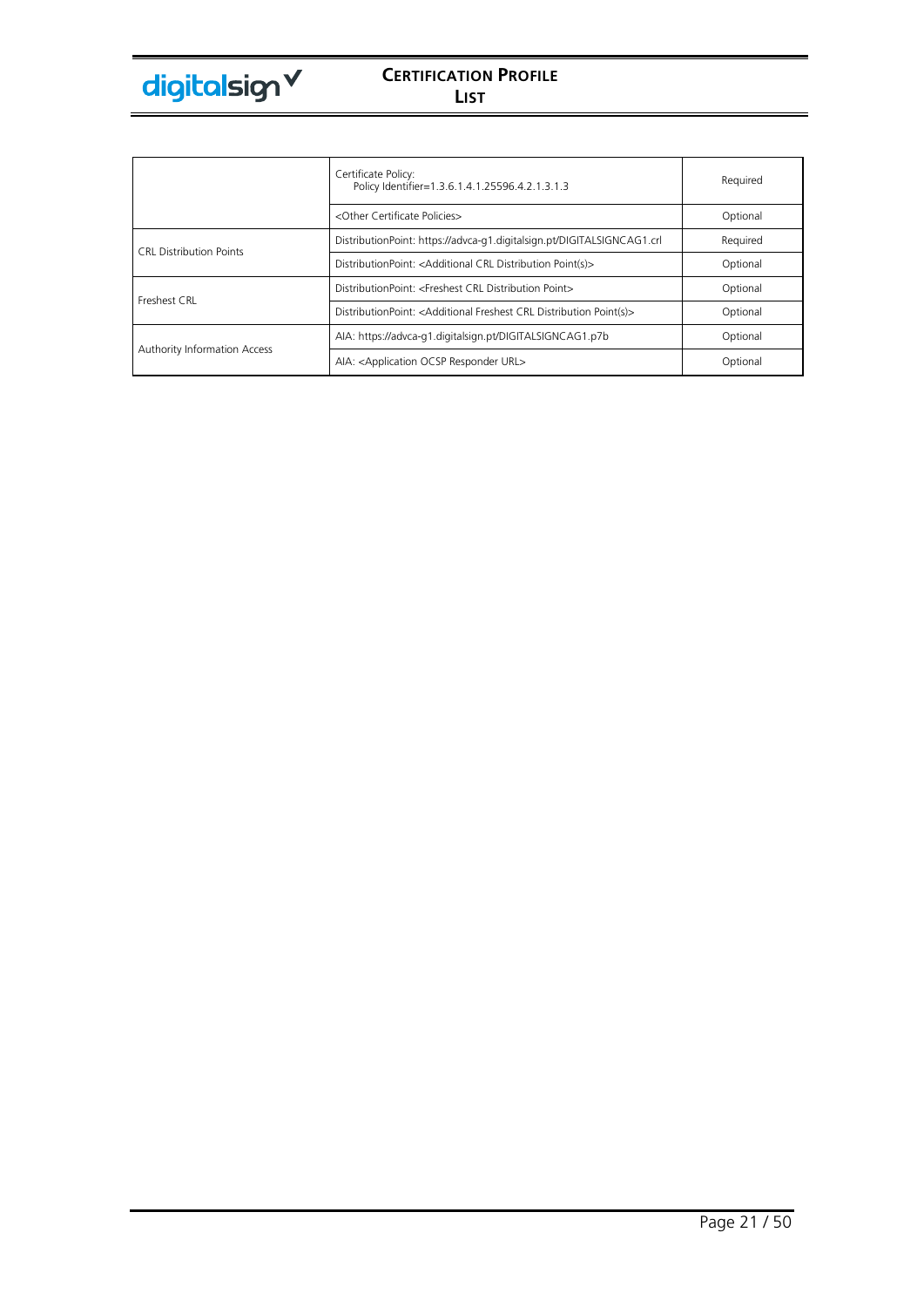| | | |
|---|---|---|
| | Certificate Policy: Policy Identifier=1.3.6.1.4.1.25596.4.2.1.3.1.3 | Required |
| | <Other Certificate Policies> | Optional |
| CRL Distribution Points | DistributionPoint: https://advca-g1.digitalsign.pt/DIGITALSIGNCAG1.crl | Required |
| | DistributionPoint: <Additional CRL Distribution Point(s)> | Optional |
| Freshest CRL | DistributionPoint: <Freshest CRL Distribution Point> | Optional |
| | DistributionPoint: <Additional Freshest CRL Distribution Point(s)> | Optional |
| Authority Information Access | AIA: https://advca-g1.digitalsign.pt/DIGITALSIGNCAG1.p7b | Optional |
| | AIA: <Application OCSP Responder URL> | Optional |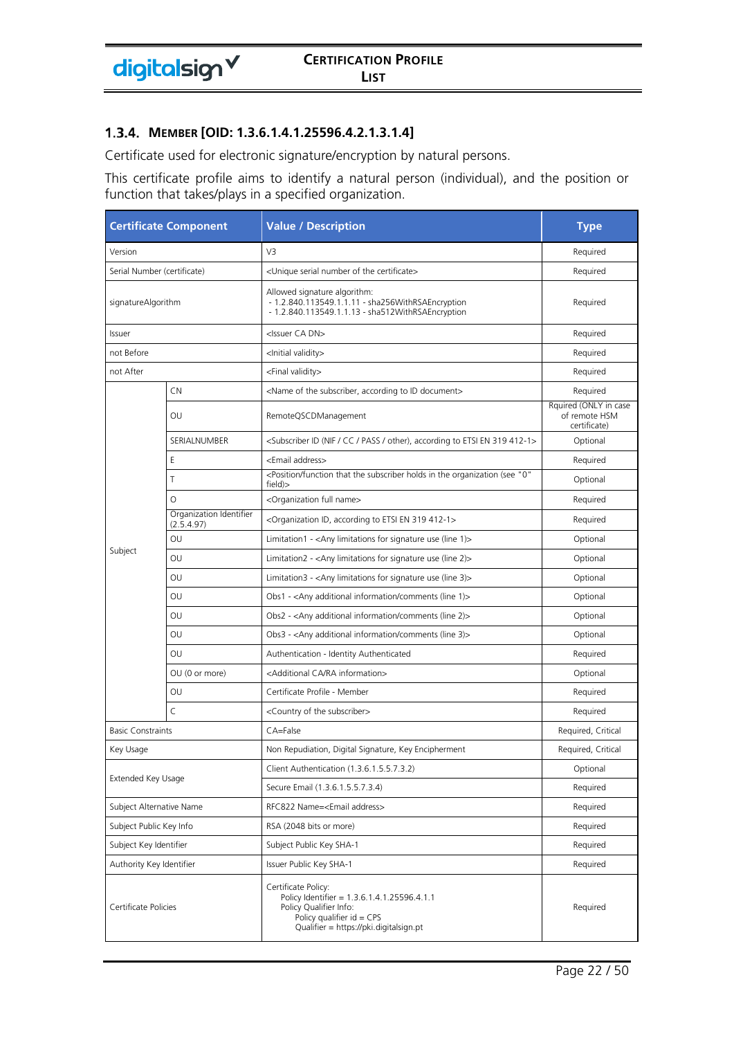### 1.3.4. MEMBER [OID: 1.3.6.1.4.1.25596.4.2.1.3.1.4]

Certificate used for electronic signature/encryption by natural persons.

This certificate profile aims to identify a natural person (individual), and the position or function that takes/plays in a specified organization.

| Certificate Component | | Value / Description | Type |
|---|---|---|---|
| Version | | V3 | Required |
| Serial Number (certificate) | | <Unique serial number of the certificate> | Required |
| signatureAlgorithm | | Allowed signature algorithm:<br>- 1.2.840.113549.1.1.11 - sha256WithRSAEncryption<br>- 1.2.840.113549.1.1.13 - sha512WithRSAEncryption | Required |
| Issuer | | <Issuer CA DN> | Required |
| not Before | | <Initial validity> | Required |
| not After | | <Final validity> | Required |
| Subject | CN | <Name of the subscriber, according to ID document> | Required |
| | OU | RemoteQSCDManagement | Rquired (ONLY in case of remote HSM certificate) |
| | SERIALNUMBER | <Subscriber ID (NIF / CC / PASS / other), according to ETSI EN 319 412-1> | Optional |
| | E | <Email address> | Required |
| | T | <Position/function that the subscriber holds in the organization (see "O" field)> | Optional |
| | O | <Organization full name> | Required |
| | Organization Identifier (2.5.4.97) | <Organization ID, according to ETSI EN 319 412-1> | Required |
| | OU | Limitation1 - <Any limitations for signature use (line 1)> | Optional |
| | OU | Limitation2 - <Any limitations for signature use (line 2)> | Optional |
| | OU | Limitation3 - <Any limitations for signature use (line 3)> | Optional |
| | OU | Obs1 - <Any additional information/comments (line 1)> | Optional |
| | OU | Obs2 - <Any additional information/comments (line 2)> | Optional |
| | OU | Obs3 - <Any additional information/comments (line 3)> | Optional |
| | OU | Authentication - Identity Authenticated | Required |
| | OU (0 or more) | <Additional CA/RA information> | Optional |
| | OU | Certificate Profile - Member | Required |
| | C | <Country of the subscriber> | Required |
| Basic Constraints | | CA=False | Required, Critical |
| Key Usage | | Non Repudiation, Digital Signature, Key Encipherment | Required, Critical |
| Extended Key Usage | | Client Authentication (1.3.6.1.5.5.7.3.2) | Optional |
| | | Secure Email (1.3.6.1.5.5.7.3.4) | Required |
| Subject Alternative Name | | RFC822 Name=<Email address> | Required |
| Subject Public Key Info | | RSA (2048 bits or more) | Required |
| Subject Key Identifier | | Subject Public Key SHA-1 | Required |
| Authority Key Identifier | | Issuer Public Key SHA-1 | Required |
| Certificate Policies | | Certificate Policy:<br>Policy Identifier = 1.3.6.1.4.1.25596.4.1.1<br>Policy Qualifier Info:<br>Policy qualifier id = CPS<br>Qualifier = https://pki.digitalsign.pt | Required |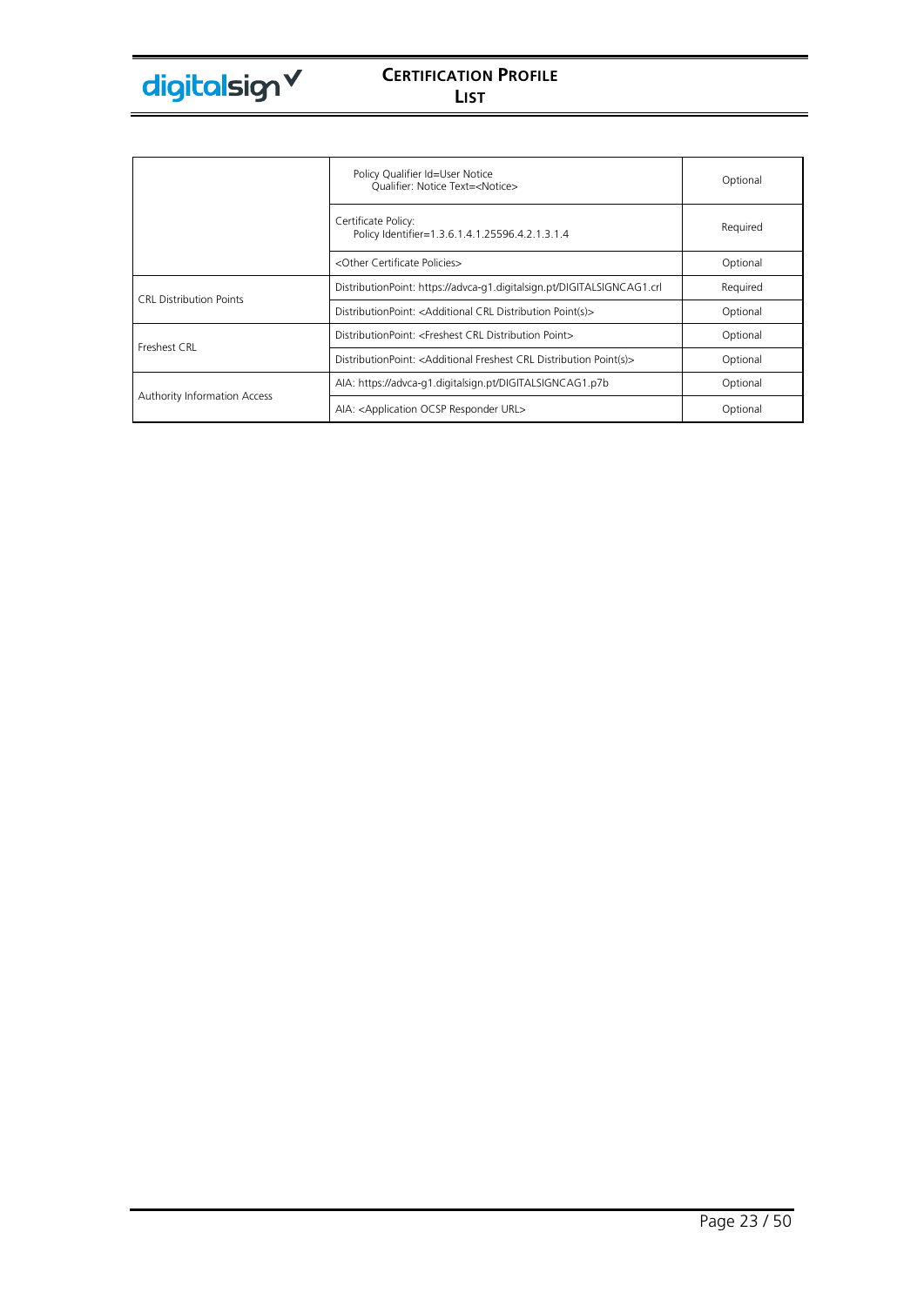| | | |
|---|---|---|
| | Policy Qualifier Id=User Notice<br>Qualifier: Notice Text=<Notice> | Optional |
| | Certificate Policy:<br>Policy Identifier=1.3.6.1.4.1.25596.4.2.1.3.1.4 | Required |
| | <Other Certificate Policies> | Optional |
| CRL Distribution Points | DistributionPoint: https://advca-g1.digitalsign.pt/DIGITALSIGNCAG1.crl | Required |
| | DistributionPoint: <Additional CRL Distribution Point(s)> | Optional |
| Freshest CRL | DistributionPoint: <Freshest CRL Distribution Point> | Optional |
| | DistributionPoint: <Additional Freshest CRL Distribution Point(s)> | Optional |
| Authority Information Access | AIA: https://advca-g1.digitalsign.pt/DIGITALSIGNCAG1.p7b | Optional |
| | AIA: <Application OCSP Responder URL> | Optional |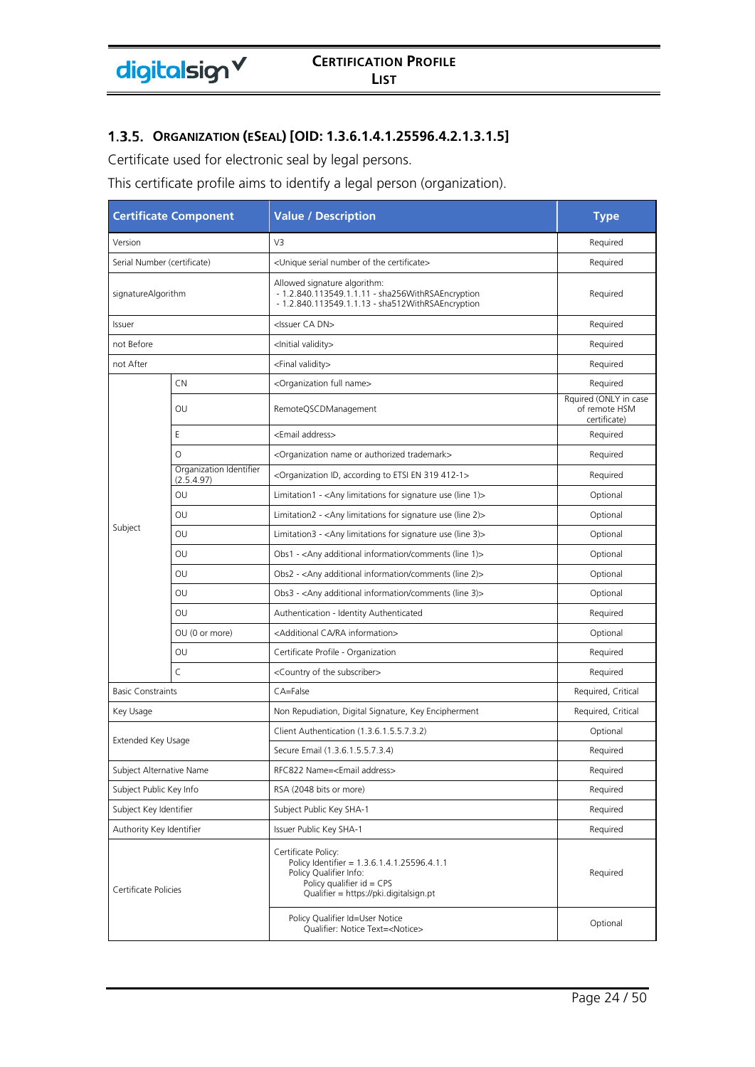### 1.3.5. Organization (eSeal) [OID: 1.3.6.1.4.1.25596.4.2.1.3.1.5]

Certificate used for electronic seal by legal persons.

This certificate profile aims to identify a legal person (organization).

| Certificate Component | | Value / Description | Type |
|---|---|---|---|
| Version | | V3 | Required |
| Serial Number (certificate) | | <Unique serial number of the certificate> | Required |
| signatureAlgorithm | | Allowed signature algorithm:<br>- 1.2.840.113549.1.1.11 - sha256WithRSAEncryption<br>- 1.2.840.113549.1.1.13 - sha512WithRSAEncryption | Required |
| Issuer | | <Issuer CA DN> | Required |
| not Before | | <Initial validity> | Required |
| not After | | <Final validity> | Required |
| Subject | CN | <Organization full name> | Required |
| | OU | RemoteQSCDManagement | Rquired (ONLY in case of remote HSM certificate) |
| | E | <Email address> | Required |
| | O | <Organization name or authorized trademark> | Required |
| | Organization Identifier (2.5.4.97) | <Organization ID, according to ETSI EN 319 412-1> | Required |
| | OU | Limitation1 - <Any limitations for signature use (line 1)> | Optional |
| | OU | Limitation2 - <Any limitations for signature use (line 2)> | Optional |
| | OU | Limitation3 - <Any limitations for signature use (line 3)> | Optional |
| | OU | Obs1 - <Any additional information/comments (line 1)> | Optional |
| | OU | Obs2 - <Any additional information/comments (line 2)> | Optional |
| | OU | Obs3 - <Any additional information/comments (line 3)> | Optional |
| | OU | Authentication - Identity Authenticated | Required |
| | OU (0 or more) | <Additional CA/RA information> | Optional |
| | OU | Certificate Profile - Organization | Required |
| | C | <Country of the subscriber> | Required |
| Basic Constraints | | CA=False | Required, Critical |
| Key Usage | | Non Repudiation, Digital Signature, Key Encipherment | Required, Critical |
| Extended Key Usage | | Client Authentication (1.3.6.1.5.5.7.3.2) | Optional |
| | | Secure Email (1.3.6.1.5.5.7.3.4) | Required |
| Subject Alternative Name | | RFC822 Name=<Email address> | Required |
| Subject Public Key Info | | RSA (2048 bits or more) | Required |
| Subject Key Identifier | | Subject Public Key SHA-1 | Required |
| Authority Key Identifier | | Issuer Public Key SHA-1 | Required |
| Certificate Policies | | Certificate Policy:<br>Policy Identifier = 1.3.6.1.4.1.25596.4.1.1<br>Policy Qualifier Info:<br>Policy qualifier id = CPS<br>Qualifier = https://pki.digitalsign.pt | Required |
| | | Policy Qualifier Id=User Notice<br>Qualifier: Notice Text=<Notice> | Optional |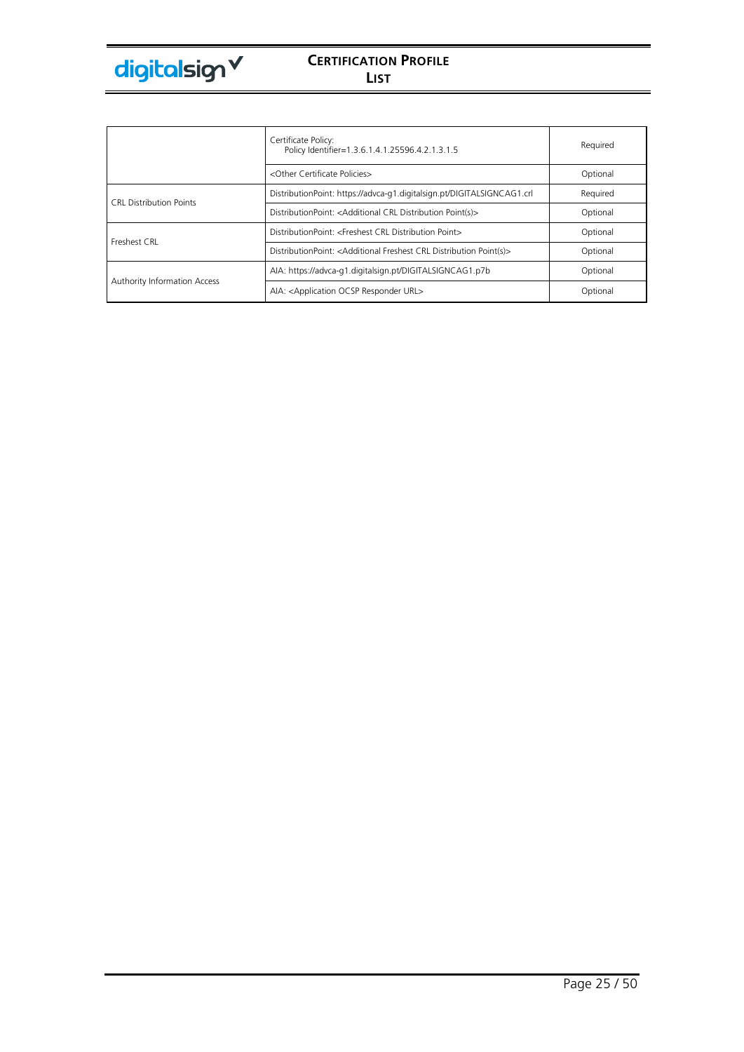| | | |
|---|---|---|
| | Certificate Policy:<br>Policy Identifier=1.3.6.1.4.1.25596.4.2.1.3.1.5 | Required |
| | <Other Certificate Policies> | Optional |
| CRL Distribution Points | DistributionPoint: https://advca-g1.digitalsign.pt/DIGITALSIGNCAG1.crl | Required |
| | DistributionPoint: <Additional CRL Distribution Point(s)> | Optional |
| Freshest CRL | DistributionPoint: <Freshest CRL Distribution Point> | Optional |
| | DistributionPoint: <Additional Freshest CRL Distribution Point(s)> | Optional |
| Authority Information Access | AIA: https://advca-g1.digitalsign.pt/DIGITALSIGNCAG1.p7b | Optional |
| | AIA: <Application OCSP Responder URL> | Optional |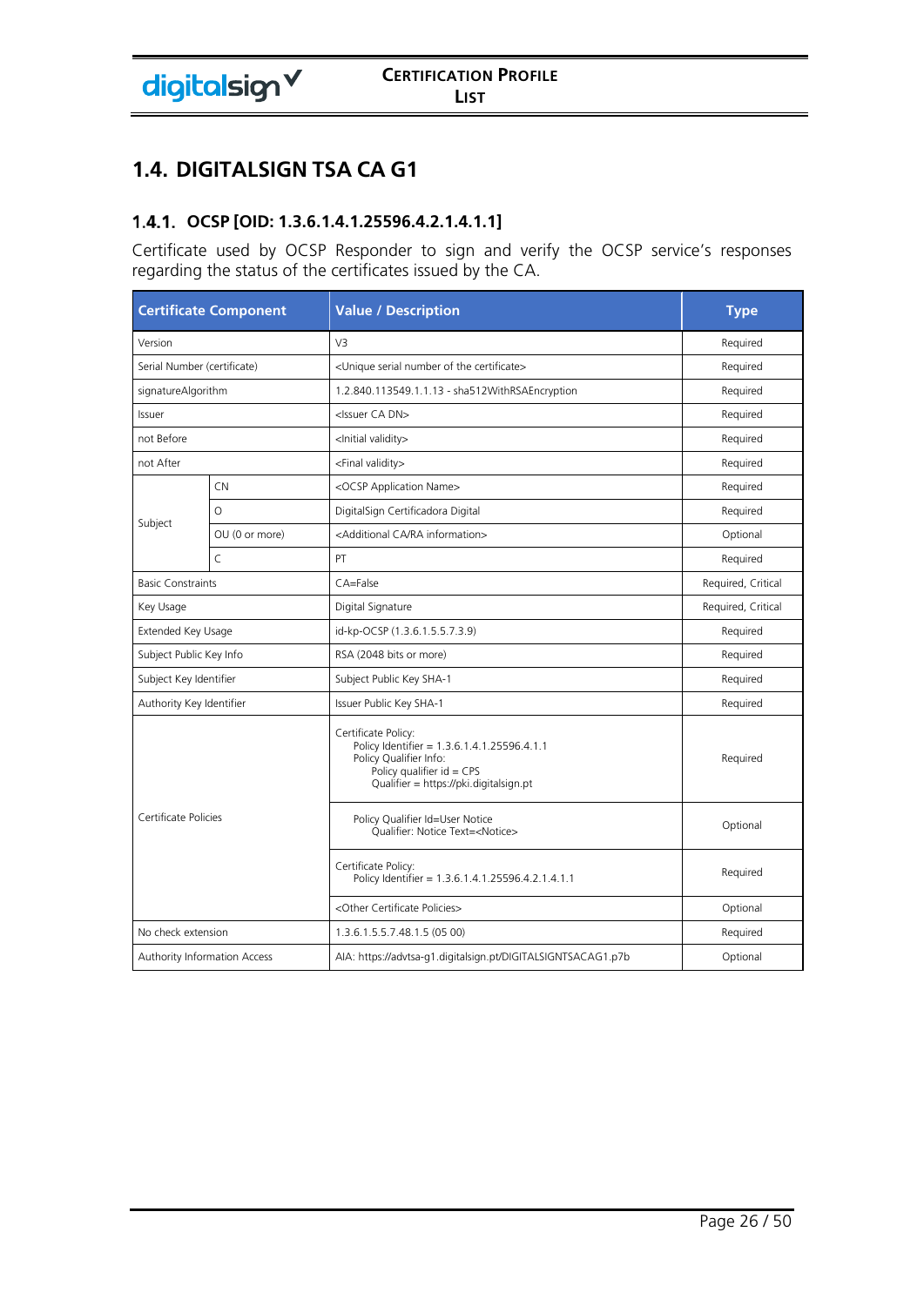## 1.4. DIGITALSIGN TSA CA G1

### 1.4.1. OCSP [OID: 1.3.6.1.4.1.25596.4.2.1.4.1.1]

Certificate used by OCSP Responder to sign and verify the OCSP service's responses regarding the status of the certificates issued by the CA.

| Certificate Component | | Value / Description | Type |
|---|---|---|---|
| Version | | V3 | Required |
| Serial Number (certificate) | | <Unique serial number of the certificate> | Required |
| signatureAlgorithm | | 1.2.840.113549.1.1.13 - sha512WithRSAEncryption | Required |
| Issuer | | <Issuer CA DN> | Required |
| not Before | | <Initial validity> | Required |
| not After | | <Final validity> | Required |
| Subject | CN | <OCSP Application Name> | Required |
| | O | DigitalSign Certificadora Digital | Required |
| | OU (0 or more) | <Additional CA/RA information> | Optional |
| | C | PT | Required |
| Basic Constraints | | CA=False | Required, Critical |
| Key Usage | | Digital Signature | Required, Critical |
| Extended Key Usage | | id-kp-OCSP (1.3.6.1.5.5.7.3.9) | Required |
| Subject Public Key Info | | RSA (2048 bits or more) | Required |
| Subject Key Identifier | | Subject Public Key SHA-1 | Required |
| Authority Key Identifier | | Issuer Public Key SHA-1 | Required |
| Certificate Policies | | Certificate Policy:<br>Policy Identifier = 1.3.6.1.4.1.25596.4.1.1<br>Policy Qualifier Info:<br>Policy qualifier id = CPS<br>Qualifier = https://pki.digitalsign.pt | Required |
| | | Policy Qualifier Id=User Notice<br>Qualifier: Notice Text=<Notice> | Optional |
| | | Certificate Policy:<br>Policy Identifier = 1.3.6.1.4.1.25596.4.2.1.4.1.1 | Required |
| | | <Other Certificate Policies> | Optional |
| No check extension | | 1.3.6.1.5.5.7.48.1.5 (05 00) | Required |
| Authority Information Access | | AIA: https://advtsa-g1.digitalsign.pt/DIGITALSIGNTSACAG1.p7b | Optional |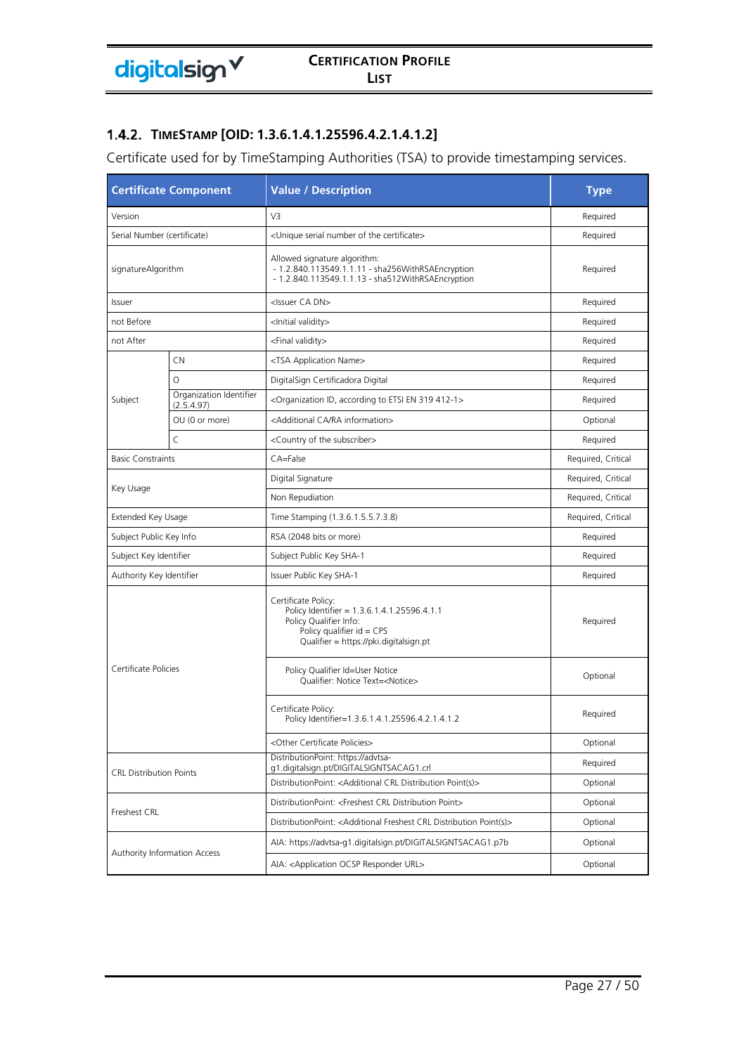### 1.4.2. TimeStamp [OID: 1.3.6.1.4.1.25596.4.2.1.4.1.2]

Certificate used for by TimeStamping Authorities (TSA) to provide timestamping services.

| Certificate Component | | Value / Description | Type |
|---|---|---|---|
| Version | | V3 | Required |
| Serial Number (certificate) | | <Unique serial number of the certificate> | Required |
| signatureAlgorithm | | Allowed signature algorithm:<br>- 1.2.840.113549.1.1.11 - sha256WithRSAEncryption<br>- 1.2.840.113549.1.1.13 - sha512WithRSAEncryption | Required |
| Issuer | | <Issuer CA DN> | Required |
| not Before | | <Initial validity> | Required |
| not After | | <Final validity> | Required |
| Subject | CN | <TSA Application Name> | Required |
| | O | DigitalSign Certificadora Digital | Required |
| | Organization Identifier (2.5.4.97) | <Organization ID, according to ETSI EN 319 412-1> | Required |
| | OU (0 or more) | <Additional CA/RA information> | Optional |
| | C | <Country of the subscriber> | Required |
| Basic Constraints | | CA=False | Required, Critical |
| Key Usage | | Digital Signature | Required, Critical |
| | | Non Repudiation | Required, Critical |
| Extended Key Usage | | Time Stamping (1.3.6.1.5.5.7.3.8) | Required, Critical |
| Subject Public Key Info | | RSA (2048 bits or more) | Required |
| Subject Key Identifier | | Subject Public Key SHA-1 | Required |
| Authority Key Identifier | | Issuer Public Key SHA-1 | Required |
| Certificate Policies | | Certificate Policy:<br>Policy Identifier = 1.3.6.1.4.1.25596.4.1.1<br>Policy Qualifier Info:<br>Policy qualifier id = CPS<br>Qualifier = https://pki.digitalsign.pt | Required |
| | | Policy Qualifier Id=User Notice<br>Qualifier: Notice Text=<Notice> | Optional |
| | | Certificate Policy:<br>Policy Identifier=1.3.6.1.4.1.25596.4.2.1.4.1.2 | Required |
| | | <Other Certificate Policies> | Optional |
| CRL Distribution Points | | DistributionPoint: https://advtsa-g1.digitalsign.pt/DIGITALSIGNTSACAG1.crl | Required |
| | | DistributionPoint: <Additional CRL Distribution Point(s)> | Optional |
| Freshest CRL | | DistributionPoint: <Freshest CRL Distribution Point> | Optional |
| | | DistributionPoint: <Additional Freshest CRL Distribution Point(s)> | Optional |
| Authority Information Access | | AIA: https://advtsa-g1.digitalsign.pt/DIGITALSIGNTSACAG1.p7b | Optional |
| | | AIA: <Application OCSP Responder URL> | Optional |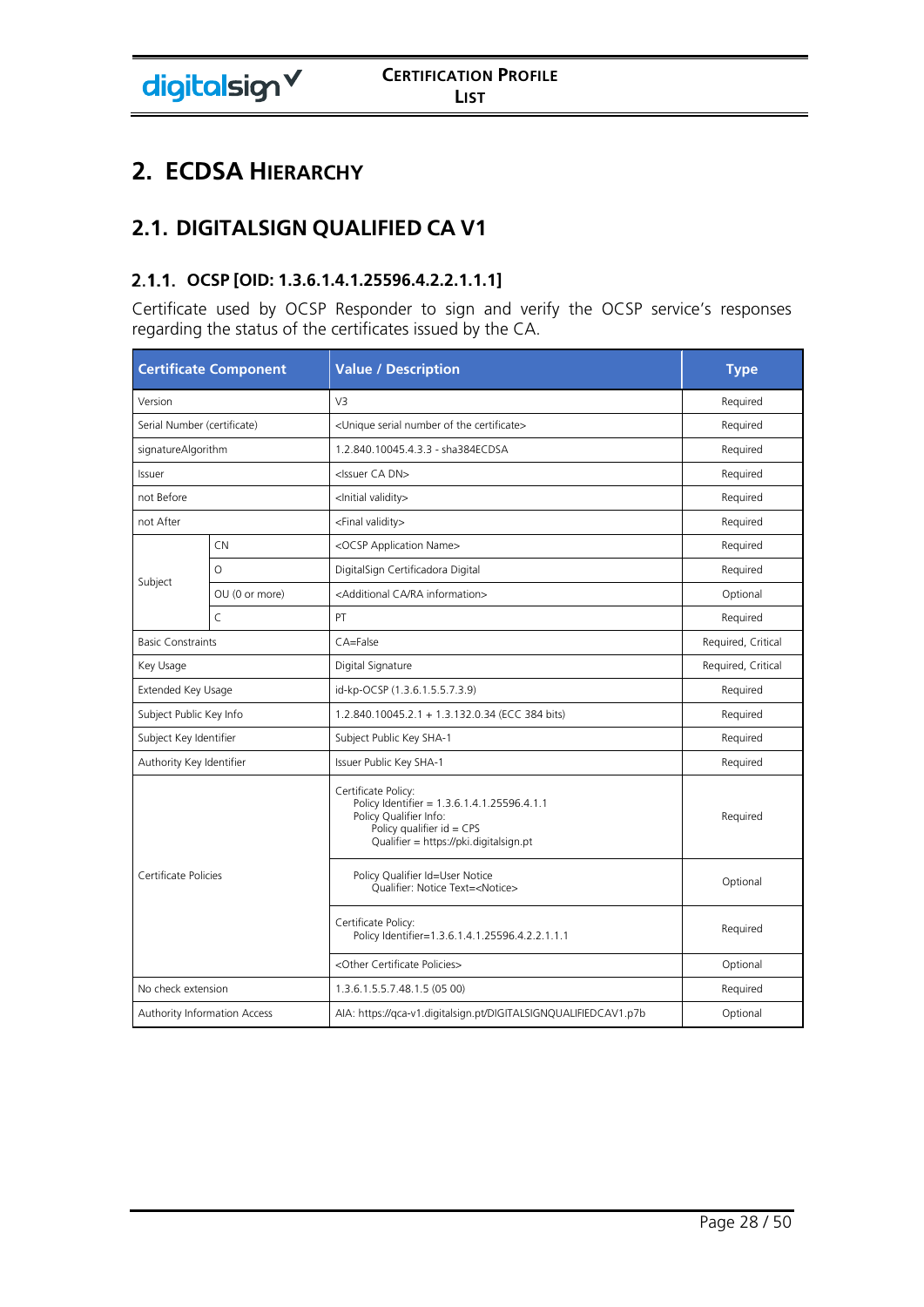# 2. ECDSA HIERARCHY

## 2.1. DIGITALSIGN QUALIFIED CA V1

### 2.1.1. OCSP [OID: 1.3.6.1.4.1.25596.4.2.2.1.1.1]

Certificate used by OCSP Responder to sign and verify the OCSP service's responses regarding the status of the certificates issued by the CA.

| Certificate Component | | Value / Description | Type |
|---|---|---|---|
| Version | | V3 | Required |
| Serial Number (certificate) | | <Unique serial number of the certificate> | Required |
| signatureAlgorithm | | 1.2.840.10045.4.3.3 - sha384ECDSA | Required |
| Issuer | | <Issuer CA DN> | Required |
| not Before | | <Initial validity> | Required |
| not After | | <Final validity> | Required |
| Subject | CN | <OCSP Application Name> | Required |
| | O | DigitalSign Certificadora Digital | Required |
| | OU (0 or more) | <Additional CA/RA information> | Optional |
| | C | PT | Required |
| Basic Constraints | | CA=False | Required, Critical |
| Key Usage | | Digital Signature | Required, Critical |
| Extended Key Usage | | id-kp-OCSP (1.3.6.1.5.5.7.3.9) | Required |
| Subject Public Key Info | | 1.2.840.10045.2.1 + 1.3.132.0.34 (ECC 384 bits) | Required |
| Subject Key Identifier | | Subject Public Key SHA-1 | Required |
| Authority Key Identifier | | Issuer Public Key SHA-1 | Required |
| Certificate Policies | | Certificate Policy:<br>Policy Identifier = 1.3.6.1.4.1.25596.4.1.1<br>Policy Qualifier Info:<br>Policy qualifier id = CPS<br>Qualifier = https://pki.digitalsign.pt | Required |
| | | Policy Qualifier Id=User Notice<br>Qualifier: Notice Text=<Notice> | Optional |
| | | Certificate Policy:<br>Policy Identifier=1.3.6.1.4.1.25596.4.2.2.1.1.1 | Required |
| | | <Other Certificate Policies> | Optional |
| No check extension | | 1.3.6.1.5.5.7.48.1.5 (05 00) | Required |
| Authority Information Access | | AIA: https://qca-v1.digitalsign.pt/DIGITALSIGNQUALIFIEDCAV1.p7b | Optional |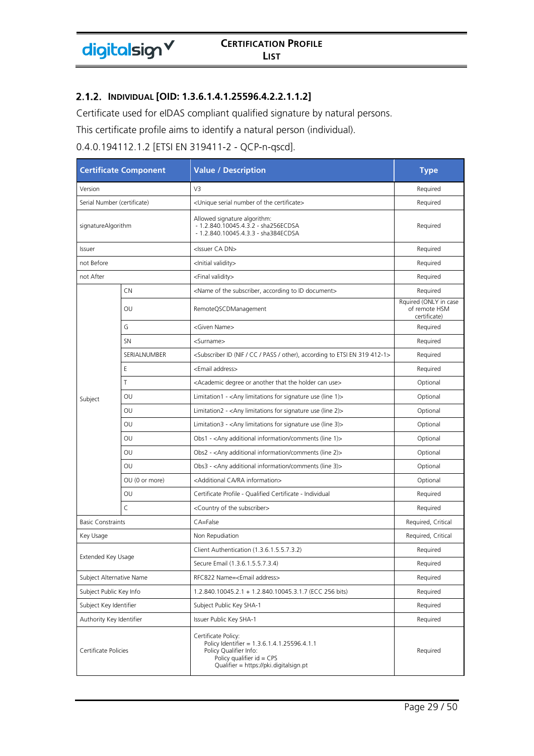### 2.1.2. INDIVIDUAL [OID: 1.3.6.1.4.1.25596.4.2.2.1.1.2]

Certificate used for eIDAS compliant qualified signature by natural persons.

This certificate profile aims to identify a natural person (individual).

0.4.0.194112.1.2 [ETSI EN 319411-2 - QCP-n-qscd].

| Certificate Component | | Value / Description | Type |
|---|---|---|---|
| Version | | V3 | Required |
| Serial Number (certificate) | | <Unique serial number of the certificate> | Required |
| signatureAlgorithm | | Allowed signature algorithm:<br>- 1.2.840.10045.4.3.2 - sha256ECDSA<br>- 1.2.840.10045.4.3.3 - sha384ECDSA | Required |
| Issuer | | <Issuer CA DN> | Required |
| not Before | | <Initial validity> | Required |
| not After | | <Final validity> | Required |
| Subject | CN | <Name of the subscriber, according to ID document> | Required |
| | OU | RemoteQSCDManagement | Rquired (ONLY in case of remote HSM certificate) |
| | G | <Given Name> | Required |
| | SN | <Surname> | Required |
| | SERIALNUMBER | <Subscriber ID (NIF / CC / PASS / other), according to ETSI EN 319 412-1> | Required |
| | E | <Email address> | Required |
| | T | <Academic degree or another that the holder can use> | Optional |
| | OU | Limitation1 - <Any limitations for signature use (line 1)> | Optional |
| | OU | Limitation2 - <Any limitations for signature use (line 2)> | Optional |
| | OU | Limitation3 - <Any limitations for signature use (line 3)> | Optional |
| | OU | Obs1 - <Any additional information/comments (line 1)> | Optional |
| | OU | Obs2 - <Any additional information/comments (line 2)> | Optional |
| | OU | Obs3 - <Any additional information/comments (line 3)> | Optional |
| | OU (0 or more) | <Additional CA/RA information> | Optional |
| | OU | Certificate Profile - Qualified Certificate - Individual | Required |
| | C | <Country of the subscriber> | Required |
| Basic Constraints | | CA=False | Required, Critical |
| Key Usage | | Non Repudiation | Required, Critical |
| Extended Key Usage | | Client Authentication (1.3.6.1.5.5.7.3.2) | Required |
| | | Secure Email (1.3.6.1.5.5.7.3.4) | Required |
| Subject Alternative Name | | RFC822 Name=<Email address> | Required |
| Subject Public Key Info | | 1.2.840.10045.2.1 + 1.2.840.10045.3.1.7 (ECC 256 bits) | Required |
| Subject Key Identifier | | Subject Public Key SHA-1 | Required |
| Authority Key Identifier | | Issuer Public Key SHA-1 | Required |
| Certificate Policies | | Certificate Policy:<br>Policy Identifier = 1.3.6.1.4.1.25596.4.1.1<br>Policy Qualifier Info:<br>Policy qualifier id = CPS<br>Qualifier = https://pki.digitalsign.pt | Required |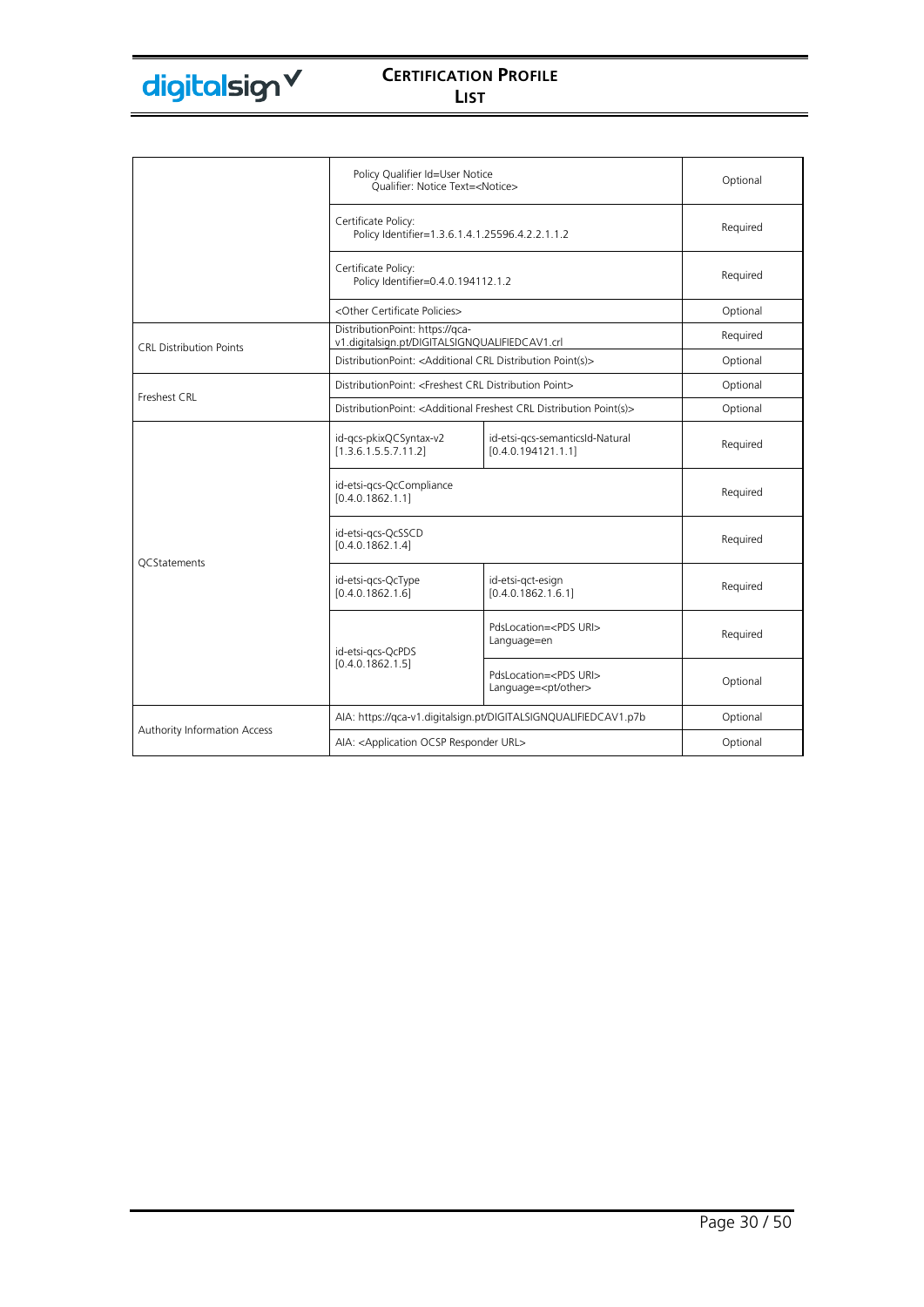| | | | |
|---|---|---|---|
| | Policy Qualifier Id=User Notice<br>Qualifier: Notice Text=<Notice> | | Optional |
| | Certificate Policy:<br>Policy Identifier=1.3.6.1.4.1.25596.4.2.2.1.1.2 | | Required |
| | Certificate Policy:<br>Policy Identifier=0.4.0.194112.1.2 | | Required |
| | <Other Certificate Policies> | | Optional |
| CRL Distribution Points | DistributionPoint: https://qca-v1.digitalsign.pt/DIGITALSIGNQUALIFIEDCAV1.crl | | Required |
| | DistributionPoint: <Additional CRL Distribution Point(s)> | | Optional |
| Freshest CRL | DistributionPoint: <Freshest CRL Distribution Point> | | Optional |
| | DistributionPoint: <Additional Freshest CRL Distribution Point(s)> | | Optional |
| QCStatements | id-qcs-pkixQCSyntax-v2<br>[1.3.6.1.5.5.7.11.2] | id-etsi-qcs-semanticsId-Natural<br>[0.4.0.194121.1.1] | Required |
| | id-etsi-qcs-QcCompliance<br>[0.4.0.1862.1.1] | | Required |
| | id-etsi-qcs-QcSSCD<br>[0.4.0.1862.1.4] | | Required |
| | id-etsi-qcs-QcType<br>[0.4.0.1862.1.6] | id-etsi-qct-esign<br>[0.4.0.1862.1.6.1] | Required |
| | id-etsi-qcs-QcPDS<br>[0.4.0.1862.1.5] | PdsLocation=<PDS URI><br>Language=en | Required |
| | | PdsLocation=<PDS URI><br>Language=<pt/other> | Optional |
| Authority Information Access | AIA: https://qca-v1.digitalsign.pt/DIGITALSIGNQUALIFIEDCAV1.p7b | | Optional |
| | AIA: <Application OCSP Responder URL> | | Optional |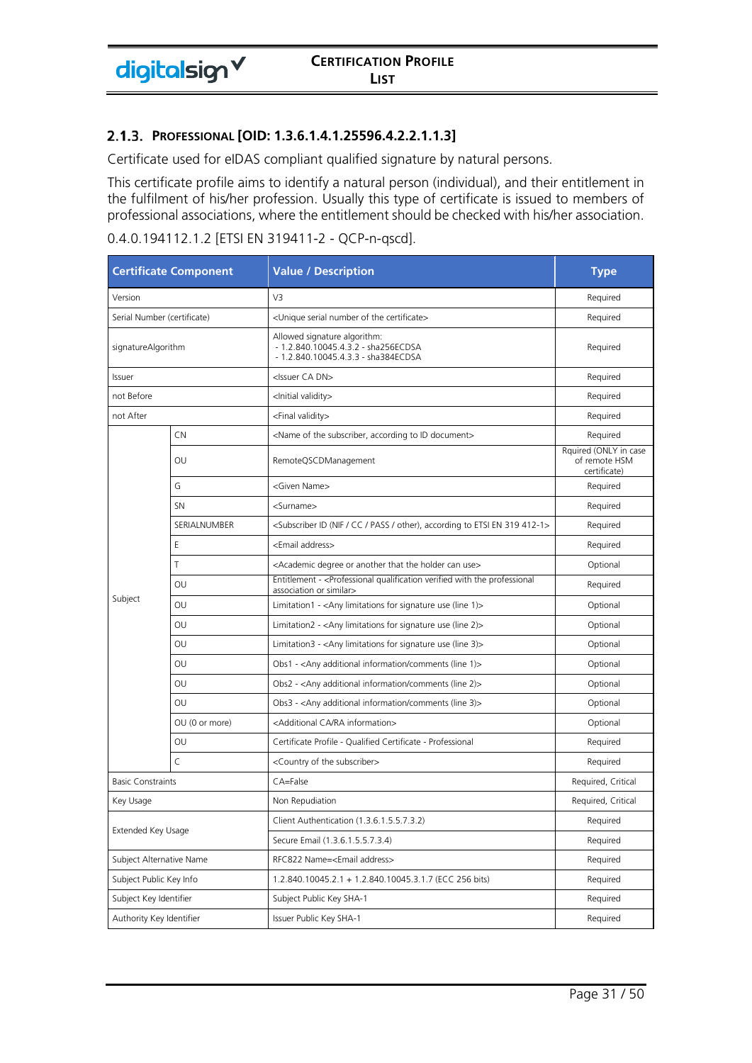### 2.1.3. PROFESSIONAL [OID: 1.3.6.1.4.1.25596.4.2.2.1.1.3]

Certificate used for eIDAS compliant qualified signature by natural persons.

This certificate profile aims to identify a natural person (individual), and their entitlement in the fulfilment of his/her profession. Usually this type of certificate is issued to members of professional associations, where the entitlement should be checked with his/her association.

0.4.0.194112.1.2 [ETSI EN 319411-2 - QCP-n-qscd].

| Certificate Component | | Value / Description | Type |
|---|---|---|---|
| Version | | V3 | Required |
| Serial Number (certificate) | | <Unique serial number of the certificate> | Required |
| signatureAlgorithm | | Allowed signature algorithm:<br>- 1.2.840.10045.4.3.2 - sha256ECDSA<br>- 1.2.840.10045.4.3.3 - sha384ECDSA | Required |
| Issuer | | <Issuer CA DN> | Required |
| not Before | | <Initial validity> | Required |
| not After | | <Final validity> | Required |
| Subject | CN | <Name of the subscriber, according to ID document> | Required |
| | OU | RemoteQSCDManagement | Rquired (ONLY in case of remote HSM certificate) |
| | G | <Given Name> | Required |
| | SN | <Surname> | Required |
| | SERIALNUMBER | <Subscriber ID (NIF / CC / PASS / other), according to ETSI EN 319 412-1> | Required |
| | E | <Email address> | Required |
| | T | <Academic degree or another that the holder can use> | Optional |
| | OU | Entitlement - <Professional qualification verified with the professional association or similar> | Required |
| | OU | Limitation1 - <Any limitations for signature use (line 1)> | Optional |
| | OU | Limitation2 - <Any limitations for signature use (line 2)> | Optional |
| | OU | Limitation3 - <Any limitations for signature use (line 3)> | Optional |
| | OU | Obs1 - <Any additional information/comments (line 1)> | Optional |
| | OU | Obs2 - <Any additional information/comments (line 2)> | Optional |
| | OU | Obs3 - <Any additional information/comments (line 3)> | Optional |
| | OU (0 or more) | <Additional CA/RA information> | Optional |
| | OU | Certificate Profile - Qualified Certificate - Professional | Required |
| | C | <Country of the subscriber> | Required |
| Basic Constraints | | CA=False | Required, Critical |
| Key Usage | | Non Repudiation | Required, Critical |
| Extended Key Usage | | Client Authentication (1.3.6.1.5.5.7.3.2) | Required |
| | | Secure Email (1.3.6.1.5.5.7.3.4) | Required |
| Subject Alternative Name | | RFC822 Name=<Email address> | Required |
| Subject Public Key Info | | 1.2.840.10045.2.1 + 1.2.840.10045.3.1.7 (ECC 256 bits) | Required |
| Subject Key Identifier | | Subject Public Key SHA-1 | Required |
| Authority Key Identifier | | Issuer Public Key SHA-1 | Required |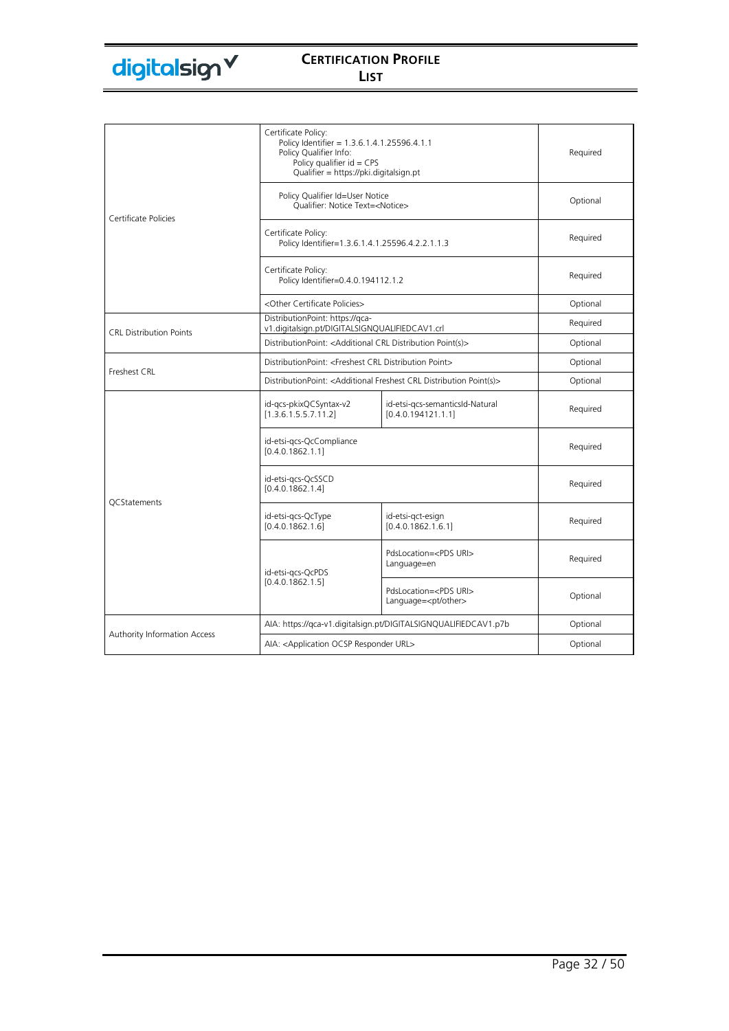| | | | |
|---|---|---|---|
| Certificate Policies | Certificate Policy:<br>Policy Identifier = 1.3.6.1.4.1.25596.4.1.1<br>Policy Qualifier Info:<br>Policy qualifier id = CPS<br>Qualifier = https://pki.digitalsign.pt | | Required |
| | Policy Qualifier Id=User Notice<br>Qualifier: Notice Text=<Notice> | | Optional |
| | Certificate Policy:<br>Policy Identifier=1.3.6.1.4.1.25596.4.2.2.1.1.3 | | Required |
| | Certificate Policy:<br>Policy Identifier=0.4.0.194112.1.2 | | Required |
| | <Other Certificate Policies> | | Optional |
| CRL Distribution Points | DistributionPoint: https://qca-v1.digitalsign.pt/DIGITALSIGNQUALIFIEDCAV1.crl | | Required |
| | DistributionPoint: <Additional CRL Distribution Point(s)> | | Optional |
| Freshest CRL | DistributionPoint: <Freshest CRL Distribution Point> | | Optional |
| | DistributionPoint: <Additional Freshest CRL Distribution Point(s)> | | Optional |
| QCStatements | id-qcs-pkixQCSyntax-v2<br>[1.3.6.1.5.5.7.11.2] | id-etsi-qcs-semanticsId-Natural<br>[0.4.0.194121.1.1] | Required |
| | id-etsi-qcs-QcCompliance<br>[0.4.0.1862.1.1] | | Required |
| | id-etsi-qcs-QcSSCD<br>[0.4.0.1862.1.4] | | Required |
| | id-etsi-qcs-QcType<br>[0.4.0.1862.1.6] | id-etsi-qct-esign<br>[0.4.0.1862.1.6.1] | Required |
| | id-etsi-qcs-QcPDS<br>[0.4.0.1862.1.5] | PdsLocation=<PDS URI><br>Language=en | Required |
| | | PdsLocation=<PDS URI><br>Language=<pt/other> | Optional |
| Authority Information Access | AIA: https://qca-v1.digitalsign.pt/DIGITALSIGNQUALIFIEDCAV1.p7b | | Optional |
| | AIA: <Application OCSP Responder URL> | | Optional |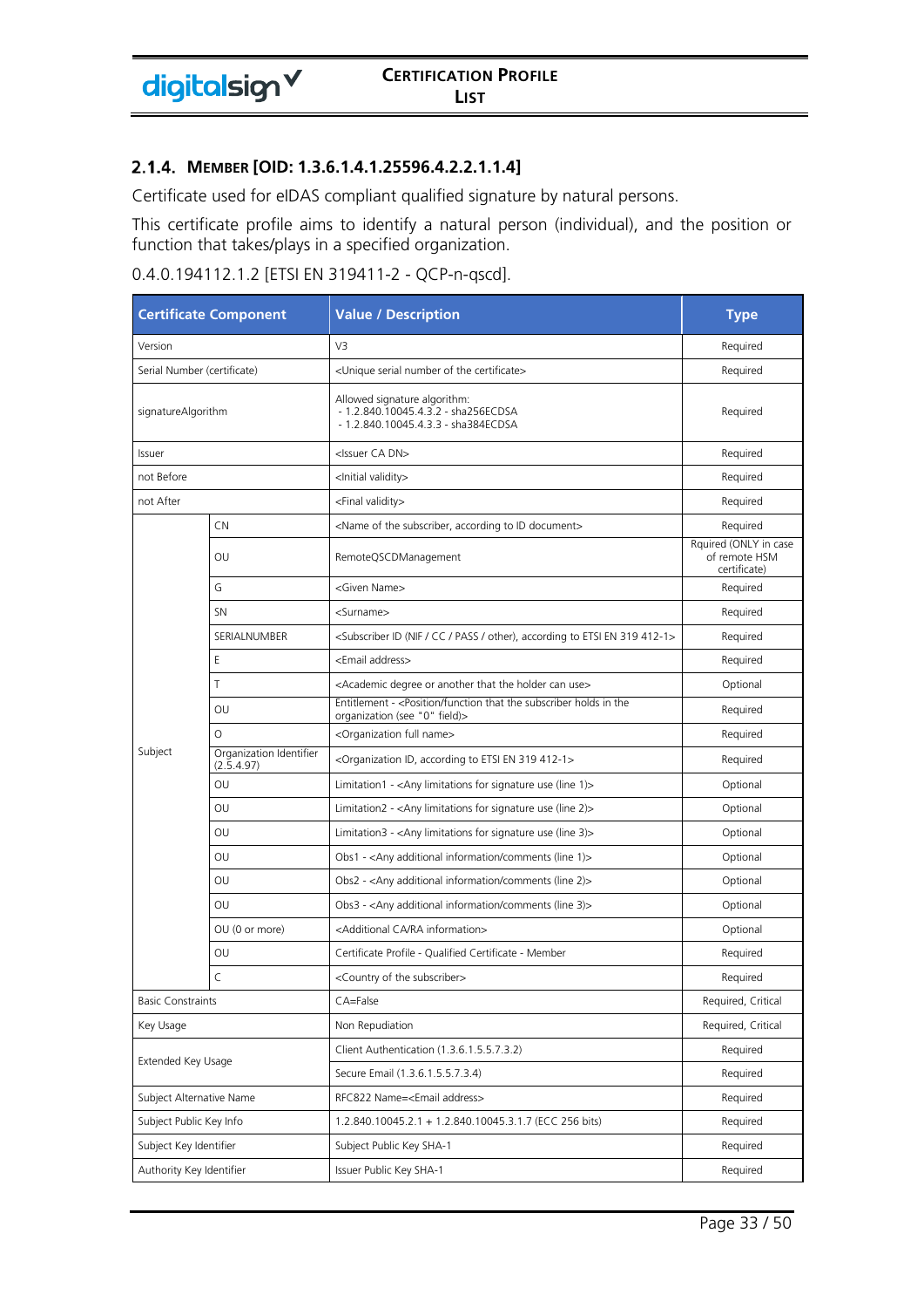### 2.1.4. Member [OID: 1.3.6.1.4.1.25596.4.2.2.1.1.4]

Certificate used for eIDAS compliant qualified signature by natural persons.

This certificate profile aims to identify a natural person (individual), and the position or function that takes/plays in a specified organization.

0.4.0.194112.1.2 [ETSI EN 319411-2 - QCP-n-qscd].

| Certificate Component | | Value / Description | Type |
|---|---|---|---|
| Version | | V3 | Required |
| Serial Number (certificate) | | <Unique serial number of the certificate> | Required |
| signatureAlgorithm | | Allowed signature algorithm:<br>- 1.2.840.10045.4.3.2 - sha256ECDSA<br>- 1.2.840.10045.4.3.3 - sha384ECDSA | Required |
| Issuer | | <Issuer CA DN> | Required |
| not Before | | <Initial validity> | Required |
| not After | | <Final validity> | Required |
| Subject | CN | <Name of the subscriber, according to ID document> | Required |
| | OU | RemoteQSCDManagement | Rquired (ONLY in case of remote HSM certificate) |
| | G | <Given Name> | Required |
| | SN | <Surname> | Required |
| | SERIALNUMBER | <Subscriber ID (NIF / CC / PASS / other), according to ETSI EN 319 412-1> | Required |
| | E | <Email address> | Required |
| | T | <Academic degree or another that the holder can use> | Optional |
| | OU | Entitlement - <Position/function that the subscriber holds in the organization (see "O" field)> | Required |
| | O | <Organization full name> | Required |
| | Organization Identifier (2.5.4.97) | <Organization ID, according to ETSI EN 319 412-1> | Required |
| | OU | Limitation1 - <Any limitations for signature use (line 1)> | Optional |
| | OU | Limitation2 - <Any limitations for signature use (line 2)> | Optional |
| | OU | Limitation3 - <Any limitations for signature use (line 3)> | Optional |
| | OU | Obs1 - <Any additional information/comments (line 1)> | Optional |
| | OU | Obs2 - <Any additional information/comments (line 2)> | Optional |
| | OU | Obs3 - <Any additional information/comments (line 3)> | Optional |
| | OU (0 or more) | <Additional CA/RA information> | Optional |
| | OU | Certificate Profile - Qualified Certificate - Member | Required |
| | C | <Country of the subscriber> | Required |
| Basic Constraints | | CA=False | Required, Critical |
| Key Usage | | Non Repudiation | Required, Critical |
| Extended Key Usage | | Client Authentication (1.3.6.1.5.5.7.3.2) | Required |
| | | Secure Email (1.3.6.1.5.5.7.3.4) | Required |
| Subject Alternative Name | | RFC822 Name=<Email address> | Required |
| Subject Public Key Info | | 1.2.840.10045.2.1 + 1.2.840.10045.3.1.7 (ECC 256 bits) | Required |
| Subject Key Identifier | | Subject Public Key SHA-1 | Required |
| Authority Key Identifier | | Issuer Public Key SHA-1 | Required |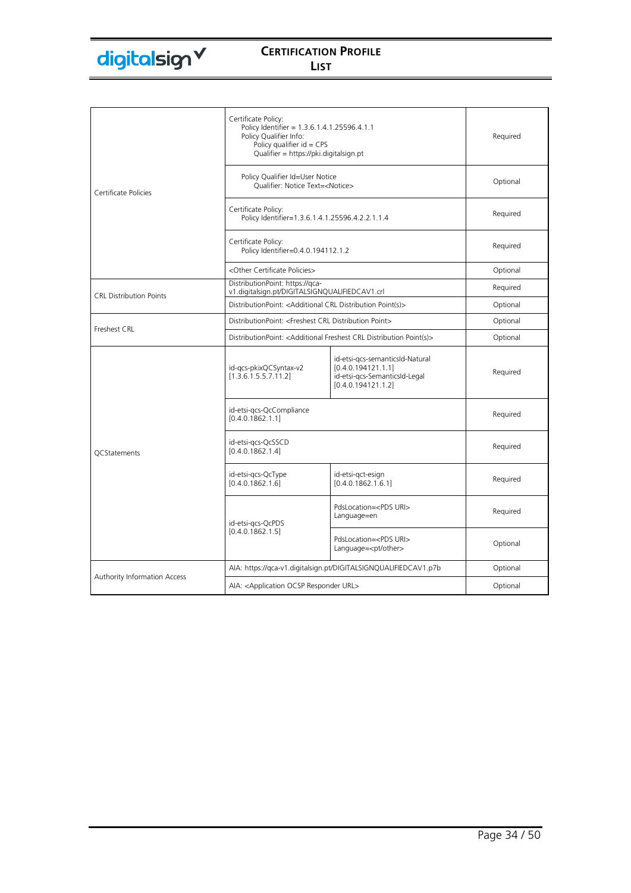| | | | |
|---|---|---|---|
| Certificate Policies | Certificate Policy:<br>Policy Identifier = 1.3.6.1.4.1.25596.4.1.1<br>Policy Qualifier Info:<br>Policy qualifier id = CPS<br>Qualifier = https://pki.digitalsign.pt | | Required |
| | Policy Qualifier Id=User Notice<br>Qualifier: Notice Text=<Notice> | | Optional |
| | Certificate Policy:<br>Policy Identifier=1.3.6.1.4.1.25596.4.2.2.1.1.4 | | Required |
| | Certificate Policy:<br>Policy Identifier=0.4.0.194112.1.2 | | Required |
| | <Other Certificate Policies> | | Optional |
| CRL Distribution Points | DistributionPoint: https://qca-v1.digitalsign.pt/DIGITALSIGNQUALIFIEDCAV1.crl | | Required |
| | DistributionPoint: <Additional CRL Distribution Point(s)> | | Optional |
| Freshest CRL | DistributionPoint: <Freshest CRL Distribution Point> | | Optional |
| | DistributionPoint: <Additional Freshest CRL Distribution Point(s)> | | Optional |
| QCStatements | id-qcs-pkixQCSyntax-v2<br>[1.3.6.1.5.5.7.11.2] | id-etsi-qcs-semanticsId-Natural<br>[0.4.0.194121.1.1]<br>id-etsi-qcs-SemanticsId-Legal<br>[0.4.0.194121.1.2] | Required |
| | id-etsi-qcs-QcCompliance<br>[0.4.0.1862.1.1] | | Required |
| | id-etsi-qcs-QcSSCD<br>[0.4.0.1862.1.4] | | Required |
| | id-etsi-qcs-QcType<br>[0.4.0.1862.1.6] | id-etsi-qct-esign<br>[0.4.0.1862.1.6.1] | Required |
| | id-etsi-qcs-QcPDS<br>[0.4.0.1862.1.5] | PdsLocation=<PDS URI><br>Language=en | Required |
| | | PdsLocation=<PDS URI><br>Language=<pt/other> | Optional |
| Authority Information Access | AIA: https://qca-v1.digitalsign.pt/DIGITALSIGNQUALIFIEDCAV1.p7b | | Optional |
| | AIA: <Application OCSP Responder URL> | | Optional |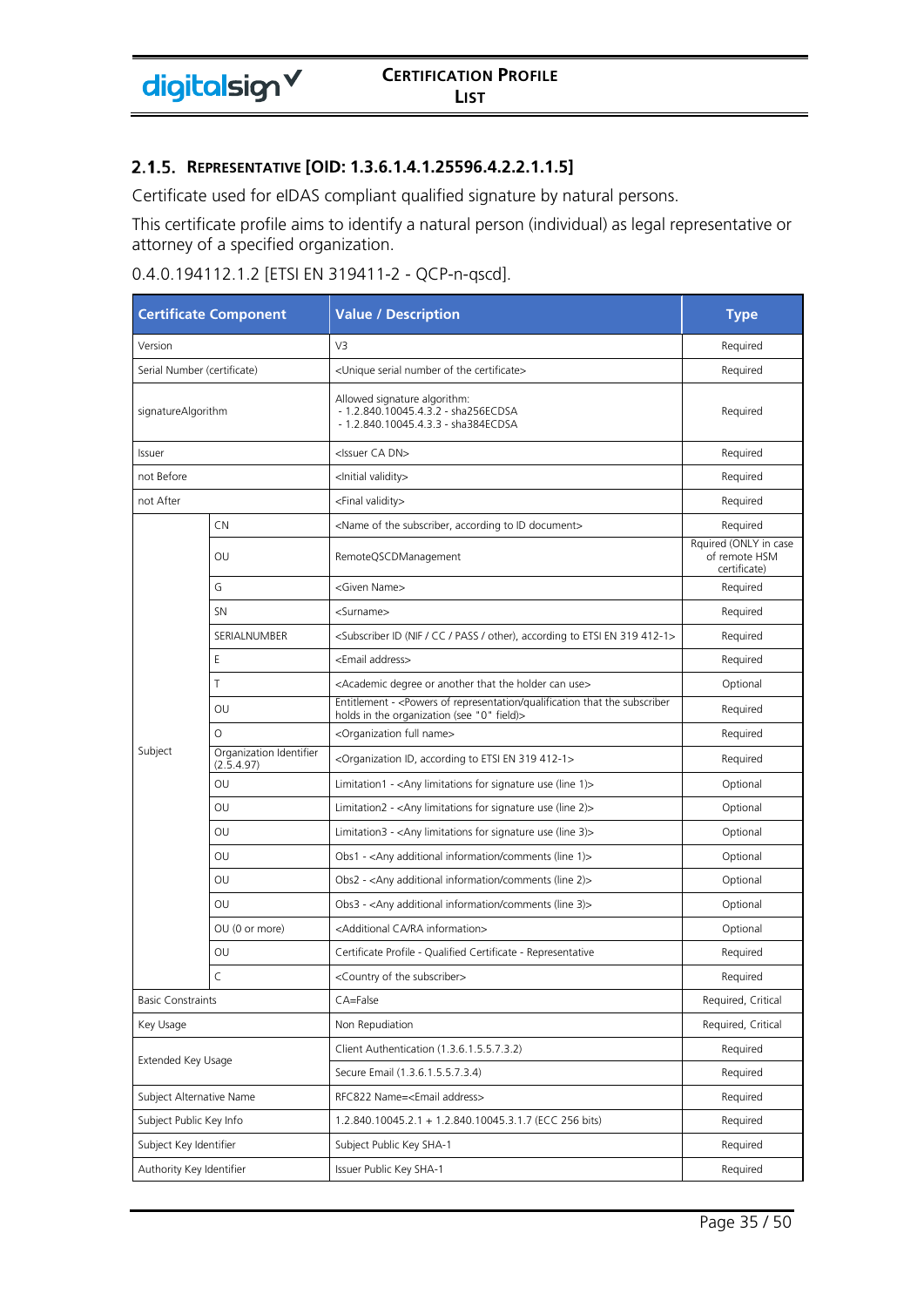### 2.1.5. Representative [OID: 1.3.6.1.4.1.25596.4.2.2.1.1.5]

Certificate used for eIDAS compliant qualified signature by natural persons.

This certificate profile aims to identify a natural person (individual) as legal representative or attorney of a specified organization.

0.4.0.194112.1.2 [ETSI EN 319411-2 - QCP-n-qscd].

| Certificate Component | | Value / Description | Type |
|---|---|---|---|
| Version | | V3 | Required |
| Serial Number (certificate) | | <Unique serial number of the certificate> | Required |
| signatureAlgorithm | | Allowed signature algorithm:<br>- 1.2.840.10045.4.3.2 - sha256ECDSA<br>- 1.2.840.10045.4.3.3 - sha384ECDSA | Required |
| Issuer | | <Issuer CA DN> | Required |
| not Before | | <Initial validity> | Required |
| not After | | <Final validity> | Required |
| Subject | CN | <Name of the subscriber, according to ID document> | Required |
| | OU | RemoteQSCDManagement | Rquired (ONLY in case of remote HSM certificate) |
| | G | <Given Name> | Required |
| | SN | <Surname> | Required |
| | SERIALNUMBER | <Subscriber ID (NIF / CC / PASS / other), according to ETSI EN 319 412-1> | Required |
| | E | <Email address> | Required |
| | T | <Academic degree or another that the holder can use> | Optional |
| | OU | Entitlement - <Powers of representation/qualification that the subscriber holds in the organization (see "O" field)> | Required |
| | O | <Organization full name> | Required |
| | Organization Identifier (2.5.4.97) | <Organization ID, according to ETSI EN 319 412-1> | Required |
| | OU | Limitation1 - <Any limitations for signature use (line 1)> | Optional |
| | OU | Limitation2 - <Any limitations for signature use (line 2)> | Optional |
| | OU | Limitation3 - <Any limitations for signature use (line 3)> | Optional |
| | OU | Obs1 - <Any additional information/comments (line 1)> | Optional |
| | OU | Obs2 - <Any additional information/comments (line 2)> | Optional |
| | OU | Obs3 - <Any additional information/comments (line 3)> | Optional |
| | OU (0 or more) | <Additional CA/RA information> | Optional |
| | OU | Certificate Profile - Qualified Certificate - Representative | Required |
| | C | <Country of the subscriber> | Required |
| Basic Constraints | | CA=False | Required, Critical |
| Key Usage | | Non Repudiation | Required, Critical |
| Extended Key Usage | | Client Authentication (1.3.6.1.5.5.7.3.2) | Required |
| | | Secure Email (1.3.6.1.5.5.7.3.4) | Required |
| Subject Alternative Name | | RFC822 Name=<Email address> | Required |
| Subject Public Key Info | | 1.2.840.10045.2.1 + 1.2.840.10045.3.1.7 (ECC 256 bits) | Required |
| Subject Key Identifier | | Subject Public Key SHA-1 | Required |
| Authority Key Identifier | | Issuer Public Key SHA-1 | Required |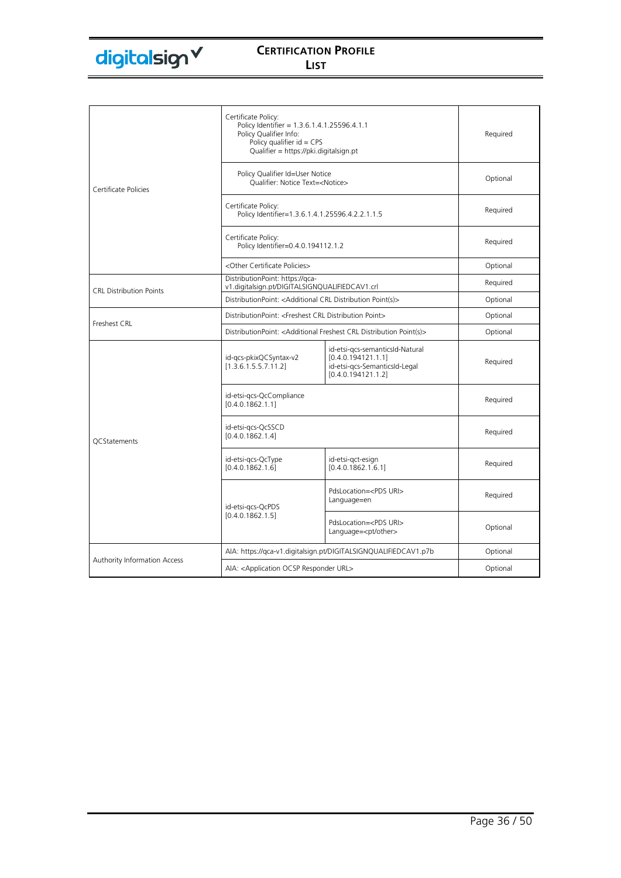| | | | |
|---|---|---|---|
| Certificate Policies | Certificate Policy:<br>Policy Identifier = 1.3.6.1.4.1.25596.4.1.1<br>Policy Qualifier Info:<br>Policy qualifier id = CPS<br>Qualifier = https://pki.digitalsign.pt | | Required |
| | Policy Qualifier Id=User Notice<br>Qualifier: Notice Text=<Notice> | | Optional |
| | Certificate Policy:<br>Policy Identifier=1.3.6.1.4.1.25596.4.2.2.1.1.5 | | Required |
| | Certificate Policy:<br>Policy Identifier=0.4.0.194112.1.2 | | Required |
| | <Other Certificate Policies> | | Optional |
| CRL Distribution Points | DistributionPoint: https://qca-v1.digitalsign.pt/DIGITALSIGNQUALIFIEDCAV1.crl | | Required |
| | DistributionPoint: <Additional CRL Distribution Point(s)> | | Optional |
| Freshest CRL | DistributionPoint: <Freshest CRL Distribution Point> | | Optional |
| | DistributionPoint: <Additional Freshest CRL Distribution Point(s)> | | Optional |
| QCStatements | id-qcs-pkixQCSyntax-v2<br>[1.3.6.1.5.5.7.11.2] | id-etsi-qcs-semanticsId-Natural<br>[0.4.0.194121.1.1]<br>id-etsi-qcs-SemanticsId-Legal<br>[0.4.0.194121.1.2] | Required |
| | id-etsi-qcs-QcCompliance<br>[0.4.0.1862.1.1] | | Required |
| | id-etsi-qcs-QcSSCD<br>[0.4.0.1862.1.4] | | Required |
| | id-etsi-qcs-QcType<br>[0.4.0.1862.1.6] | id-etsi-qct-esign<br>[0.4.0.1862.1.6.1] | Required |
| | id-etsi-qcs-QcPDS<br>[0.4.0.1862.1.5] | PdsLocation=<PDS URI><br>Language=en | Required |
| | | PdsLocation=<PDS URI><br>Language=<pt/other> | Optional |
| Authority Information Access | AIA: https://qca-v1.digitalsign.pt/DIGITALSIGNQUALIFIEDCAV1.p7b | | Optional |
| | AIA: <Application OCSP Responder URL> | | Optional |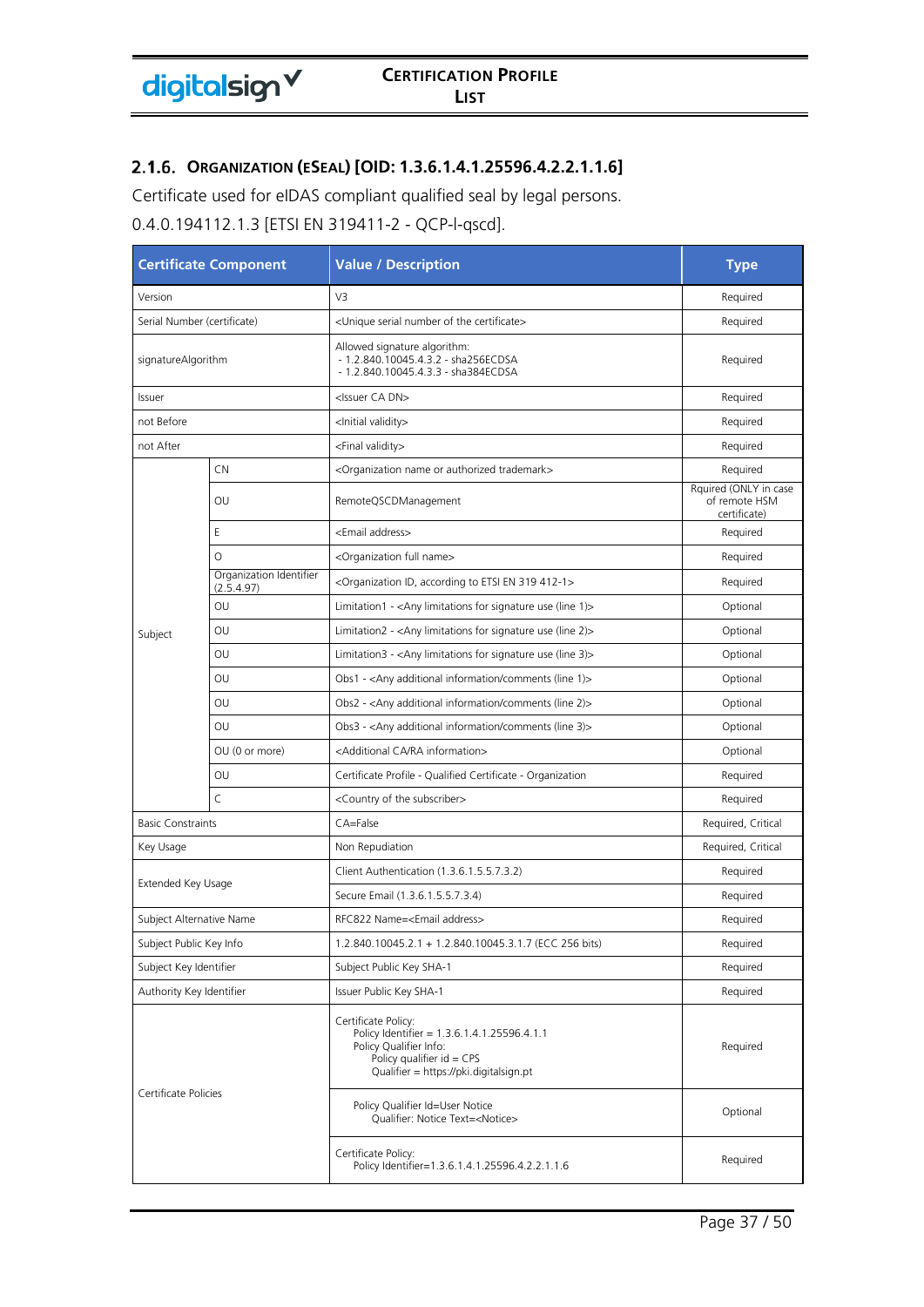## 2.1.6. ORGANIZATION (ESEAL) [OID: 1.3.6.1.4.1.25596.4.2.2.1.1.6]

Certificate used for eIDAS compliant qualified seal by legal persons.

0.4.0.194112.1.3 [ETSI EN 319411-2 - QCP-l-qscd].

| Certificate Component | | Value / Description | Type |
|---|---|---|---|
| Version | | V3 | Required |
| Serial Number (certificate) | | <Unique serial number of the certificate> | Required |
| signatureAlgorithm | | Allowed signature algorithm:<br>- 1.2.840.10045.4.3.2 - sha256ECDSA<br>- 1.2.840.10045.4.3.3 - sha384ECDSA | Required |
| Issuer | | <Issuer CA DN> | Required |
| not Before | | <Initial validity> | Required |
| not After | | <Final validity> | Required |
| Subject | CN | <Organization name or authorized trademark> | Required |
| | OU | RemoteQSCDManagement | Rquired (ONLY in case of remote HSM certificate) |
| | E | <Email address> | Required |
| | O | <Organization full name> | Required |
| | Organization Identifier (2.5.4.97) | <Organization ID, according to ETSI EN 319 412-1> | Required |
| | OU | Limitation1 - <Any limitations for signature use (line 1)> | Optional |
| | OU | Limitation2 - <Any limitations for signature use (line 2)> | Optional |
| | OU | Limitation3 - <Any limitations for signature use (line 3)> | Optional |
| | OU | Obs1 - <Any additional information/comments (line 1)> | Optional |
| | OU | Obs2 - <Any additional information/comments (line 2)> | Optional |
| | OU | Obs3 - <Any additional information/comments (line 3)> | Optional |
| | OU (0 or more) | <Additional CA/RA information> | Optional |
| | OU | Certificate Profile - Qualified Certificate - Organization | Required |
| | C | <Country of the subscriber> | Required |
| Basic Constraints | | CA=False | Required, Critical |
| Key Usage | | Non Repudiation | Required, Critical |
| Extended Key Usage | | Client Authentication (1.3.6.1.5.5.7.3.2) | Required |
| | | Secure Email (1.3.6.1.5.5.7.3.4) | Required |
| Subject Alternative Name | | RFC822 Name=<Email address> | Required |
| Subject Public Key Info | | 1.2.840.10045.2.1 + 1.2.840.10045.3.1.7 (ECC 256 bits) | Required |
| Subject Key Identifier | | Subject Public Key SHA-1 | Required |
| Authority Key Identifier | | Issuer Public Key SHA-1 | Required |
| Certificate Policies | | Certificate Policy:<br>Policy Identifier = 1.3.6.1.4.1.25596.4.1.1<br>Policy Qualifier Info:<br>Policy qualifier id = CPS<br>Qualifier = https://pki.digitalsign.pt | Required |
| | | Policy Qualifier Id=User Notice<br>Qualifier: Notice Text=<Notice> | Optional |
| | | Certificate Policy:<br>Policy Identifier=1.3.6.1.4.1.25596.4.2.2.1.1.6 | Required |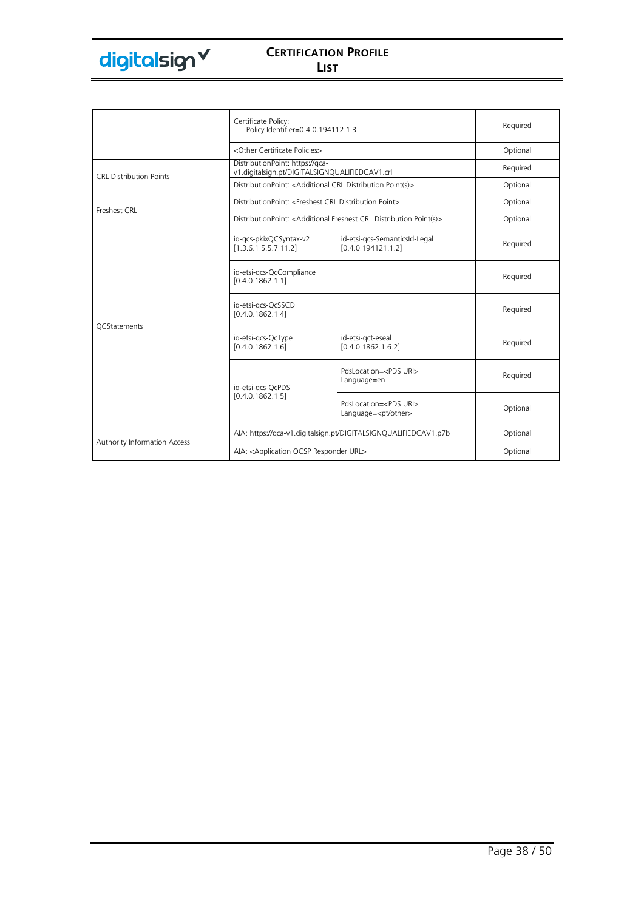| | | | |
|---|---|---|---|
| | Certificate Policy: Policy Identifier=0.4.0.194112.1.3 | | Required |
| | <Other Certificate Policies> | | Optional |
| CRL Distribution Points | DistributionPoint: https://qca-v1.digitalsign.pt/DIGITALSIGNQUALIFIEDCAV1.crl | | Required |
| | DistributionPoint: <Additional CRL Distribution Point(s)> | | Optional |
| Freshest CRL | DistributionPoint: <Freshest CRL Distribution Point> | | Optional |
| | DistributionPoint: <Additional Freshest CRL Distribution Point(s)> | | Optional |
| QCStatements | id-qcs-pkixQCSyntax-v2 [1.3.6.1.5.5.7.11.2] | id-etsi-qcs-SemanticsId-Legal [0.4.0.194121.1.2] | Required |
| | id-etsi-qcs-QcCompliance [0.4.0.1862.1.1] | | Required |
| | id-etsi-qcs-QcSSCD [0.4.0.1862.1.4] | | Required |
| | id-etsi-qcs-QcType [0.4.0.1862.1.6] | id-etsi-qct-eseal [0.4.0.1862.1.6.2] | Required |
| | id-etsi-qcs-QcPDS [0.4.0.1862.1.5] | PdsLocation=<PDS URI> Language=en | Required |
| | | PdsLocation=<PDS URI> Language=<pt/other> | Optional |
| Authority Information Access | AIA: https://qca-v1.digitalsign.pt/DIGITALSIGNQUALIFIEDCAV1.p7b | | Optional |
| | AIA: <Application OCSP Responder URL> | | Optional |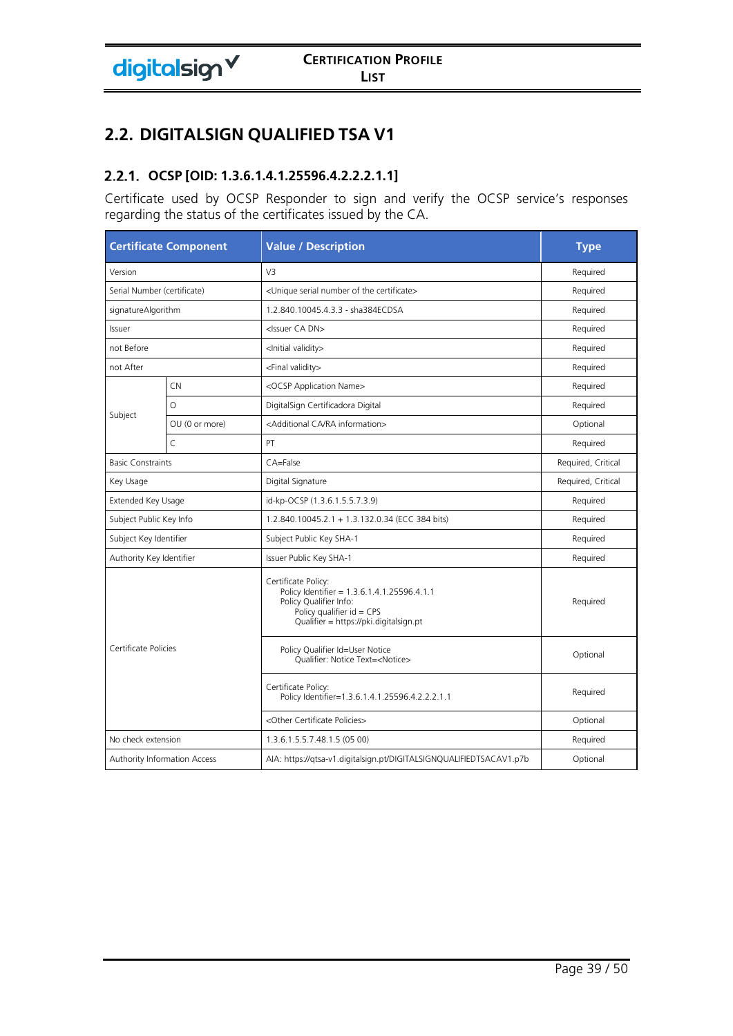## 2.2. DIGITALSIGN QUALIFIED TSA V1

### 2.2.1. OCSP [OID: 1.3.6.1.4.1.25596.4.2.2.2.1.1]

Certificate used by OCSP Responder to sign and verify the OCSP service's responses regarding the status of the certificates issued by the CA.

| Certificate Component | | Value / Description | Type |
|---|---|---|---|
| Version | | V3 | Required |
| Serial Number (certificate) | | <Unique serial number of the certificate> | Required |
| signatureAlgorithm | | 1.2.840.10045.4.3.3 - sha384ECDSA | Required |
| Issuer | | <Issuer CA DN> | Required |
| not Before | | <Initial validity> | Required |
| not After | | <Final validity> | Required |
| Subject | CN | <OCSP Application Name> | Required |
| | O | DigitalSign Certificadora Digital | Required |
| | OU (0 or more) | <Additional CA/RA information> | Optional |
| | C | PT | Required |
| Basic Constraints | | CA=False | Required, Critical |
| Key Usage | | Digital Signature | Required, Critical |
| Extended Key Usage | | id-kp-OCSP (1.3.6.1.5.5.7.3.9) | Required |
| Subject Public Key Info | | 1.2.840.10045.2.1 + 1.3.132.0.34 (ECC 384 bits) | Required |
| Subject Key Identifier | | Subject Public Key SHA-1 | Required |
| Authority Key Identifier | | Issuer Public Key SHA-1 | Required |
| Certificate Policies | | Certificate Policy:<br>Policy Identifier = 1.3.6.1.4.1.25596.4.1.1<br>Policy Qualifier Info:<br>Policy qualifier id = CPS<br>Qualifier = https://pki.digitalsign.pt | Required |
| | | Policy Qualifier Id=User Notice<br>Qualifier: Notice Text=<Notice> | Optional |
| | | Certificate Policy:<br>Policy Identifier=1.3.6.1.4.1.25596.4.2.2.2.1.1 | Required |
| | | <Other Certificate Policies> | Optional |
| No check extension | | 1.3.6.1.5.5.7.48.1.5 (05 00) | Required |
| Authority Information Access | | AIA: https://qtsa-v1.digitalsign.pt/DIGITALSIGNQUALIFIEDTSACAV1.p7b | Optional |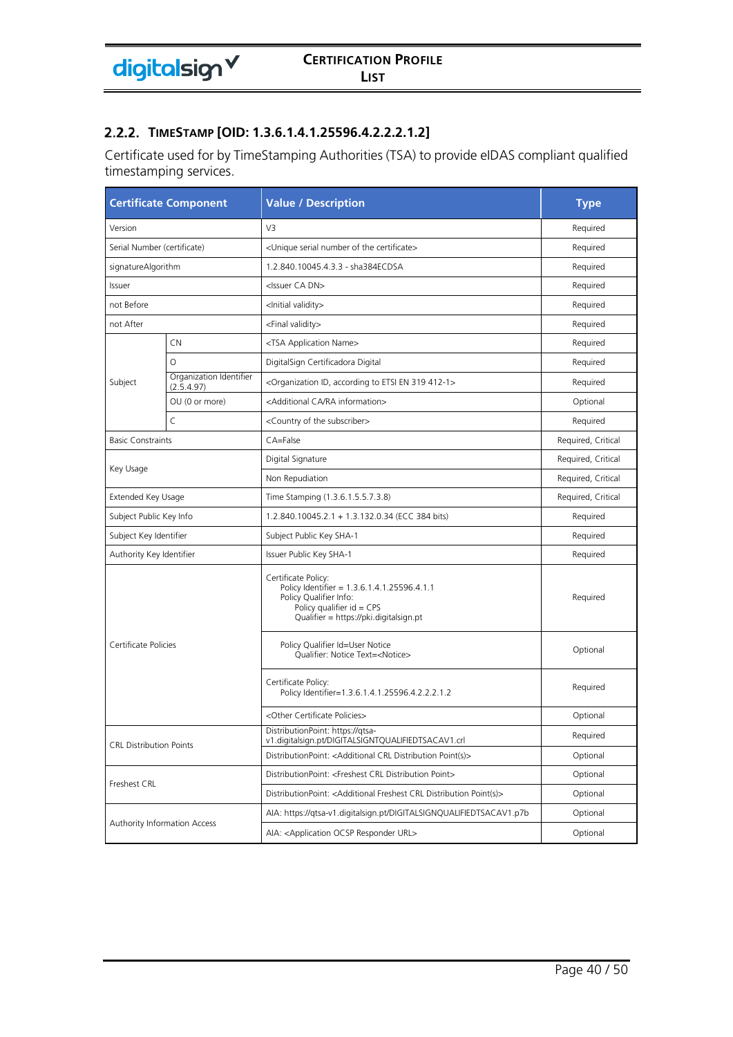### 2.2.2. TimeStamp [OID: 1.3.6.1.4.1.25596.4.2.2.2.1.2]

Certificate used for by TimeStamping Authorities (TSA) to provide eIDAS compliant qualified timestamping services.

| Certificate Component | | Value / Description | Type |
|---|---|---|---|
| Version | | V3 | Required |
| Serial Number (certificate) | | <Unique serial number of the certificate> | Required |
| signatureAlgorithm | | 1.2.840.10045.4.3.3 - sha384ECDSA | Required |
| Issuer | | <Issuer CA DN> | Required |
| not Before | | <Initial validity> | Required |
| not After | | <Final validity> | Required |
| Subject | CN | <TSA Application Name> | Required |
| | O | DigitalSign Certificadora Digital | Required |
| | Organization Identifier (2.5.4.97) | <Organization ID, according to ETSI EN 319 412-1> | Required |
| | OU (0 or more) | <Additional CA/RA information> | Optional |
| | C | <Country of the subscriber> | Required |
| Basic Constraints | | CA=False | Required, Critical |
| Key Usage | | Digital Signature | Required, Critical |
| | | Non Repudiation | Required, Critical |
| Extended Key Usage | | Time Stamping (1.3.6.1.5.5.7.3.8) | Required, Critical |
| Subject Public Key Info | | 1.2.840.10045.2.1 + 1.3.132.0.34 (ECC 384 bits) | Required |
| Subject Key Identifier | | Subject Public Key SHA-1 | Required |
| Authority Key Identifier | | Issuer Public Key SHA-1 | Required |
| Certificate Policies | | Certificate Policy:<br>Policy Identifier = 1.3.6.1.4.1.25596.4.1.1<br>Policy Qualifier Info:<br>Policy qualifier id = CPS<br>Qualifier = https://pki.digitalsign.pt | Required |
| | | Policy Qualifier Id=User Notice<br>Qualifier: Notice Text=<Notice> | Optional |
| | | Certificate Policy:<br>Policy Identifier=1.3.6.1.4.1.25596.4.2.2.2.1.2 | Required |
| | | <Other Certificate Policies> | Optional |
| CRL Distribution Points | | DistributionPoint: https://qtsa-v1.digitalsign.pt/DIGITALSIGNTQUALIFIEDTSACAV1.crl | Required |
| | | DistributionPoint: <Additional CRL Distribution Point(s)> | Optional |
| Freshest CRL | | DistributionPoint: <Freshest CRL Distribution Point> | Optional |
| | | DistributionPoint: <Additional Freshest CRL Distribution Point(s)> | Optional |
| Authority Information Access | | AIA: https://qtsa-v1.digitalsign.pt/DIGITALSIGNQUALIFIEDTSACAV1.p7b | Optional |
| | | AIA: <Application OCSP Responder URL> | Optional |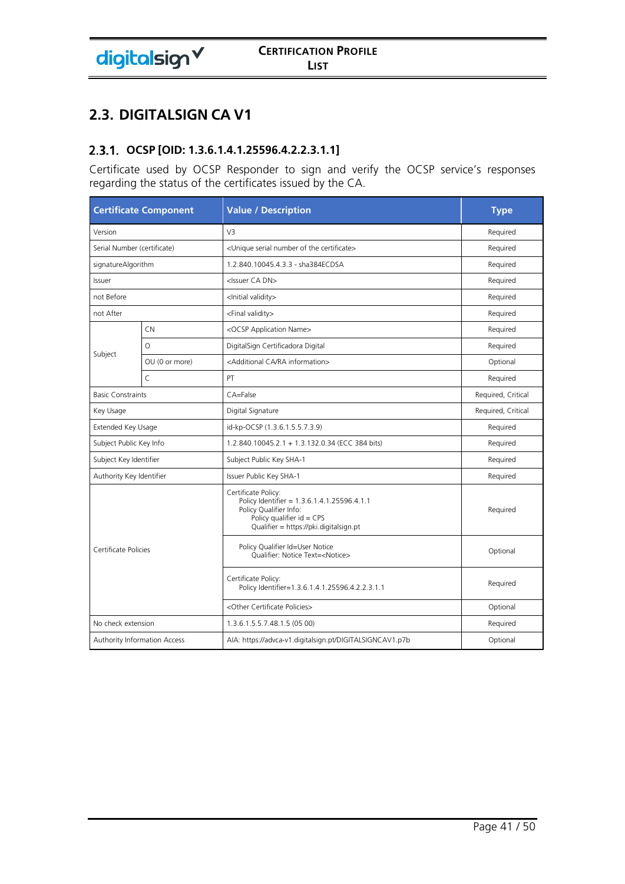## 2.3. DIGITALSIGN CA V1

### 2.3.1. OCSP [OID: 1.3.6.1.4.1.25596.4.2.2.3.1.1]

Certificate used by OCSP Responder to sign and verify the OCSP service's responses regarding the status of the certificates issued by the CA.

| Certificate Component | | Value / Description | Type |
|---|---|---|---|
| Version | | V3 | Required |
| Serial Number (certificate) | | <Unique serial number of the certificate> | Required |
| signatureAlgorithm | | 1.2.840.10045.4.3.3 - sha384ECDSA | Required |
| Issuer | | <Issuer CA DN> | Required |
| not Before | | <Initial validity> | Required |
| not After | | <Final validity> | Required |
| Subject | CN | <OCSP Application Name> | Required |
| | O | DigitalSign Certificadora Digital | Required |
| | OU (0 or more) | <Additional CA/RA information> | Optional |
| | C | PT | Required |
| Basic Constraints | | CA=False | Required, Critical |
| Key Usage | | Digital Signature | Required, Critical |
| Extended Key Usage | | id-kp-OCSP (1.3.6.1.5.5.7.3.9) | Required |
| Subject Public Key Info | | 1.2.840.10045.2.1 + 1.3.132.0.34 (ECC 384 bits) | Required |
| Subject Key Identifier | | Subject Public Key SHA-1 | Required |
| Authority Key Identifier | | Issuer Public Key SHA-1 | Required |
| Certificate Policies | | Certificate Policy:<br>Policy Identifier = 1.3.6.1.4.1.25596.4.1.1<br>Policy Qualifier Info:<br>Policy qualifier id = CPS<br>Qualifier = https://pki.digitalsign.pt | Required |
| | | Policy Qualifier Id=User Notice<br>Qualifier: Notice Text=<Notice> | Optional |
| | | Certificate Policy:<br>Policy Identifier=1.3.6.1.4.1.25596.4.2.2.3.1.1 | Required |
| | | <Other Certificate Policies> | Optional |
| No check extension | | 1.3.6.1.5.5.7.48.1.5 (05 00) | Required |
| Authority Information Access | | AIA: https://advca-v1.digitalsign.pt/DIGITALSIGNCAV1.p7b | Optional |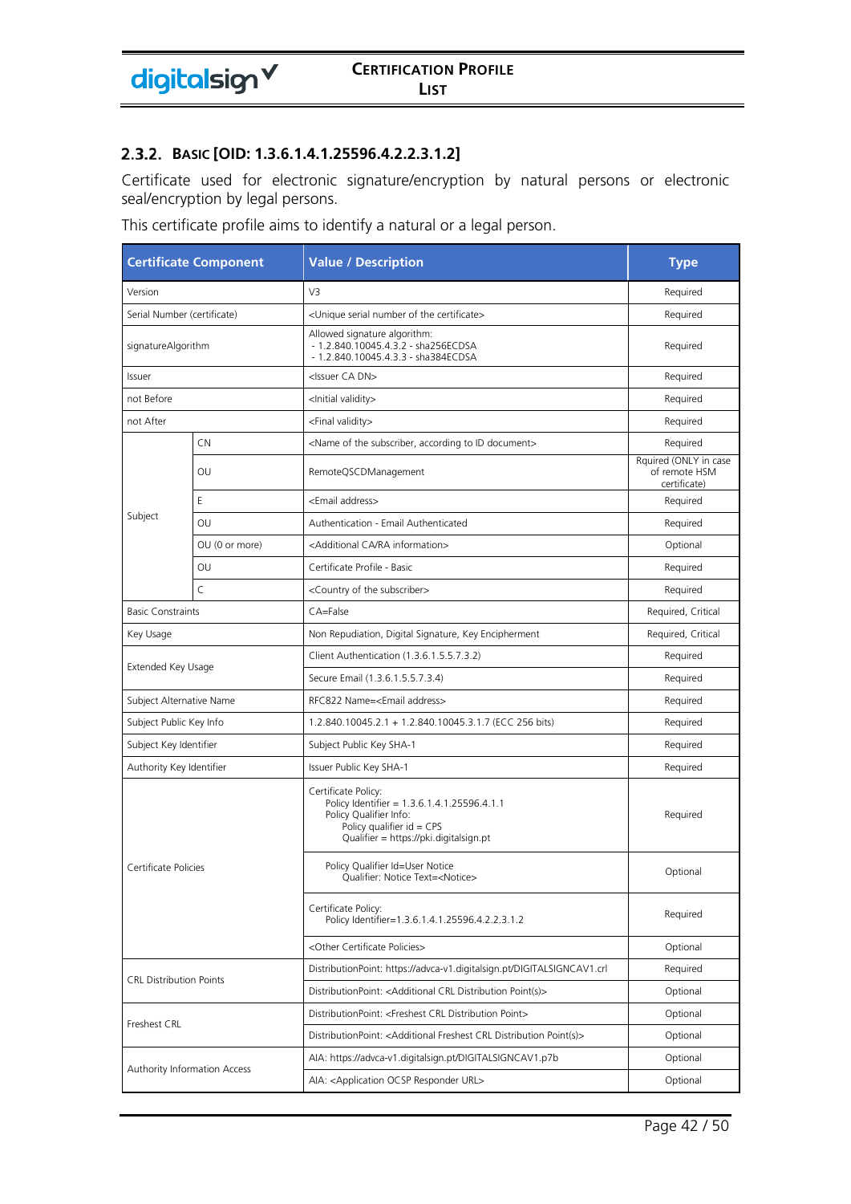### 2.3.2. BASIC [OID: 1.3.6.1.4.1.25596.4.2.2.3.1.2]

Certificate used for electronic signature/encryption by natural persons or electronic seal/encryption by legal persons.

This certificate profile aims to identify a natural or a legal person.

| Certificate Component | | Value / Description | Type |
|---|---|---|---|
| Version | | V3 | Required |
| Serial Number (certificate) | | <Unique serial number of the certificate> | Required |
| signatureAlgorithm | | Allowed signature algorithm:<br>- 1.2.840.10045.4.3.2 - sha256ECDSA<br>- 1.2.840.10045.4.3.3 - sha384ECDSA | Required |
| Issuer | | <Issuer CA DN> | Required |
| not Before | | <Initial validity> | Required |
| not After | | <Final validity> | Required |
| Subject | CN | <Name of the subscriber, according to ID document> | Required |
| | OU | RemoteQSCDManagement | Rquired (ONLY in case of remote HSM certificate) |
| | E | <Email address> | Required |
| | OU | Authentication - Email Authenticated | Required |
| | OU (0 or more) | <Additional CA/RA information> | Optional |
| | OU | Certificate Profile - Basic | Required |
| | C | <Country of the subscriber> | Required |
| Basic Constraints | | CA=False | Required, Critical |
| Key Usage | | Non Repudiation, Digital Signature, Key Encipherment | Required, Critical |
| Extended Key Usage | | Client Authentication (1.3.6.1.5.5.7.3.2) | Required |
| | | Secure Email (1.3.6.1.5.5.7.3.4) | Required |
| Subject Alternative Name | | RFC822 Name=<Email address> | Required |
| Subject Public Key Info | | 1.2.840.10045.2.1 + 1.2.840.10045.3.1.7 (ECC 256 bits) | Required |
| Subject Key Identifier | | Subject Public Key SHA-1 | Required |
| Authority Key Identifier | | Issuer Public Key SHA-1 | Required |
| Certificate Policies | | Certificate Policy:<br>Policy Identifier = 1.3.6.1.4.1.25596.4.1.1<br>Policy Qualifier Info:<br>Policy qualifier id = CPS<br>Qualifier = https://pki.digitalsign.pt | Required |
| | | Policy Qualifier Id=User Notice<br>Qualifier: Notice Text=<Notice> | Optional |
| | | Certificate Policy:<br>Policy Identifier=1.3.6.1.4.1.25596.4.2.2.3.1.2 | Required |
| | | <Other Certificate Policies> | Optional |
| CRL Distribution Points | | DistributionPoint: https://advca-v1.digitalsign.pt/DIGITALSIGNCAV1.crl | Required |
| | | DistributionPoint: <Additional CRL Distribution Point(s)> | Optional |
| Freshest CRL | | DistributionPoint: <Freshest CRL Distribution Point> | Optional |
| | | DistributionPoint: <Additional Freshest CRL Distribution Point(s)> | Optional |
| Authority Information Access | | AIA: https://advca-v1.digitalsign.pt/DIGITALSIGNCAV1.p7b | Optional |
| | | AIA: <Application OCSP Responder URL> | Optional |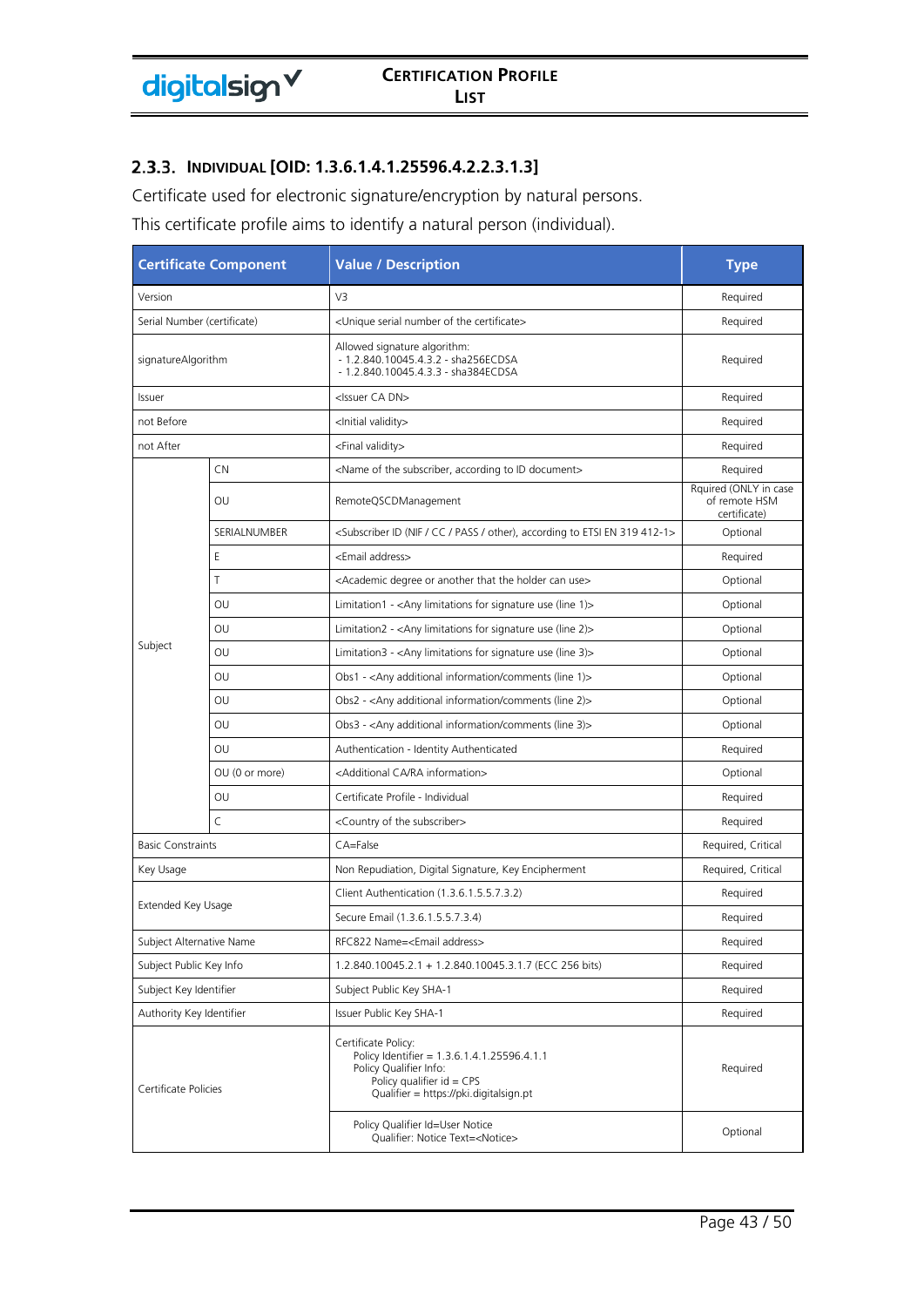### 2.3.3. Individual [OID: 1.3.6.1.4.1.25596.4.2.2.3.1.3]

Certificate used for electronic signature/encryption by natural persons.

This certificate profile aims to identify a natural person (individual).

| Certificate Component | | Value / Description | Type |
|---|---|---|---|
| Version | | V3 | Required |
| Serial Number (certificate) | | <Unique serial number of the certificate> | Required |
| signatureAlgorithm | | Allowed signature algorithm:<br>- 1.2.840.10045.4.3.2 - sha256ECDSA<br>- 1.2.840.10045.4.3.3 - sha384ECDSA | Required |
| Issuer | | <Issuer CA DN> | Required |
| not Before | | <Initial validity> | Required |
| not After | | <Final validity> | Required |
| Subject | CN | <Name of the subscriber, according to ID document> | Required |
| | OU | RemoteQSCDManagement | Rquired (ONLY in case of remote HSM certificate) |
| | SERIALNUMBER | <Subscriber ID (NIF / CC / PASS / other), according to ETSI EN 319 412-1> | Optional |
| | E | <Email address> | Required |
| | T | <Academic degree or another that the holder can use> | Optional |
| | OU | Limitation1 - <Any limitations for signature use (line 1)> | Optional |
| | OU | Limitation2 - <Any limitations for signature use (line 2)> | Optional |
| | OU | Limitation3 - <Any limitations for signature use (line 3)> | Optional |
| | OU | Obs1 - <Any additional information/comments (line 1)> | Optional |
| | OU | Obs2 - <Any additional information/comments (line 2)> | Optional |
| | OU | Obs3 - <Any additional information/comments (line 3)> | Optional |
| | OU | Authentication - Identity Authenticated | Required |
| | OU (0 or more) | <Additional CA/RA information> | Optional |
| | OU | Certificate Profile - Individual | Required |
| | C | <Country of the subscriber> | Required |
| Basic Constraints | | CA=False | Required, Critical |
| Key Usage | | Non Repudiation, Digital Signature, Key Encipherment | Required, Critical |
| Extended Key Usage | | Client Authentication (1.3.6.1.5.5.7.3.2) | Required |
| | | Secure Email (1.3.6.1.5.5.7.3.4) | Required |
| Subject Alternative Name | | RFC822 Name=<Email address> | Required |
| Subject Public Key Info | | 1.2.840.10045.2.1 + 1.2.840.10045.3.1.7 (ECC 256 bits) | Required |
| Subject Key Identifier | | Subject Public Key SHA-1 | Required |
| Authority Key Identifier | | Issuer Public Key SHA-1 | Required |
| Certificate Policies | | Certificate Policy:<br>Policy Identifier = 1.3.6.1.4.1.25596.4.1.1<br>Policy Qualifier Info:<br>Policy qualifier id = CPS<br>Qualifier = https://pki.digitalsign.pt | Required |
| | | Policy Qualifier Id=User Notice<br>Qualifier: Notice Text=<Notice> | Optional |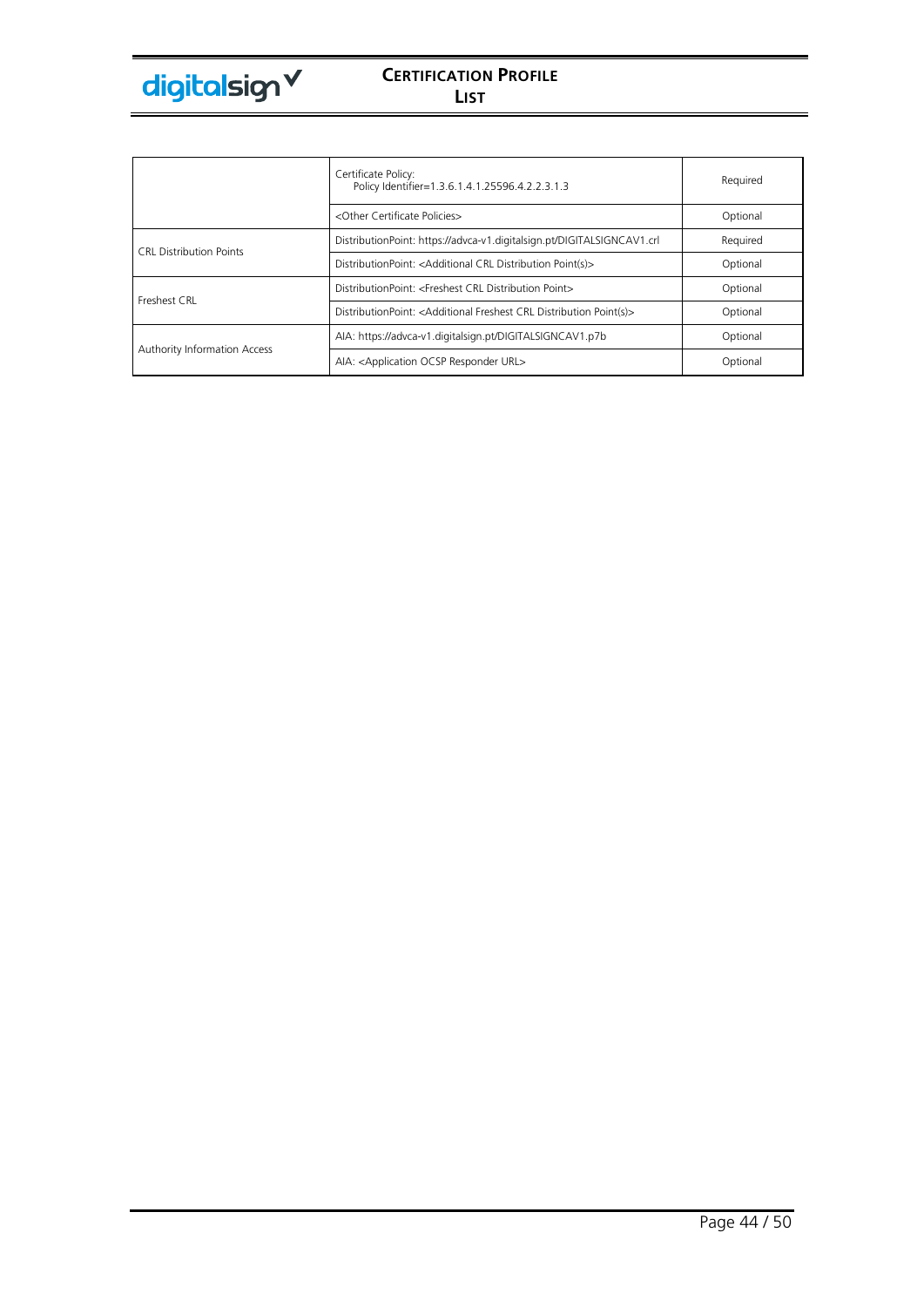| | | |
|---|---|---|
| | Certificate Policy:<br>Policy Identifier=1.3.6.1.4.1.25596.4.2.2.3.1.3 | Required |
| | <Other Certificate Policies> | Optional |
| CRL Distribution Points | DistributionPoint: https://advca-v1.digitalsign.pt/DIGITALSIGNCAV1.crl | Required |
| | DistributionPoint: <Additional CRL Distribution Point(s)> | Optional |
| Freshest CRL | DistributionPoint: <Freshest CRL Distribution Point> | Optional |
| | DistributionPoint: <Additional Freshest CRL Distribution Point(s)> | Optional |
| Authority Information Access | AIA: https://advca-v1.digitalsign.pt/DIGITALSIGNCAV1.p7b | Optional |
| | AIA: <Application OCSP Responder URL> | Optional |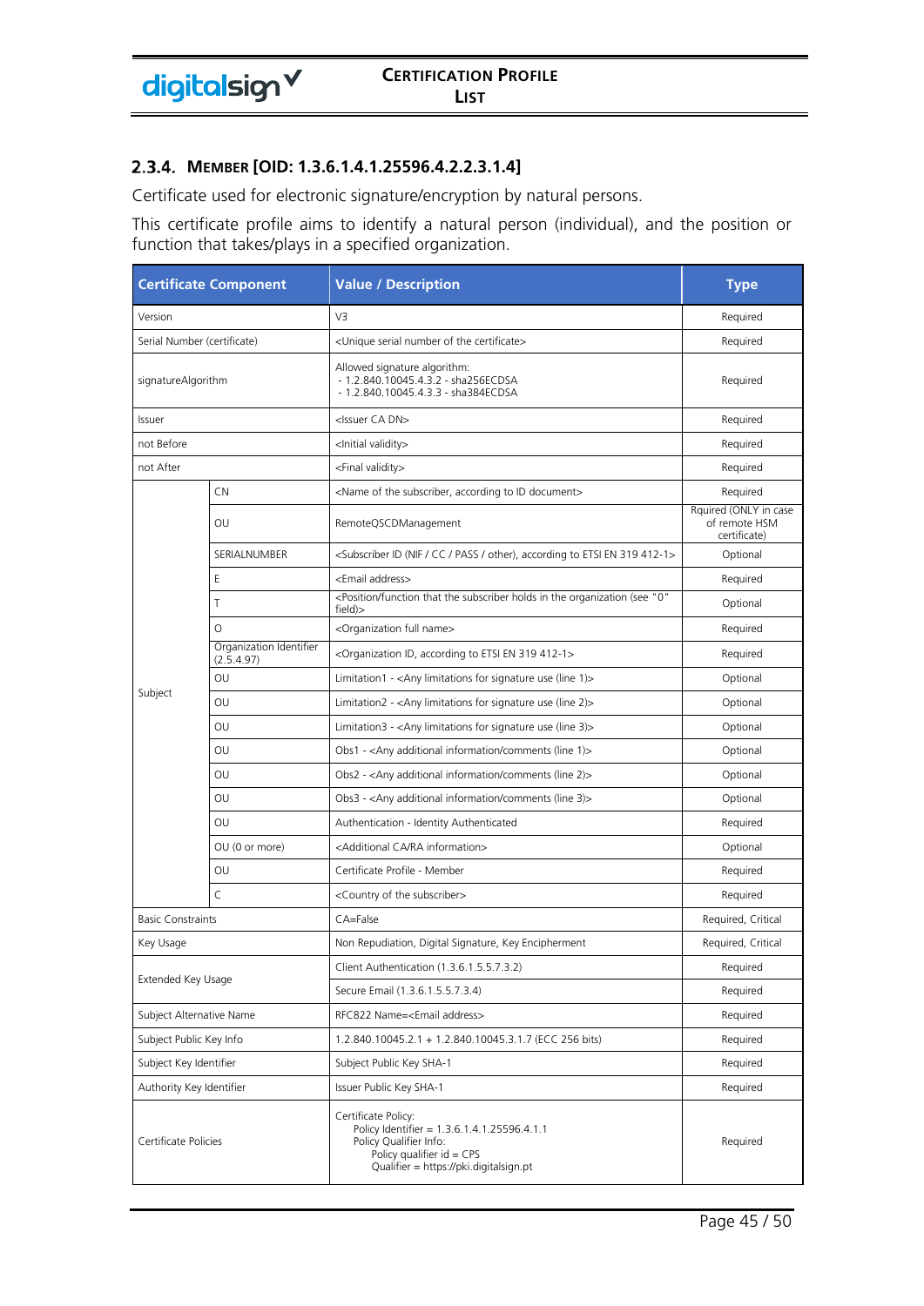### 2.3.4. MEMBER [OID: 1.3.6.1.4.1.25596.4.2.2.3.1.4]

Certificate used for electronic signature/encryption by natural persons.

This certificate profile aims to identify a natural person (individual), and the position or function that takes/plays in a specified organization.

| Certificate Component | | Value / Description | Type |
|---|---|---|---|
| Version | | V3 | Required |
| Serial Number (certificate) | | <Unique serial number of the certificate> | Required |
| signatureAlgorithm | | Allowed signature algorithm:<br>- 1.2.840.10045.4.3.2 - sha256ECDSA<br>- 1.2.840.10045.4.3.3 - sha384ECDSA | Required |
| Issuer | | <Issuer CA DN> | Required |
| not Before | | <Initial validity> | Required |
| not After | | <Final validity> | Required |
| Subject | CN | <Name of the subscriber, according to ID document> | Required |
| | OU | RemoteQSCDManagement | Rquired (ONLY in case of remote HSM certificate) |
| | SERIALNUMBER | <Subscriber ID (NIF / CC / PASS / other), according to ETSI EN 319 412-1> | Optional |
| | E | <Email address> | Required |
| | T | <Position/function that the subscriber holds in the organization (see "O" field)> | Optional |
| | O | <Organization full name> | Required |
| | Organization Identifier (2.5.4.97) | <Organization ID, according to ETSI EN 319 412-1> | Required |
| | OU | Limitation1 - <Any limitations for signature use (line 1)> | Optional |
| | OU | Limitation2 - <Any limitations for signature use (line 2)> | Optional |
| | OU | Limitation3 - <Any limitations for signature use (line 3)> | Optional |
| | OU | Obs1 - <Any additional information/comments (line 1)> | Optional |
| | OU | Obs2 - <Any additional information/comments (line 2)> | Optional |
| | OU | Obs3 - <Any additional information/comments (line 3)> | Optional |
| | OU | Authentication - Identity Authenticated | Required |
| | OU (0 or more) | <Additional CA/RA information> | Optional |
| | OU | Certificate Profile - Member | Required |
| | C | <Country of the subscriber> | Required |
| Basic Constraints | | CA=False | Required, Critical |
| Key Usage | | Non Repudiation, Digital Signature, Key Encipherment | Required, Critical |
| Extended Key Usage | | Client Authentication (1.3.6.1.5.5.7.3.2) | Required |
| | | Secure Email (1.3.6.1.5.5.7.3.4) | Required |
| Subject Alternative Name | | RFC822 Name=<Email address> | Required |
| Subject Public Key Info | | 1.2.840.10045.2.1 + 1.2.840.10045.3.1.7 (ECC 256 bits) | Required |
| Subject Key Identifier | | Subject Public Key SHA-1 | Required |
| Authority Key Identifier | | Issuer Public Key SHA-1 | Required |
| Certificate Policies | | Certificate Policy:<br>Policy Identifier = 1.3.6.1.4.1.25596.4.1.1<br>Policy Qualifier Info:<br>Policy qualifier id = CPS<br>Qualifier = https://pki.digitalsign.pt | Required |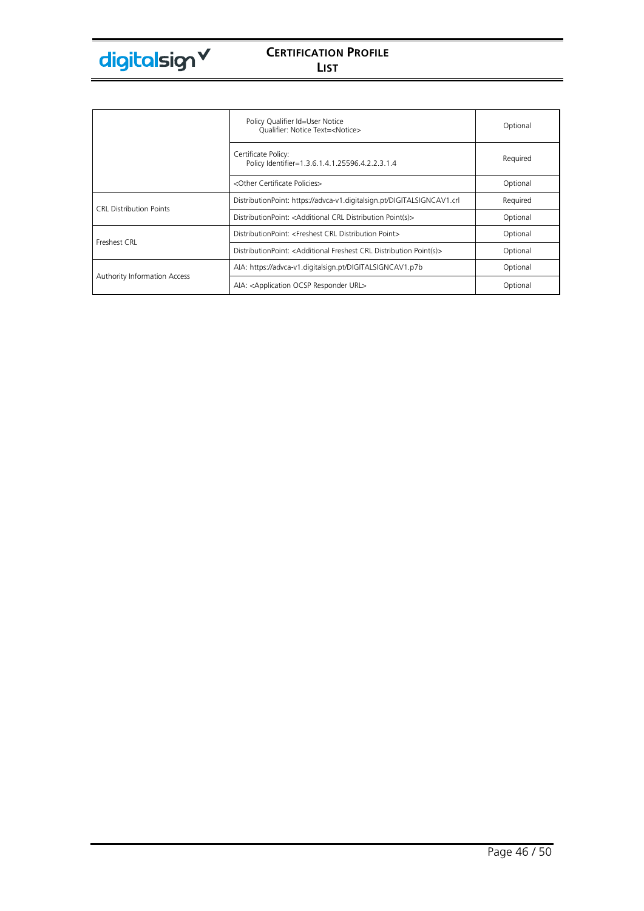| | | |
|---|---|---|
| | Policy Qualifier Id=User Notice<br>Qualifier: Notice Text=<Notice> | Optional |
| | Certificate Policy:<br>Policy Identifier=1.3.6.1.4.1.25596.4.2.2.3.1.4 | Required |
| | <Other Certificate Policies> | Optional |
| CRL Distribution Points | DistributionPoint: https://advca-v1.digitalsign.pt/DIGITALSIGNCAV1.crl | Required |
| | DistributionPoint: <Additional CRL Distribution Point(s)> | Optional |
| Freshest CRL | DistributionPoint: <Freshest CRL Distribution Point> | Optional |
| | DistributionPoint: <Additional Freshest CRL Distribution Point(s)> | Optional |
| Authority Information Access | AIA: https://advca-v1.digitalsign.pt/DIGITALSIGNCAV1.p7b | Optional |
| | AIA: <Application OCSP Responder URL> | Optional |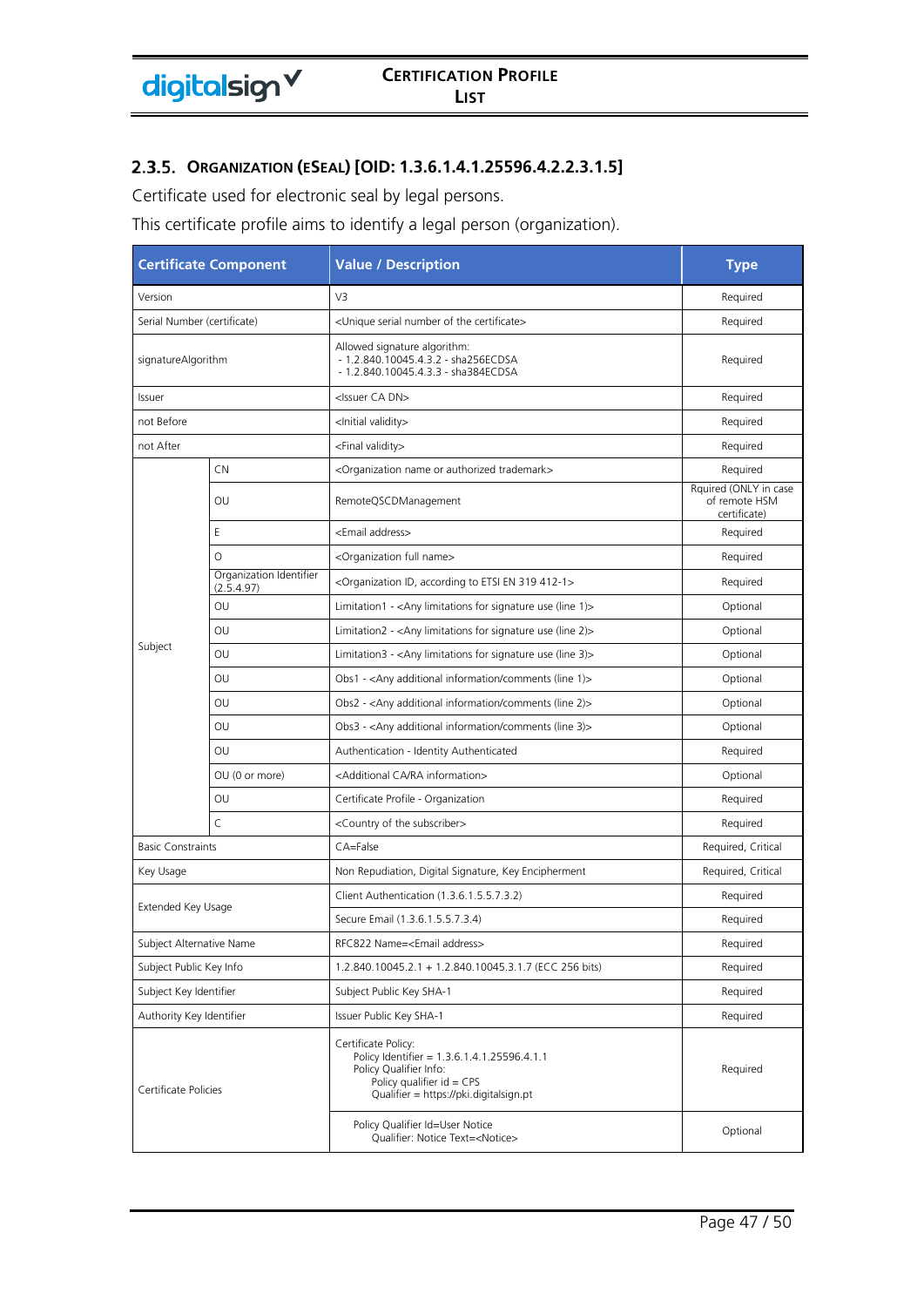## 2.3.5. ORGANIZATION (ESEAL) [OID: 1.3.6.1.4.1.25596.4.2.2.3.1.5]

Certificate used for electronic seal by legal persons.

This certificate profile aims to identify a legal person (organization).

| Certificate Component | | Value / Description | Type |
|---|---|---|---|
| Version | | V3 | Required |
| Serial Number (certificate) | | <Unique serial number of the certificate> | Required |
| signatureAlgorithm | | Allowed signature algorithm:<br>- 1.2.840.10045.4.3.2 - sha256ECDSA<br>- 1.2.840.10045.4.3.3 - sha384ECDSA | Required |
| Issuer | | <Issuer CA DN> | Required |
| not Before | | <Initial validity> | Required |
| not After | | <Final validity> | Required |
| Subject | CN | <Organization name or authorized trademark> | Required |
| | OU | RemoteQSCDManagement | Rquired (ONLY in case of remote HSM certificate) |
| | E | <Email address> | Required |
| | O | <Organization full name> | Required |
| | Organization Identifier (2.5.4.97) | <Organization ID, according to ETSI EN 319 412-1> | Required |
| | OU | Limitation1 - <Any limitations for signature use (line 1)> | Optional |
| | OU | Limitation2 - <Any limitations for signature use (line 2)> | Optional |
| | OU | Limitation3 - <Any limitations for signature use (line 3)> | Optional |
| | OU | Obs1 - <Any additional information/comments (line 1)> | Optional |
| | OU | Obs2 - <Any additional information/comments (line 2)> | Optional |
| | OU | Obs3 - <Any additional information/comments (line 3)> | Optional |
| | OU | Authentication - Identity Authenticated | Required |
| | OU (0 or more) | <Additional CA/RA information> | Optional |
| | OU | Certificate Profile - Organization | Required |
| | C | <Country of the subscriber> | Required |
| Basic Constraints | | CA=False | Required, Critical |
| Key Usage | | Non Repudiation, Digital Signature, Key Encipherment | Required, Critical |
| Extended Key Usage | | Client Authentication (1.3.6.1.5.5.7.3.2) | Required |
| | | Secure Email (1.3.6.1.5.5.7.3.4) | Required |
| Subject Alternative Name | | RFC822 Name=<Email address> | Required |
| Subject Public Key Info | | 1.2.840.10045.2.1 + 1.2.840.10045.3.1.7 (ECC 256 bits) | Required |
| Subject Key Identifier | | Subject Public Key SHA-1 | Required |
| Authority Key Identifier | | Issuer Public Key SHA-1 | Required |
| Certificate Policies | | Certificate Policy:<br>Policy Identifier = 1.3.6.1.4.1.25596.4.1.1<br>Policy Qualifier Info:<br>Policy qualifier id = CPS<br>Qualifier = https://pki.digitalsign.pt | Required |
| | | Policy Qualifier Id=User Notice<br>Qualifier: Notice Text=<Notice> | Optional |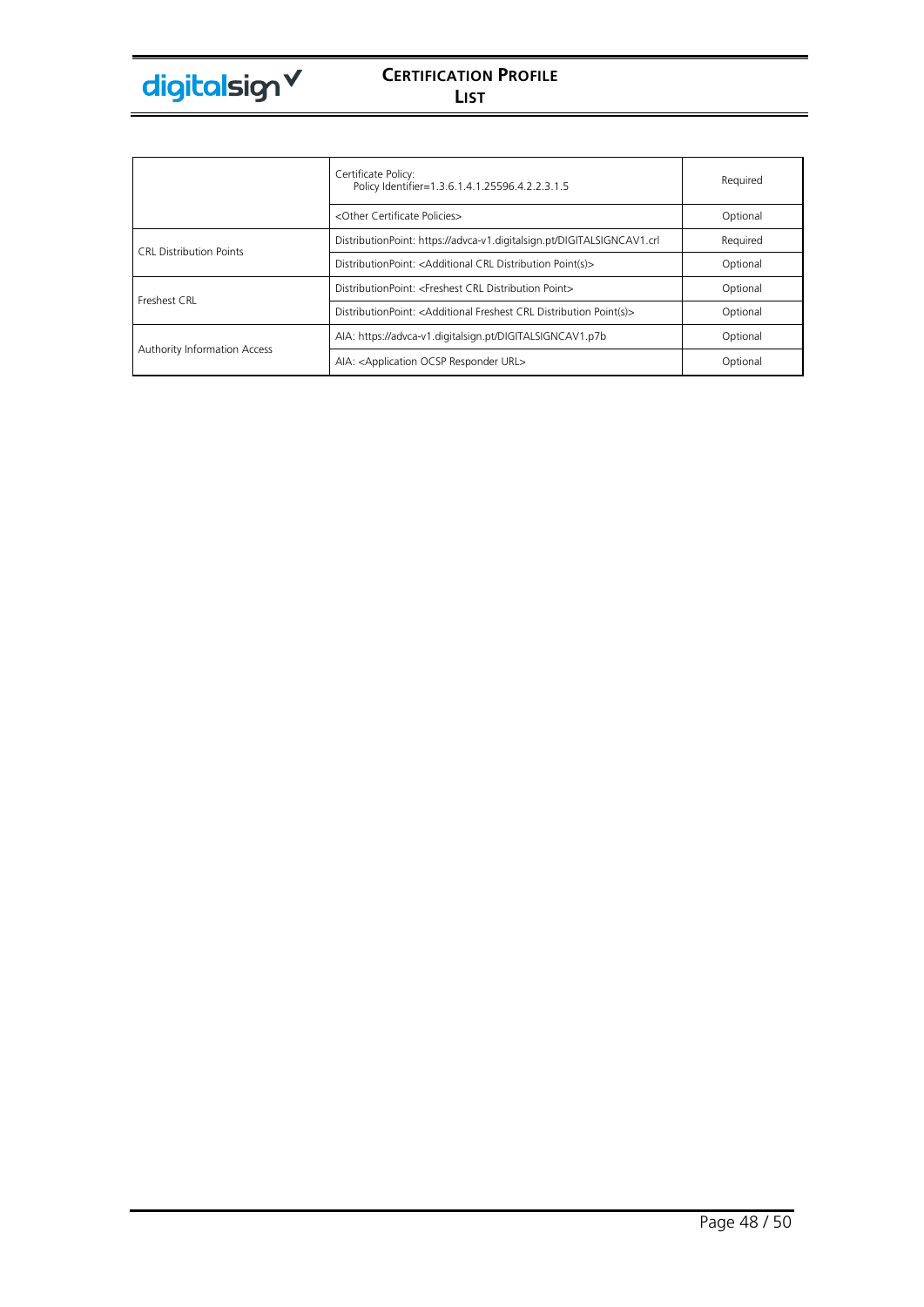| | | |
|---|---|---|
| | Certificate Policy:<br>Policy Identifier=1.3.6.1.4.1.25596.4.2.2.3.1.5 | Required |
| | <Other Certificate Policies> | Optional |
| CRL Distribution Points | DistributionPoint: https://advca-v1.digitalsign.pt/DIGITALSIGNCAV1.crl | Required |
| | DistributionPoint: <Additional CRL Distribution Point(s)> | Optional |
| Freshest CRL | DistributionPoint: <Freshest CRL Distribution Point> | Optional |
| | DistributionPoint: <Additional Freshest CRL Distribution Point(s)> | Optional |
| Authority Information Access | AIA: https://advca-v1.digitalsign.pt/DIGITALSIGNCAV1.p7b | Optional |
| | AIA: <Application OCSP Responder URL> | Optional |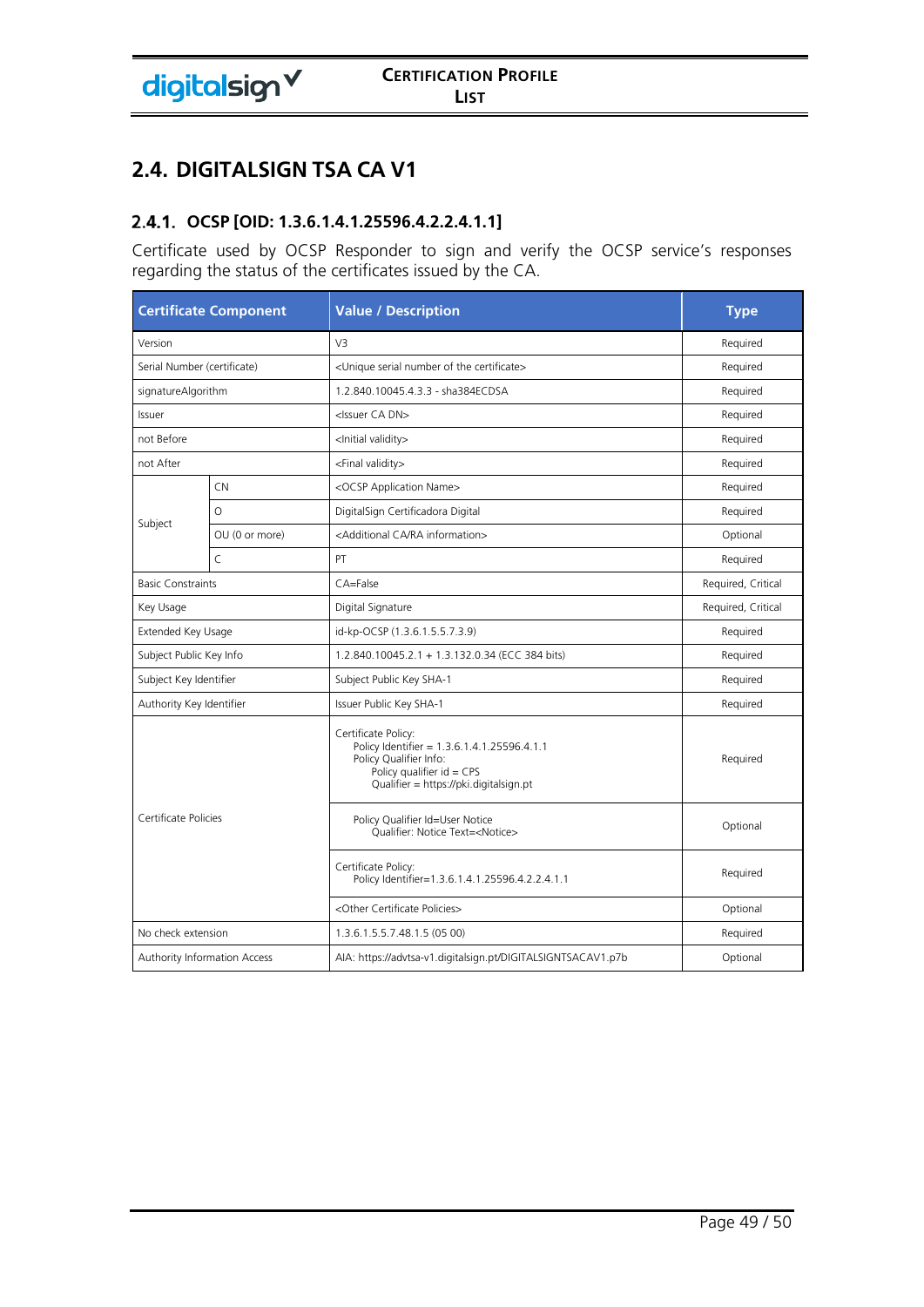## 2.4. DIGITALSIGN TSA CA V1

### 2.4.1. OCSP [OID: 1.3.6.1.4.1.25596.4.2.2.4.1.1]

Certificate used by OCSP Responder to sign and verify the OCSP service's responses regarding the status of the certificates issued by the CA.

| Certificate Component | | Value / Description | Type |
|---|---|---|---|
| Version | | V3 | Required |
| Serial Number (certificate) | | <Unique serial number of the certificate> | Required |
| signatureAlgorithm | | 1.2.840.10045.4.3.3 - sha384ECDSA | Required |
| Issuer | | <Issuer CA DN> | Required |
| not Before | | <Initial validity> | Required |
| not After | | <Final validity> | Required |
| Subject | CN | <OCSP Application Name> | Required |
| | O | DigitalSign Certificadora Digital | Required |
| | OU (0 or more) | <Additional CA/RA information> | Optional |
| | C | PT | Required |
| Basic Constraints | | CA=False | Required, Critical |
| Key Usage | | Digital Signature | Required, Critical |
| Extended Key Usage | | id-kp-OCSP (1.3.6.1.5.5.7.3.9) | Required |
| Subject Public Key Info | | 1.2.840.10045.2.1 + 1.3.132.0.34 (ECC 384 bits) | Required |
| Subject Key Identifier | | Subject Public Key SHA-1 | Required |
| Authority Key Identifier | | Issuer Public Key SHA-1 | Required |
| Certificate Policies | | Certificate Policy: Policy Identifier = 1.3.6.1.4.1.25596.4.1.1 Policy Qualifier Info: Policy qualifier id = CPS Qualifier = https://pki.digitalsign.pt | Required |
| | | Policy Qualifier Id=User Notice Qualifier: Notice Text=<Notice> | Optional |
| | | Certificate Policy: Policy Identifier=1.3.6.1.4.1.25596.4.2.2.4.1.1 | Required |
| | | <Other Certificate Policies> | Optional |
| No check extension | | 1.3.6.1.5.5.7.48.1.5 (05 00) | Required |
| Authority Information Access | | AIA: https://advtsa-v1.digitalsign.pt/DIGITALSIGNTSACAV1.p7b | Optional |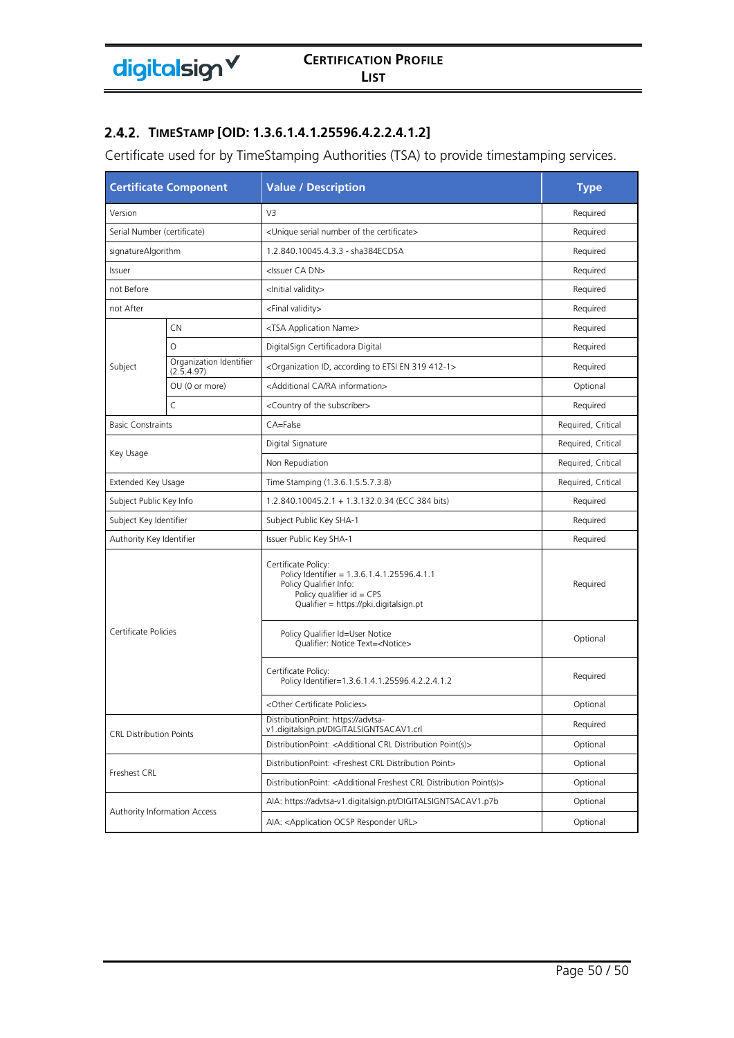### 2.4.2. TimeStamp [OID: 1.3.6.1.4.1.25596.4.2.2.4.1.2]

Certificate used for by TimeStamping Authorities (TSA) to provide timestamping services.

| Certificate Component | | Value / Description | Type |
|---|---|---|---|
| Version | | V3 | Required |
| Serial Number (certificate) | | <Unique serial number of the certificate> | Required |
| signatureAlgorithm | | 1.2.840.10045.4.3.3 - sha384ECDSA | Required |
| Issuer | | <Issuer CA DN> | Required |
| not Before | | <Initial validity> | Required |
| not After | | <Final validity> | Required |
| Subject | CN | <TSA Application Name> | Required |
| | O | DigitalSign Certificadora Digital | Required |
| | Organization Identifier (2.5.4.97) | <Organization ID, according to ETSI EN 319 412-1> | Required |
| | OU (0 or more) | <Additional CA/RA information> | Optional |
| | C | <Country of the subscriber> | Required |
| Basic Constraints | | CA=False | Required, Critical |
| Key Usage | | Digital Signature | Required, Critical |
| | | Non Repudiation | Required, Critical |
| Extended Key Usage | | Time Stamping (1.3.6.1.5.5.7.3.8) | Required, Critical |
| Subject Public Key Info | | 1.2.840.10045.2.1 + 1.3.132.0.34 (ECC 384 bits) | Required |
| Subject Key Identifier | | Subject Public Key SHA-1 | Required |
| Authority Key Identifier | | Issuer Public Key SHA-1 | Required |
| Certificate Policies | | Certificate Policy:<br>Policy Identifier = 1.3.6.1.4.1.25596.4.1.1<br>Policy Qualifier Info:<br>Policy qualifier id = CPS<br>Qualifier = https://pki.digitalsign.pt | Required |
| | | Policy Qualifier Id=User Notice<br>Qualifier: Notice Text=<Notice> | Optional |
| | | Certificate Policy:<br>Policy Identifier=1.3.6.1.4.1.25596.4.2.2.4.1.2 | Required |
| | | <Other Certificate Policies> | Optional |
| CRL Distribution Points | | DistributionPoint: https://advtsa-v1.digitalsign.pt/DIGITALSIGNTSACAV1.crl | Required |
| | | DistributionPoint: <Additional CRL Distribution Point(s)> | Optional |
| Freshest CRL | | DistributionPoint: <Freshest CRL Distribution Point> | Optional |
| | | DistributionPoint: <Additional Freshest CRL Distribution Point(s)> | Optional |
| Authority Information Access | | AIA: https://advtsa-v1.digitalsign.pt/DIGITALSIGNTSACAV1.p7b | Optional |
| | | AIA: <Application OCSP Responder URL> | Optional |